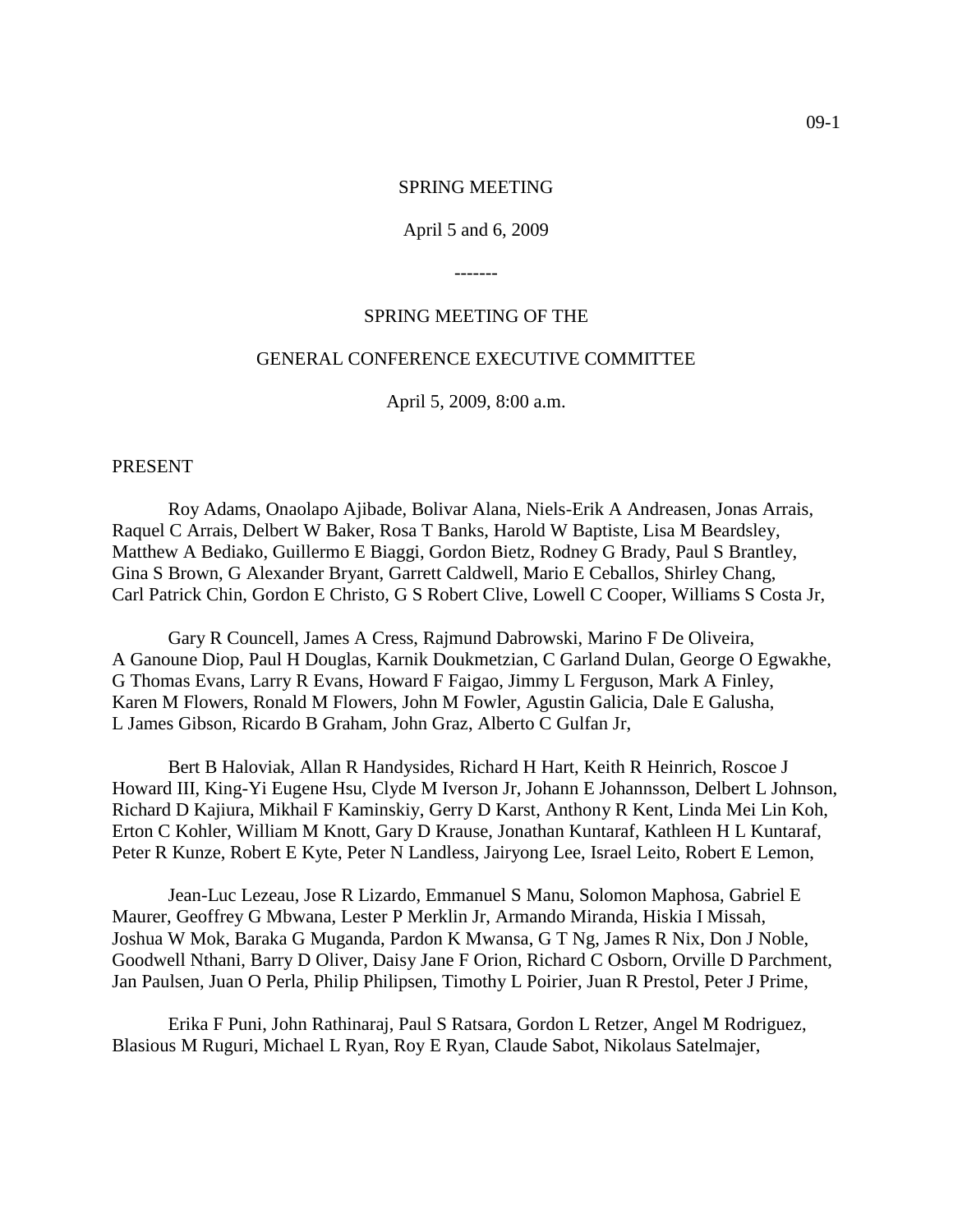SPRING MEETING

April 5 and 6, 2009

-------

SPRING MEETING OF THE

GENERAL CONFERENCE EXECUTIVE COMMITTEE

April 5, 2009, 8:00 a.m.

PRESENT

Roy Adams, Onaolapo Ajibade, Bolivar Alana, Niels-Erik A Andreasen, Jonas Arrais, Raquel C Arrais, Delbert W Baker, Rosa T Banks, Harold W Baptiste, Lisa M Beardsley, Matthew A Bediako, Guillermo E Biaggi, Gordon Bietz, Rodney G Brady, Paul S Brantley, Gina S Brown, G Alexander Bryant, Garrett Caldwell, Mario E Ceballos, Shirley Chang, Carl Patrick Chin, Gordon E Christo, G S Robert Clive, Lowell C Cooper, Williams S Costa Jr,

Gary R Councell, James A Cress, Rajmund Dabrowski, Marino F De Oliveira, A Ganoune Diop, Paul H Douglas, Karnik Doukmetzian, C Garland Dulan, George O Egwakhe, G Thomas Evans, Larry R Evans, Howard F Faigao, Jimmy L Ferguson, Mark A Finley, Karen M Flowers, Ronald M Flowers, John M Fowler, Agustin Galicia, Dale E Galusha, L James Gibson, Ricardo B Graham, John Graz, Alberto C Gulfan Jr,

Bert B Haloviak, Allan R Handysides, Richard H Hart, Keith R Heinrich, Roscoe J Howard III, King-Yi Eugene Hsu, Clyde M Iverson Jr, Johann E Johannsson, Delbert L Johnson, Richard D Kajiura, Mikhail F Kaminskiy, Gerry D Karst, Anthony R Kent, Linda Mei Lin Koh, Erton C Kohler, William M Knott, Gary D Krause, Jonathan Kuntaraf, Kathleen H L Kuntaraf, Peter R Kunze, Robert E Kyte, Peter N Landless, Jairyong Lee, Israel Leito, Robert E Lemon,

Jean-Luc Lezeau, Jose R Lizardo, Emmanuel S Manu, Solomon Maphosa, Gabriel E Maurer, Geoffrey G Mbwana, Lester P Merklin Jr, Armando Miranda, Hiskia I Missah, Joshua W Mok, Baraka G Muganda, Pardon K Mwansa, G T Ng, James R Nix, Don J Noble, Goodwell Nthani, Barry D Oliver, Daisy Jane F Orion, Richard C Osborn, Orville D Parchment, Jan Paulsen, Juan O Perla, Philip Philipsen, Timothy L Poirier, Juan R Prestol, Peter J Prime,

Erika F Puni, John Rathinaraj, Paul S Ratsara, Gordon L Retzer, Angel M Rodriguez, Blasious M Ruguri, Michael L Ryan, Roy E Ryan, Claude Sabot, Nikolaus Satelmajer,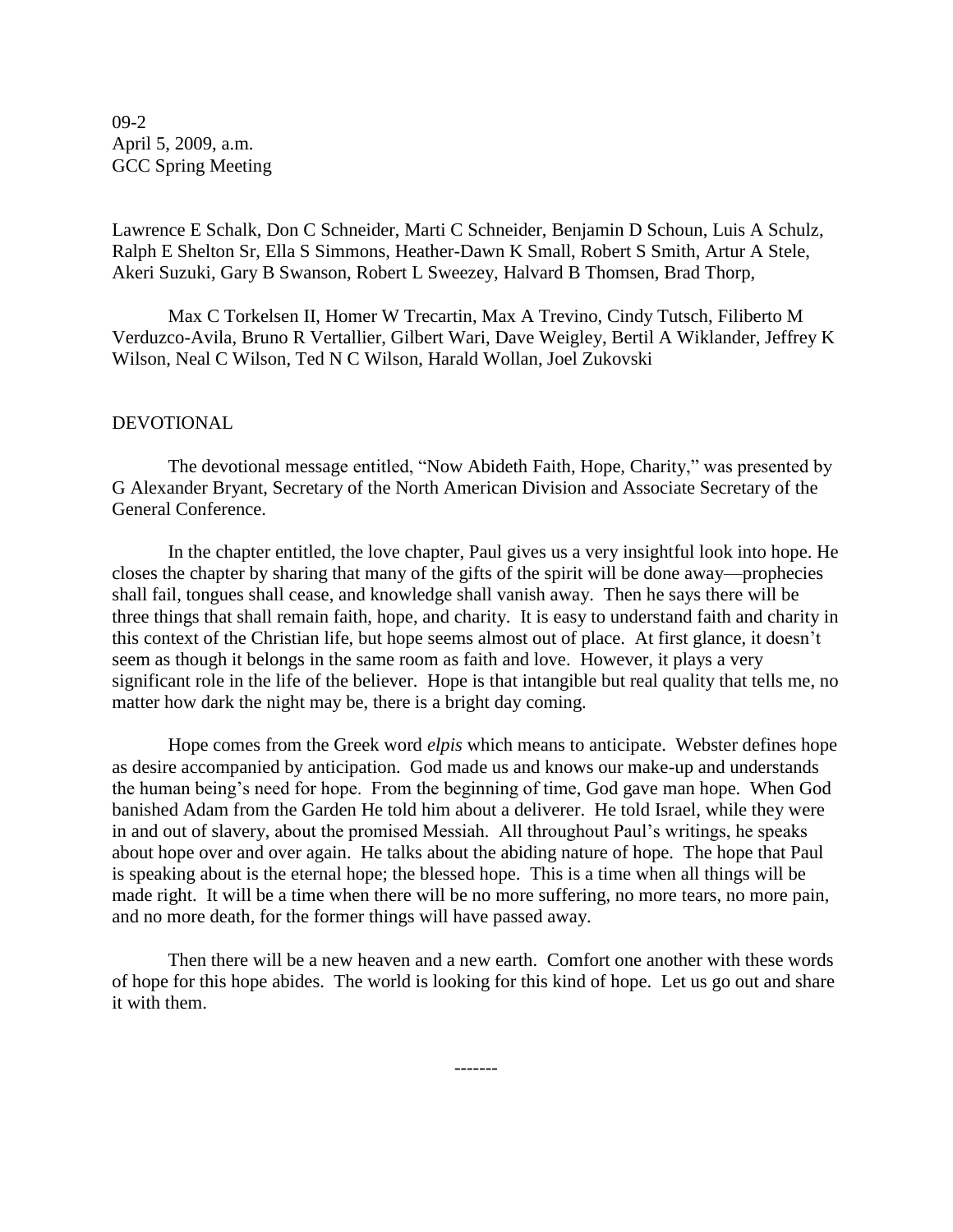09-2
April 5, 2009, a.m.
GCC Spring Meeting

Lawrence E Schalk, Don C Schneider, Marti C Schneider, Benjamin D Schoun, Luis A Schulz, Ralph E Shelton Sr, Ella S Simmons, Heather-Dawn K Small, Robert S Smith, Artur A Stele, Akeri Suzuki, Gary B Swanson, Robert L Sweezey, Halvard B Thomsen, Brad Thorp,

Max C Torkelsen II, Homer W Trecartin, Max A Trevino, Cindy Tutsch, Filiberto M Verduzco-Avila, Bruno R Vertallier, Gilbert Wari, Dave Weigley, Bertil A Wiklander, Jeffrey K Wilson, Neal C Wilson, Ted N C Wilson, Harald Wollan, Joel Zukovski

DEVOTIONAL

The devotional message entitled, "Now Abideth Faith, Hope, Charity," was presented by G Alexander Bryant, Secretary of the North American Division and Associate Secretary of the General Conference.

In the chapter entitled, the love chapter, Paul gives us a very insightful look into hope. He closes the chapter by sharing that many of the gifts of the spirit will be done away—prophecies shall fail, tongues shall cease, and knowledge shall vanish away. Then he says there will be three things that shall remain faith, hope, and charity. It is easy to understand faith and charity in this context of the Christian life, but hope seems almost out of place. At first glance, it doesn't seem as though it belongs in the same room as faith and love. However, it plays a very significant role in the life of the believer. Hope is that intangible but real quality that tells me, no matter how dark the night may be, there is a bright day coming.

Hope comes from the Greek word *elpis* which means to anticipate. Webster defines hope as desire accompanied by anticipation. God made us and knows our make-up and understands the human being's need for hope. From the beginning of time, God gave man hope. When God banished Adam from the Garden He told him about a deliverer. He told Israel, while they were in and out of slavery, about the promised Messiah. All throughout Paul's writings, he speaks about hope over and over again. He talks about the abiding nature of hope. The hope that Paul is speaking about is the eternal hope; the blessed hope. This is a time when all things will be made right. It will be a time when there will be no more suffering, no more tears, no more pain, and no more death, for the former things will have passed away.

Then there will be a new heaven and a new earth. Comfort one another with these words of hope for this hope abides. The world is looking for this kind of hope. Let us go out and share it with them.

-------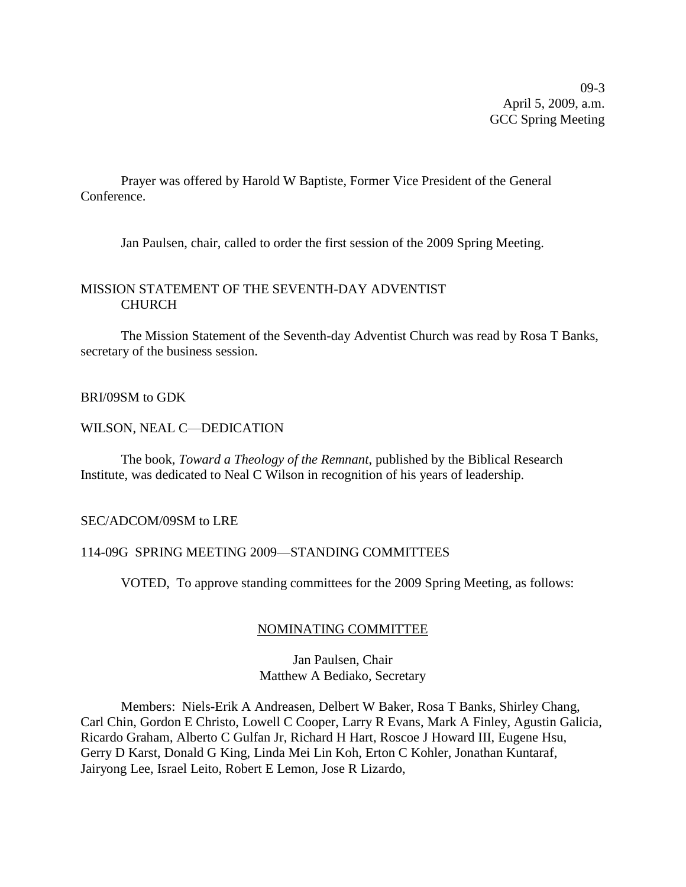09-3
April 5, 2009, a.m.
GCC Spring Meeting

Prayer was offered by Harold W Baptiste, Former Vice President of the General Conference.

Jan Paulsen, chair, called to order the first session of the 2009 Spring Meeting.

MISSION STATEMENT OF THE SEVENTH-DAY ADVENTIST CHURCH

The Mission Statement of the Seventh-day Adventist Church was read by Rosa T Banks, secretary of the business session.

BRI/09SM to GDK

WILSON, NEAL C—DEDICATION

The book, *Toward a Theology of the Remnant*, published by the Biblical Research Institute, was dedicated to Neal C Wilson in recognition of his years of leadership.

SEC/ADCOM/09SM to LRE

114-09G SPRING MEETING 2009—STANDING COMMITTEES

VOTED, To approve standing committees for the 2009 Spring Meeting, as follows:

NOMINATING COMMITTEE

Jan Paulsen, Chair
Matthew A Bediako, Secretary

Members: Niels-Erik A Andreasen, Delbert W Baker, Rosa T Banks, Shirley Chang, Carl Chin, Gordon E Christo, Lowell C Cooper, Larry R Evans, Mark A Finley, Agustin Galicia, Ricardo Graham, Alberto C Gulfan Jr, Richard H Hart, Roscoe J Howard III, Eugene Hsu, Gerry D Karst, Donald G King, Linda Mei Lin Koh, Erton C Kohler, Jonathan Kuntaraf, Jairyong Lee, Israel Leito, Robert E Lemon, Jose R Lizardo,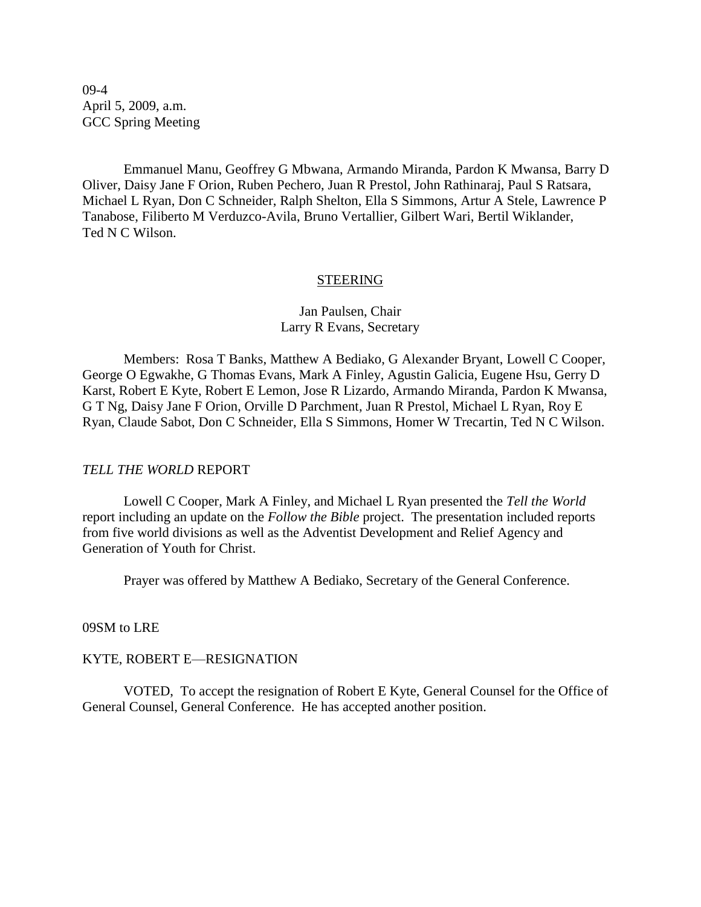09-4
April 5, 2009, a.m.
GCC Spring Meeting

Emmanuel Manu, Geoffrey G Mbwana, Armando Miranda, Pardon K Mwansa, Barry D Oliver, Daisy Jane F Orion, Ruben Pechero, Juan R Prestol, John Rathinaraj, Paul S Ratsara, Michael L Ryan, Don C Schneider, Ralph Shelton, Ella S Simmons, Artur A Stele, Lawrence P Tanabose, Filiberto M Verduzco-Avila, Bruno Vertallier, Gilbert Wari, Bertil Wiklander, Ted N C Wilson.

## STEERING

Jan Paulsen, Chair
Larry R Evans, Secretary

Members: Rosa T Banks, Matthew A Bediako, G Alexander Bryant, Lowell C Cooper, George O Egwakhe, G Thomas Evans, Mark A Finley, Agustin Galicia, Eugene Hsu, Gerry D Karst, Robert E Kyte, Robert E Lemon, Jose R Lizardo, Armando Miranda, Pardon K Mwansa, G T Ng, Daisy Jane F Orion, Orville D Parchment, Juan R Prestol, Michael L Ryan, Roy E Ryan, Claude Sabot, Don C Schneider, Ella S Simmons, Homer W Trecartin, Ted N C Wilson.

## *TELL THE WORLD* REPORT

Lowell C Cooper, Mark A Finley, and Michael L Ryan presented the *Tell the World* report including an update on the *Follow the Bible* project. The presentation included reports from five world divisions as well as the Adventist Development and Relief Agency and Generation of Youth for Christ.

Prayer was offered by Matthew A Bediako, Secretary of the General Conference.

09SM to LRE

## KYTE, ROBERT E—RESIGNATION

VOTED, To accept the resignation of Robert E Kyte, General Counsel for the Office of General Counsel, General Conference. He has accepted another position.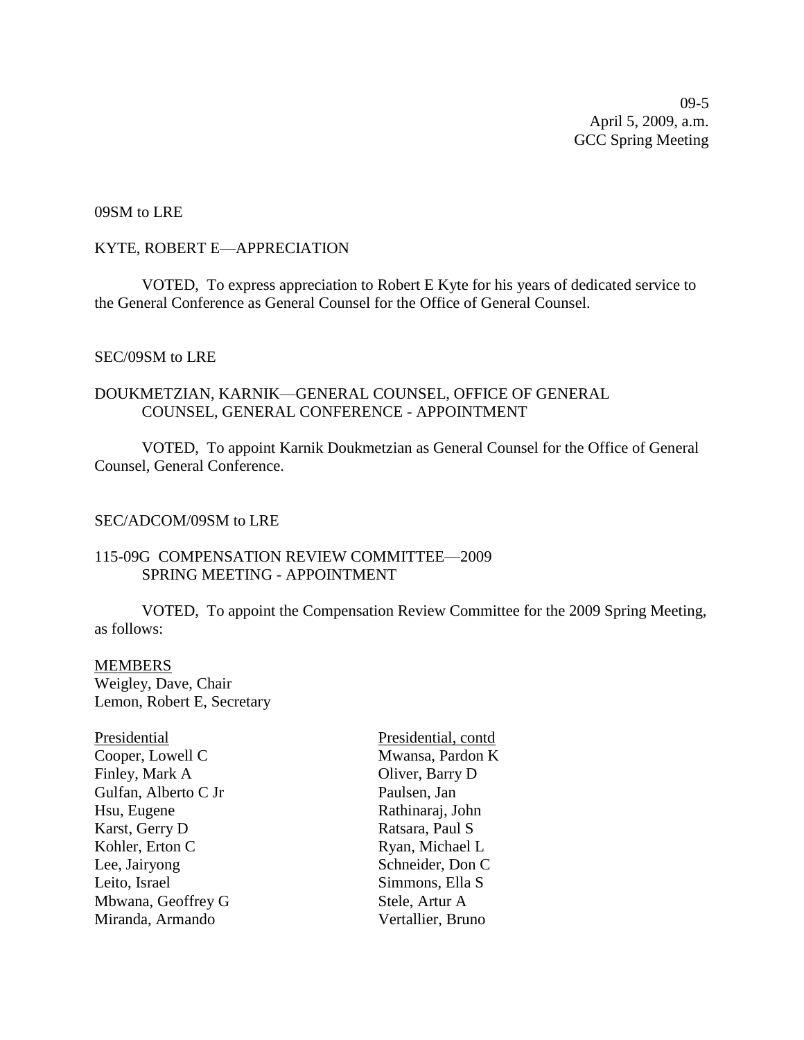09-5
April 5, 2009, a.m.
GCC Spring Meeting

09SM to LRE

KYTE, ROBERT E—APPRECIATION

VOTED, To express appreciation to Robert E Kyte for his years of dedicated service to the General Conference as General Counsel for the Office of General Counsel.

SEC/09SM to LRE

DOUKMETZIAN, KARNIK—GENERAL COUNSEL, OFFICE OF GENERAL COUNSEL, GENERAL CONFERENCE - APPOINTMENT

VOTED, To appoint Karnik Doukmetzian as General Counsel for the Office of General Counsel, General Conference.

SEC/ADCOM/09SM to LRE

115-09G COMPENSATION REVIEW COMMITTEE—2009 SPRING MEETING - APPOINTMENT

VOTED, To appoint the Compensation Review Committee for the 2009 Spring Meeting, as follows:

MEMBERS
Weigley, Dave, Chair
Lemon, Robert E, Secretary

Presidential
Cooper, Lowell C
Finley, Mark A
Gulfan, Alberto C Jr
Hsu, Eugene
Karst, Gerry D
Kohler, Erton C
Lee, Jairyong
Leito, Israel
Mbwana, Geoffrey G
Miranda, Armando

Presidential, contd
Mwansa, Pardon K
Oliver, Barry D
Paulsen, Jan
Rathinaraj, John
Ratsara, Paul S
Ryan, Michael L
Schneider, Don C
Simmons, Ella S
Stele, Artur A
Vertallier, Bruno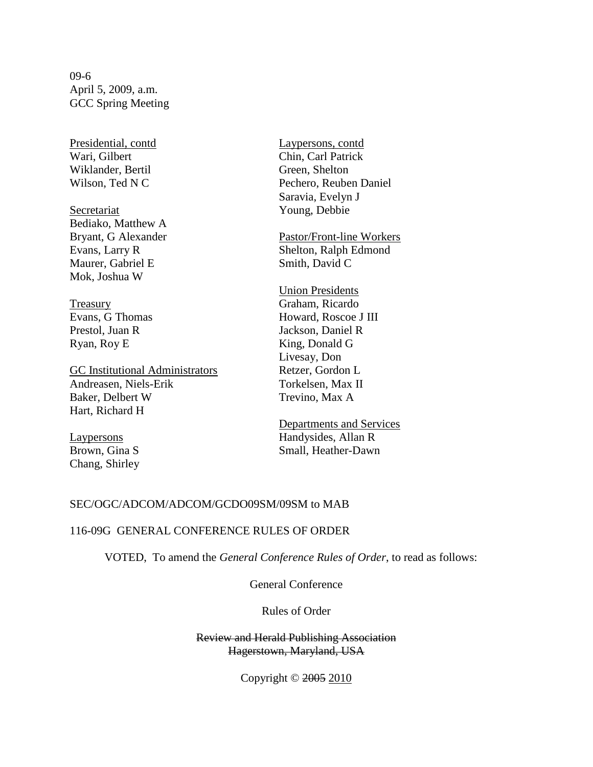09-6
April 5, 2009, a.m.
GCC Spring Meeting

Presidential, contd
Wari, Gilbert
Wiklander, Bertil
Wilson, Ted N C

Secretariat
Bediako, Matthew A
Bryant, G Alexander
Evans, Larry R
Maurer, Gabriel E
Mok, Joshua W

Treasury
Evans, G Thomas
Prestol, Juan R
Ryan, Roy E

GC Institutional Administrators
Andreasen, Niels-Erik
Baker, Delbert W
Hart, Richard H

Laypersons
Brown, Gina S
Chang, Shirley

Laypersons, contd
Chin, Carl Patrick
Green, Shelton
Pechero, Reuben Daniel
Saravia, Evelyn J
Young, Debbie

Pastor/Front-line Workers
Shelton, Ralph Edmond
Smith, David C

Union Presidents
Graham, Ricardo
Howard, Roscoe J III
Jackson, Daniel R
King, Donald G
Livesay, Don
Retzer, Gordon L
Torkelsen, Max II
Trevino, Max A

Departments and Services
Handysides, Allan R
Small, Heather-Dawn

SEC/OGC/ADCOM/ADCOM/GCDO09SM/09SM to MAB

116-09G GENERAL CONFERENCE RULES OF ORDER

VOTED, To amend the *General Conference Rules of Order*, to read as follows:

General Conference

Rules of Order

~~Review and Herald Publishing Association~~
~~Hagerstown, Maryland, USA~~

Copyright © ~~2005~~ 2010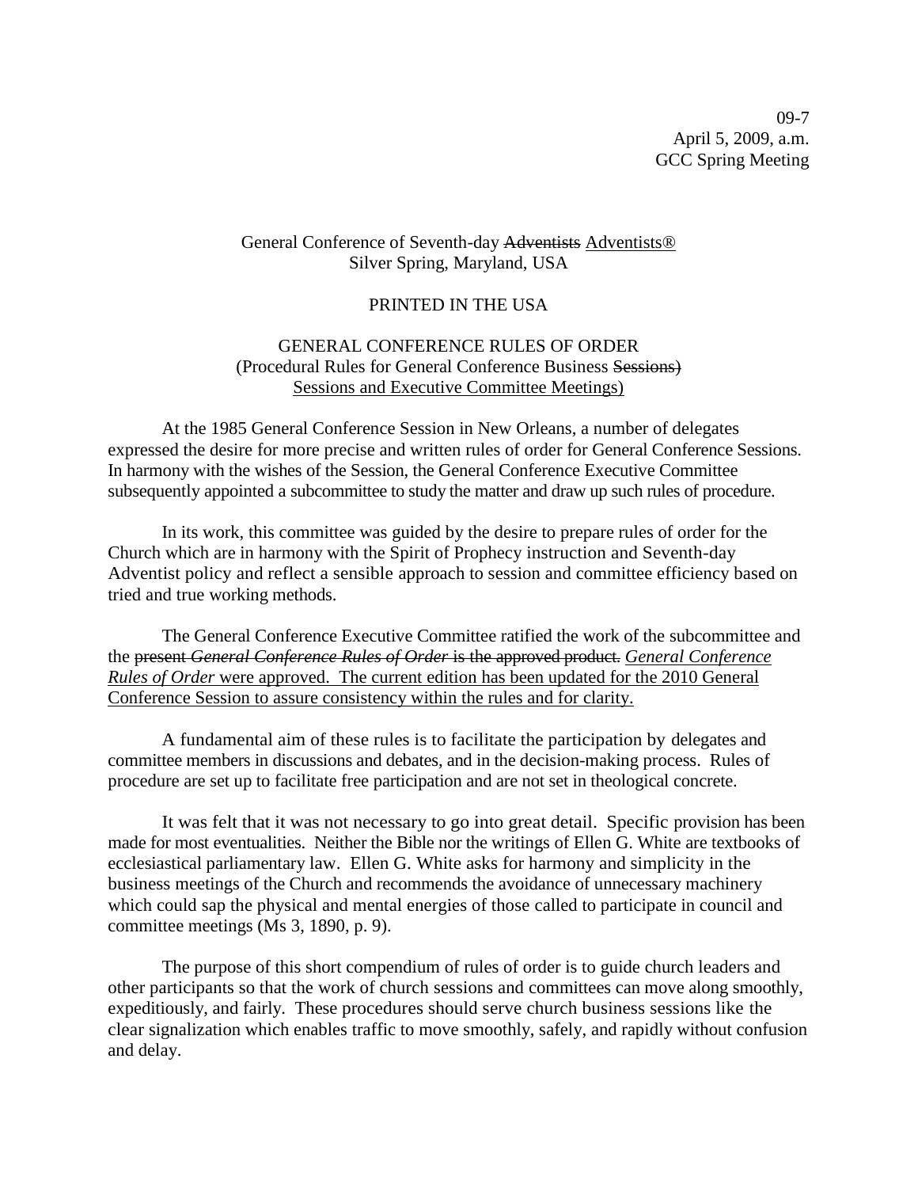09-7
April 5, 2009, a.m.
GCC Spring Meeting

General Conference of Seventh-day ~~Adventists~~ <u>Adventists®</u>
Silver Spring, Maryland, USA

PRINTED IN THE USA

GENERAL CONFERENCE RULES OF ORDER
(Procedural Rules for General Conference Business ~~Sessions)~~
<u>Sessions and Executive Committee Meetings)</u>

At the 1985 General Conference Session in New Orleans, a number of delegates expressed the desire for more precise and written rules of order for General Conference Sessions. In harmony with the wishes of the Session, the General Conference Executive Committee subsequently appointed a subcommittee to study the matter and draw up such rules of procedure.

In its work, this committee was guided by the desire to prepare rules of order for the Church which are in harmony with the Spirit of Prophecy instruction and Seventh-day Adventist policy and reflect a sensible approach to session and committee efficiency based on tried and true working methods.

The General Conference Executive Committee ratified the work of the subcommittee and the ~~present *General Conference Rules of Order* is the approved product.~~ <u>*General Conference Rules of Order* were approved. The current edition has been updated for the 2010 General Conference Session to assure consistency within the rules and for clarity.</u>

A fundamental aim of these rules is to facilitate the participation by delegates and committee members in discussions and debates, and in the decision-making process. Rules of procedure are set up to facilitate free participation and are not set in theological concrete.

It was felt that it was not necessary to go into great detail. Specific provision has been made for most eventualities. Neither the Bible nor the writings of Ellen G. White are textbooks of ecclesiastical parliamentary law. Ellen G. White asks for harmony and simplicity in the business meetings of the Church and recommends the avoidance of unnecessary machinery which could sap the physical and mental energies of those called to participate in council and committee meetings (Ms 3, 1890, p. 9).

The purpose of this short compendium of rules of order is to guide church leaders and other participants so that the work of church sessions and committees can move along smoothly, expeditiously, and fairly. These procedures should serve church business sessions like the clear signalization which enables traffic to move smoothly, safely, and rapidly without confusion and delay.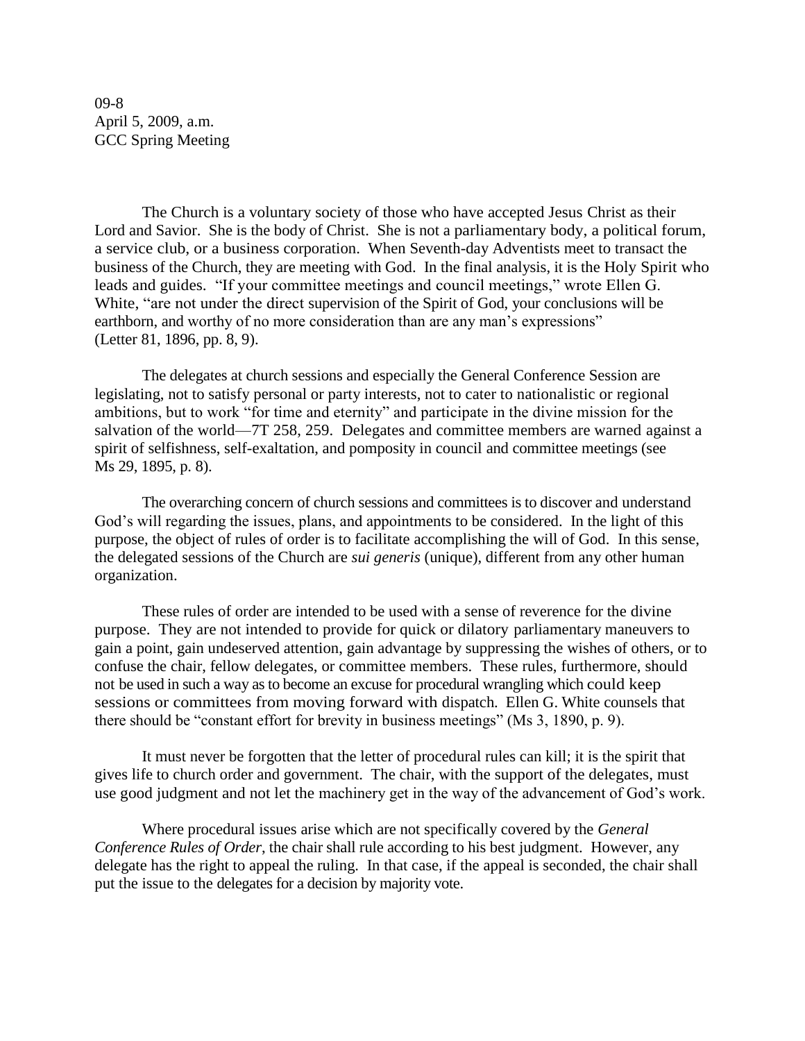09-8
April 5, 2009, a.m.
GCC Spring Meeting

The Church is a voluntary society of those who have accepted Jesus Christ as their Lord and Savior. She is the body of Christ. She is not a parliamentary body, a political forum, a service club, or a business corporation. When Seventh-day Adventists meet to transact the business of the Church, they are meeting with God. In the final analysis, it is the Holy Spirit who leads and guides. "If your committee meetings and council meetings," wrote Ellen G. White, "are not under the direct supervision of the Spirit of God, your conclusions will be earthborn, and worthy of no more consideration than are any man's expressions" (Letter 81, 1896, pp. 8, 9).

The delegates at church sessions and especially the General Conference Session are legislating, not to satisfy personal or party interests, not to cater to nationalistic or regional ambitions, but to work "for time and eternity" and participate in the divine mission for the salvation of the world—7T 258, 259. Delegates and committee members are warned against a spirit of selfishness, self-exaltation, and pomposity in council and committee meetings (see Ms 29, 1895, p. 8).

The overarching concern of church sessions and committees is to discover and understand God's will regarding the issues, plans, and appointments to be considered. In the light of this purpose, the object of rules of order is to facilitate accomplishing the will of God. In this sense, the delegated sessions of the Church are *sui generis* (unique), different from any other human organization.

These rules of order are intended to be used with a sense of reverence for the divine purpose. They are not intended to provide for quick or dilatory parliamentary maneuvers to gain a point, gain undeserved attention, gain advantage by suppressing the wishes of others, or to confuse the chair, fellow delegates, or committee members. These rules, furthermore, should not be used in such a way as to become an excuse for procedural wrangling which could keep sessions or committees from moving forward with dispatch. Ellen G. White counsels that there should be "constant effort for brevity in business meetings" (Ms 3, 1890, p. 9).

It must never be forgotten that the letter of procedural rules can kill; it is the spirit that gives life to church order and government. The chair, with the support of the delegates, must use good judgment and not let the machinery get in the way of the advancement of God's work.

Where procedural issues arise which are not specifically covered by the *General Conference Rules of Order*, the chair shall rule according to his best judgment. However, any delegate has the right to appeal the ruling. In that case, if the appeal is seconded, the chair shall put the issue to the delegates for a decision by majority vote.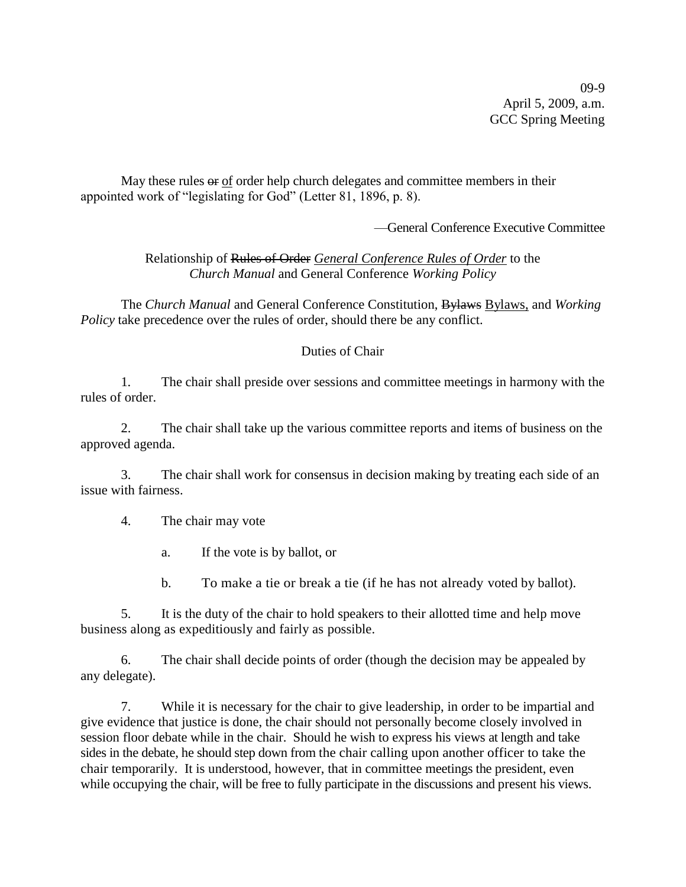09-9
April 5, 2009, a.m.
GCC Spring Meeting

May these rules ~~or~~ <u>of</u> order help church delegates and committee members in their appointed work of "legislating for God" (Letter 81, 1896, p. 8).

—General Conference Executive Committee

Relationship of ~~Rules of Order~~ <u>*General Conference Rules of Order*</u> to the *Church Manual* and General Conference *Working Policy*

The *Church Manual* and General Conference Constitution, ~~Bylaws~~ <u>Bylaws,</u> and *Working Policy* take precedence over the rules of order, should there be any conflict.

Duties of Chair

1. The chair shall preside over sessions and committee meetings in harmony with the rules of order.

2. The chair shall take up the various committee reports and items of business on the approved agenda.

3. The chair shall work for consensus in decision making by treating each side of an issue with fairness.

4. The chair may vote

   a. If the vote is by ballot, or

   b. To make a tie or break a tie (if he has not already voted by ballot).

5. It is the duty of the chair to hold speakers to their allotted time and help move business along as expeditiously and fairly as possible.

6. The chair shall decide points of order (though the decision may be appealed by any delegate).

7. While it is necessary for the chair to give leadership, in order to be impartial and give evidence that justice is done, the chair should not personally become closely involved in session floor debate while in the chair. Should he wish to express his views at length and take sides in the debate, he should step down from the chair calling upon another officer to take the chair temporarily. It is understood, however, that in committee meetings the president, even while occupying the chair, will be free to fully participate in the discussions and present his views.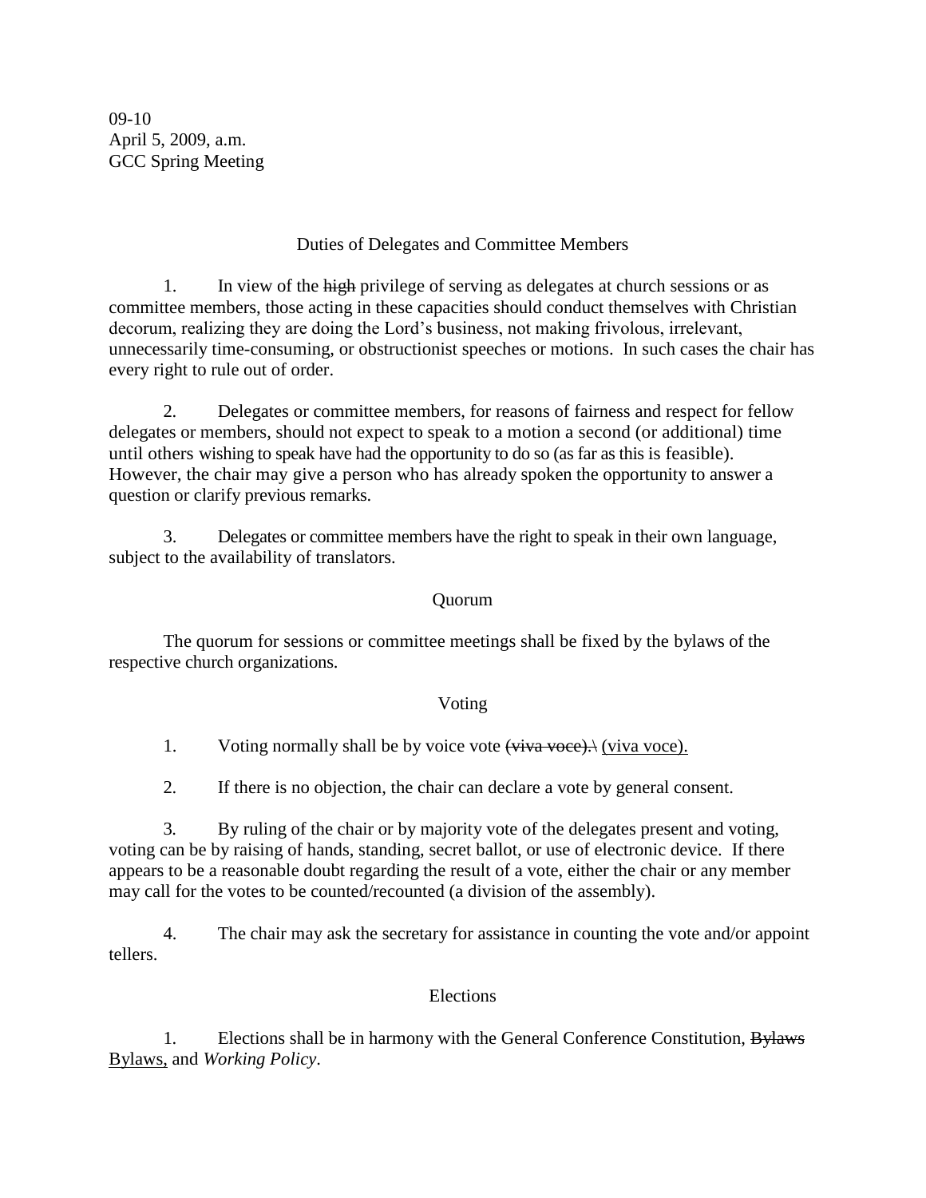09-10
April 5, 2009, a.m.
GCC Spring Meeting

## Duties of Delegates and Committee Members

1. In view of the ~~high~~ privilege of serving as delegates at church sessions or as committee members, those acting in these capacities should conduct themselves with Christian decorum, realizing they are doing the Lord's business, not making frivolous, irrelevant, unnecessarily time-consuming, or obstructionist speeches or motions. In such cases the chair has every right to rule out of order.

2. Delegates or committee members, for reasons of fairness and respect for fellow delegates or members, should not expect to speak to a motion a second (or additional) time until others wishing to speak have had the opportunity to do so (as far as this is feasible). However, the chair may give a person who has already spoken the opportunity to answer a question or clarify previous remarks.

3. Delegates or committee members have the right to speak in their own language, subject to the availability of translators.

## Quorum

The quorum for sessions or committee meetings shall be fixed by the bylaws of the respective church organizations.

## Voting

1. Voting normally shall be by voice vote ~~(viva voce).\~~ <u>(viva voce).</u>

2. If there is no objection, the chair can declare a vote by general consent.

3. By ruling of the chair or by majority vote of the delegates present and voting, voting can be by raising of hands, standing, secret ballot, or use of electronic device. If there appears to be a reasonable doubt regarding the result of a vote, either the chair or any member may call for the votes to be counted/recounted (a division of the assembly).

4. The chair may ask the secretary for assistance in counting the vote and/or appoint tellers.

## Elections

1. Elections shall be in harmony with the General Conference Constitution, ~~Bylaws~~ <u>Bylaws,</u> and *Working Policy*.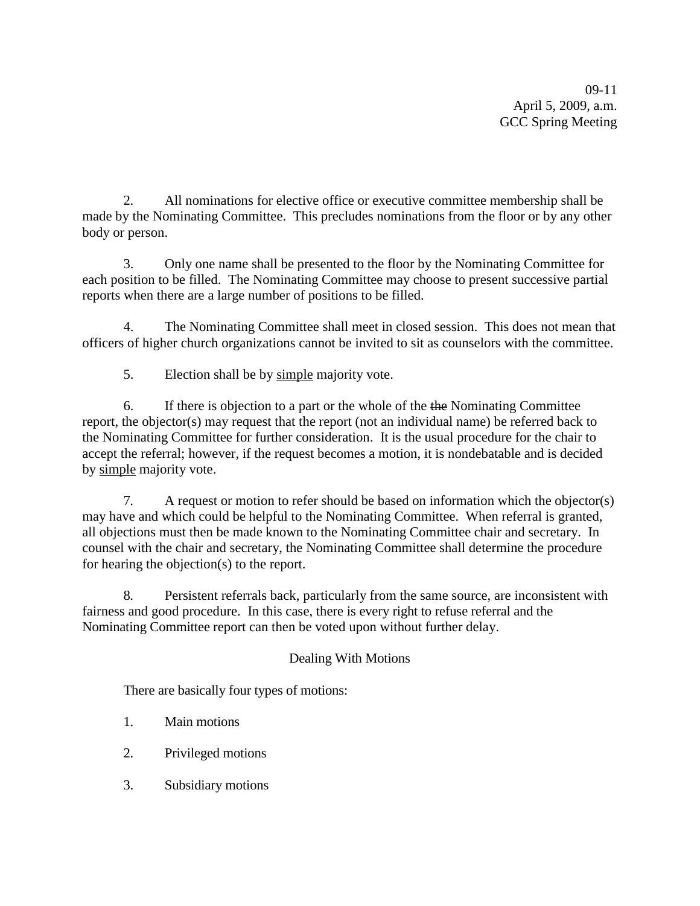2. All nominations for elective office or executive committee membership shall be made by the Nominating Committee. This precludes nominations from the floor or by any other body or person.

3. Only one name shall be presented to the floor by the Nominating Committee for each position to be filled. The Nominating Committee may choose to present successive partial reports when there are a large number of positions to be filled.

4. The Nominating Committee shall meet in closed session. This does not mean that officers of higher church organizations cannot be invited to sit as counselors with the committee.

5. Election shall be by <u>simple</u> majority vote.

6. If there is objection to a part or the whole of the ~~the~~ Nominating Committee report, the objector(s) may request that the report (not an individual name) be referred back to the Nominating Committee for further consideration. It is the usual procedure for the chair to accept the referral; however, if the request becomes a motion, it is nondebatable and is decided by <u>simple</u> majority vote.

7. A request or motion to refer should be based on information which the objector(s) may have and which could be helpful to the Nominating Committee. When referral is granted, all objections must then be made known to the Nominating Committee chair and secretary. In counsel with the chair and secretary, the Nominating Committee shall determine the procedure for hearing the objection(s) to the report.

8. Persistent referrals back, particularly from the same source, are inconsistent with fairness and good procedure. In this case, there is every right to refuse referral and the Nominating Committee report can then be voted upon without further delay.

## Dealing With Motions

There are basically four types of motions:

1. Main motions
2. Privileged motions
3. Subsidiary motions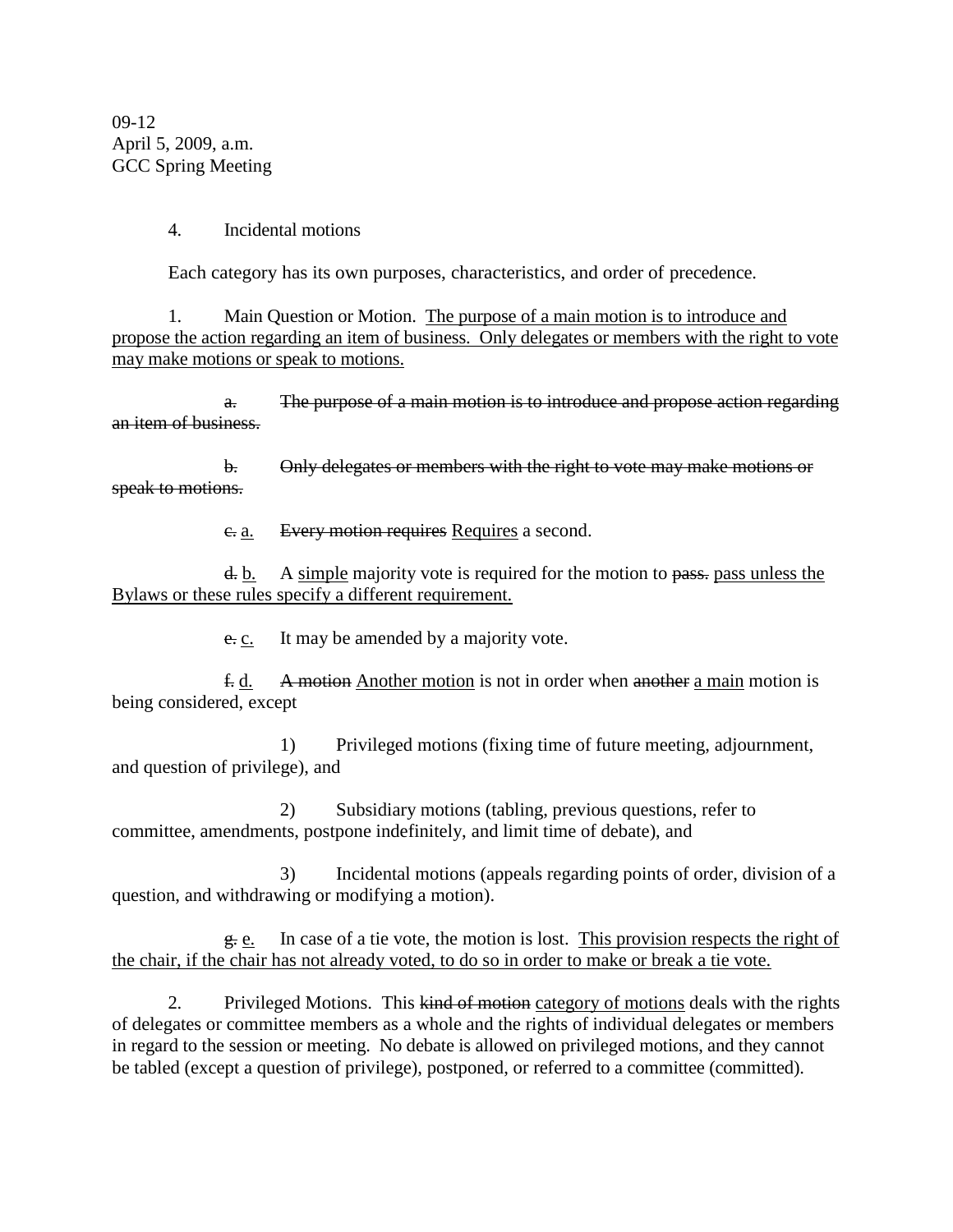09-12
April 5, 2009, a.m.
GCC Spring Meeting

4. Incidental motions

Each category has its own purposes, characteristics, and order of precedence.

1. Main Question or Motion. <u>The purpose of a main motion is to introduce and propose the action regarding an item of business. Only delegates or members with the right to vote may make motions or speak to motions.</u>

~~a. The purpose of a main motion is to introduce and propose action regarding an item of business.~~

~~b. Only delegates or members with the right to vote may make motions or speak to motions.~~

~~c.~~ <u>a.</u> ~~Every motion requires~~ <u>Requires</u> a second.

~~d.~~ <u>b.</u> A <u>simple</u> majority vote is required for the motion to ~~pass.~~ <u>pass unless the Bylaws or these rules specify a different requirement.</u>

~~e.~~ <u>c.</u> It may be amended by a majority vote.

~~f.~~ <u>d.</u> ~~A motion~~ <u>Another motion</u> is not in order when ~~another~~ <u>a main</u> motion is being considered, except

1) Privileged motions (fixing time of future meeting, adjournment, and question of privilege), and

2) Subsidiary motions (tabling, previous questions, refer to committee, amendments, postpone indefinitely, and limit time of debate), and

3) Incidental motions (appeals regarding points of order, division of a question, and withdrawing or modifying a motion).

~~g.~~ <u>e.</u> In case of a tie vote, the motion is lost. <u>This provision respects the right of the chair, if the chair has not already voted, to do so in order to make or break a tie vote.</u>

2. Privileged Motions. This ~~kind of motion~~ <u>category of motions</u> deals with the rights of delegates or committee members as a whole and the rights of individual delegates or members in regard to the session or meeting. No debate is allowed on privileged motions, and they cannot be tabled (except a question of privilege), postponed, or referred to a committee (committed).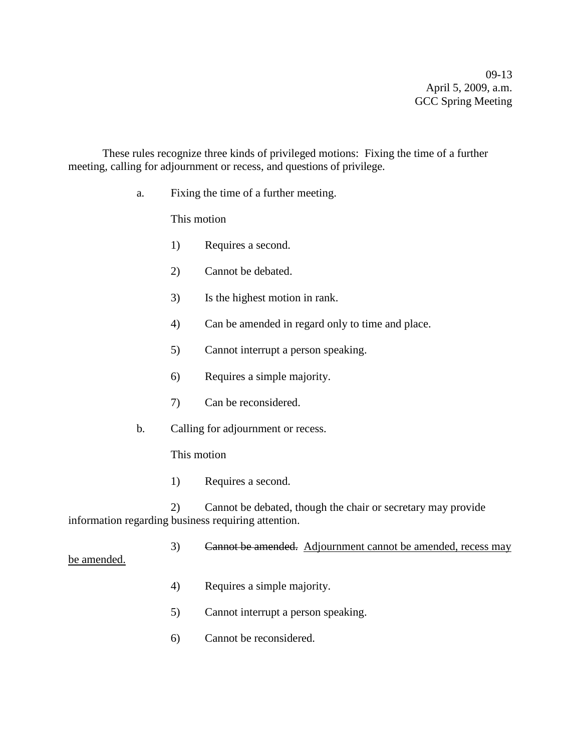09-13
April 5, 2009, a.m.
GCC Spring Meeting

These rules recognize three kinds of privileged motions: Fixing the time of a further meeting, calling for adjournment or recess, and questions of privilege.

a. Fixing the time of a further meeting.

This motion

1) Requires a second.

2) Cannot be debated.

3) Is the highest motion in rank.

4) Can be amended in regard only to time and place.

5) Cannot interrupt a person speaking.

6) Requires a simple majority.

7) Can be reconsidered.

b. Calling for adjournment or recess.

This motion

1) Requires a second.

2) Cannot be debated, though the chair or secretary may provide information regarding business requiring attention.

3) ~~Cannot be amended.~~ <u>Adjournment cannot be amended, recess may be amended.</u>

4) Requires a simple majority.

5) Cannot interrupt a person speaking.

6) Cannot be reconsidered.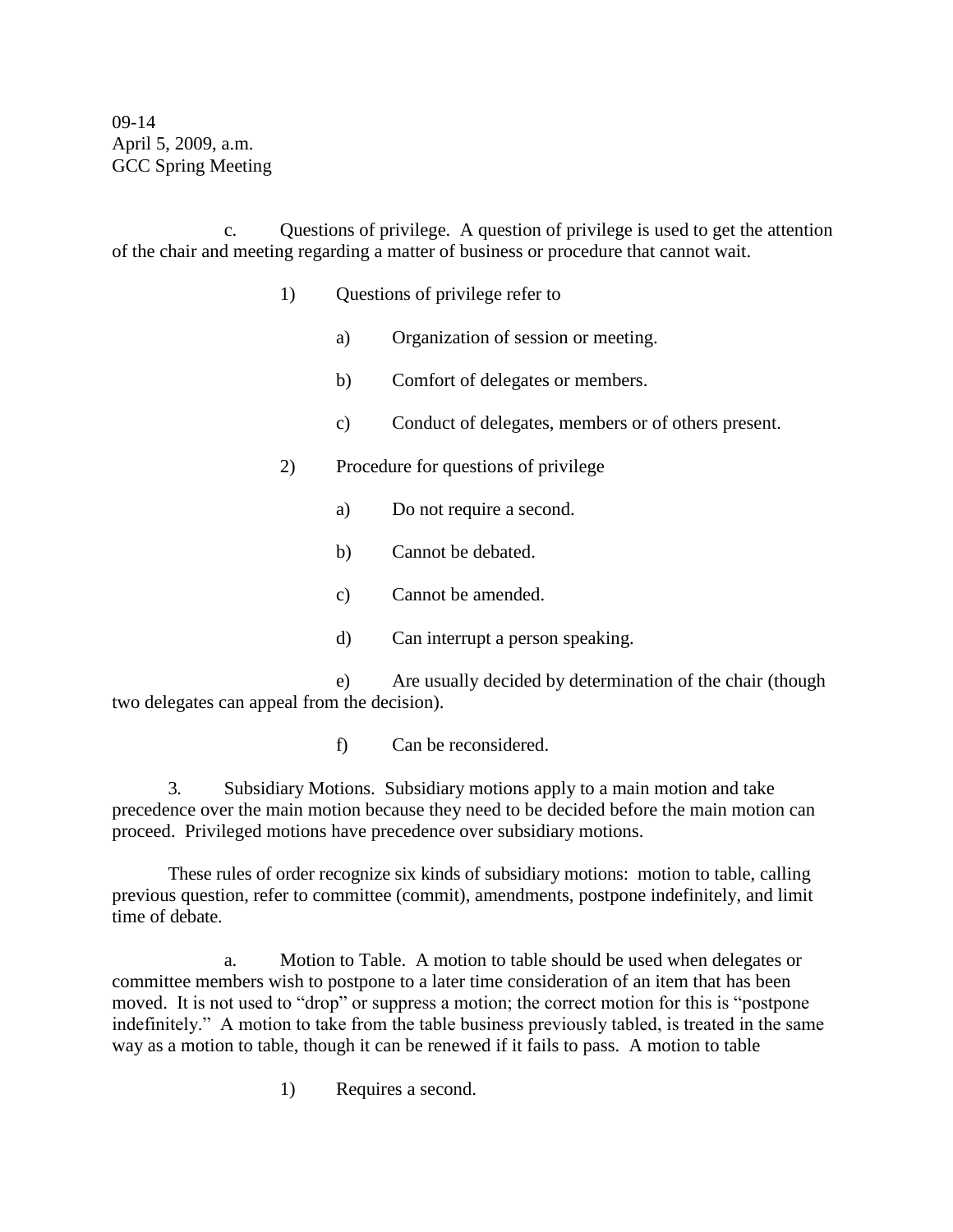09-14
April 5, 2009, a.m.
GCC Spring Meeting

c. Questions of privilege. A question of privilege is used to get the attention of the chair and meeting regarding a matter of business or procedure that cannot wait.

1) Questions of privilege refer to

   a) Organization of session or meeting.

   b) Comfort of delegates or members.

   c) Conduct of delegates, members or of others present.

2) Procedure for questions of privilege

   a) Do not require a second.

   b) Cannot be debated.

   c) Cannot be amended.

   d) Can interrupt a person speaking.

   e) Are usually decided by determination of the chair (though two delegates can appeal from the decision).

   f) Can be reconsidered.

3. Subsidiary Motions. Subsidiary motions apply to a main motion and take precedence over the main motion because they need to be decided before the main motion can proceed. Privileged motions have precedence over subsidiary motions.

These rules of order recognize six kinds of subsidiary motions: motion to table, calling previous question, refer to committee (commit), amendments, postpone indefinitely, and limit time of debate.

a. Motion to Table. A motion to table should be used when delegates or committee members wish to postpone to a later time consideration of an item that has been moved. It is not used to "drop" or suppress a motion; the correct motion for this is "postpone indefinitely." A motion to take from the table business previously tabled, is treated in the same way as a motion to table, though it can be renewed if it fails to pass. A motion to table

1) Requires a second.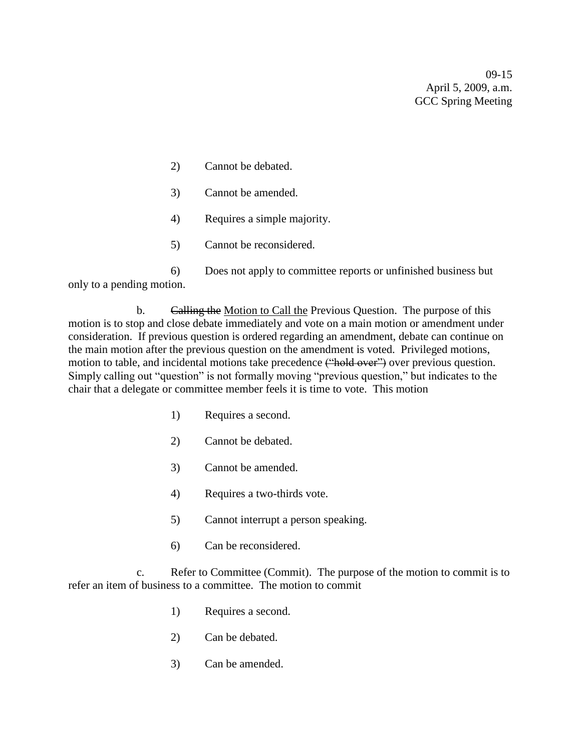2) Cannot be debated.

3) Cannot be amended.

4) Requires a simple majority.

5) Cannot be reconsidered.

6) Does not apply to committee reports or unfinished business but only to a pending motion.

b. ~~Calling the~~ <u>Motion to Call the</u> Previous Question. The purpose of this motion is to stop and close debate immediately and vote on a main motion or amendment under consideration. If previous question is ordered regarding an amendment, debate can continue on the main motion after the previous question on the amendment is voted. Privileged motions, motion to table, and incidental motions take precedence ~~("hold over")~~ over previous question. Simply calling out "question" is not formally moving "previous question," but indicates to the chair that a delegate or committee member feels it is time to vote. This motion

1) Requires a second.

2) Cannot be debated.

3) Cannot be amended.

4) Requires a two-thirds vote.

5) Cannot interrupt a person speaking.

6) Can be reconsidered.

c. Refer to Committee (Commit). The purpose of the motion to commit is to refer an item of business to a committee. The motion to commit

1) Requires a second.

2) Can be debated.

3) Can be amended.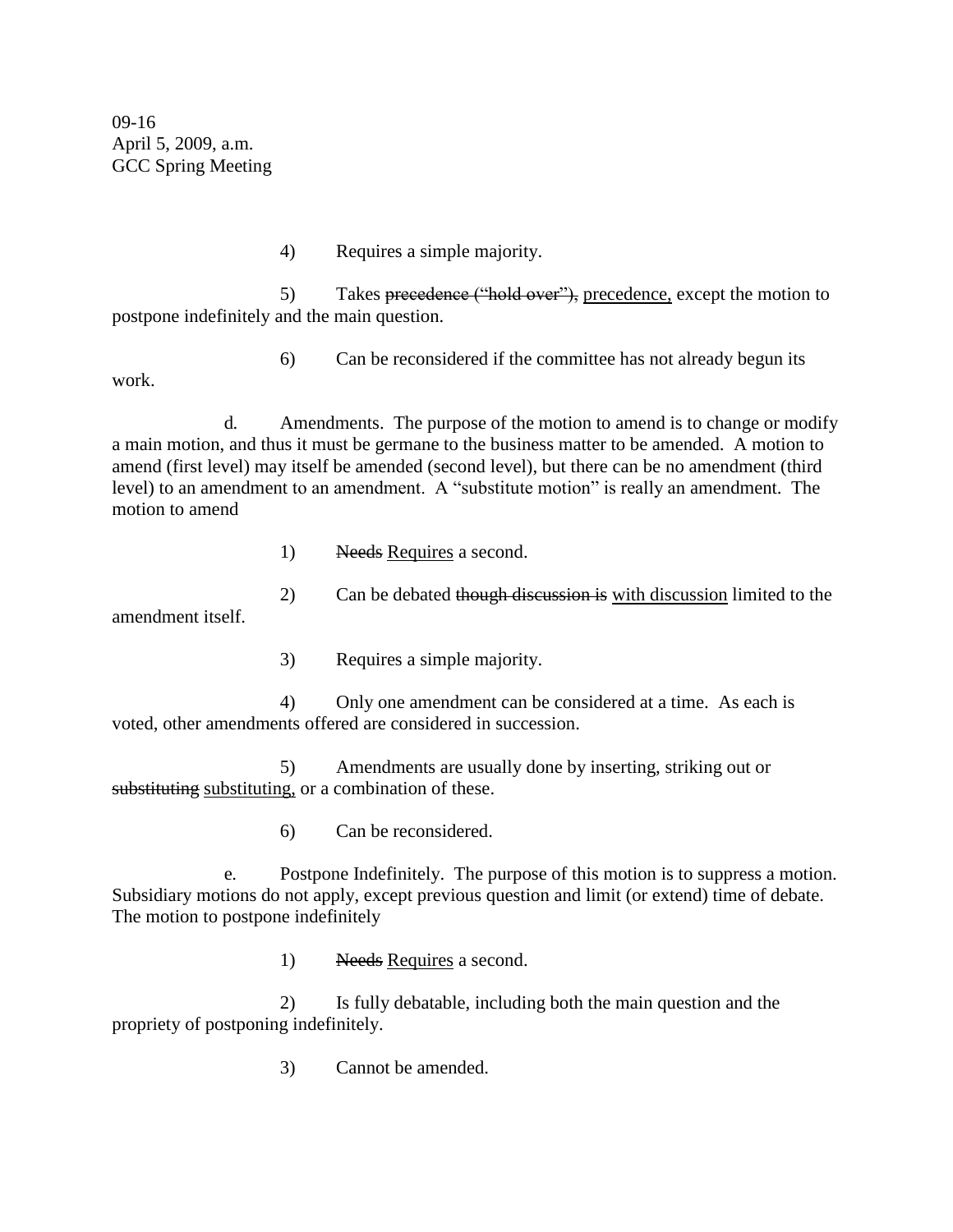4) Requires a simple majority.

5) Takes ~~precedence ("hold over"),~~ <u>precedence,</u> except the motion to postpone indefinitely and the main question.

6) Can be reconsidered if the committee has not already begun its work.

d. Amendments. The purpose of the motion to amend is to change or modify a main motion, and thus it must be germane to the business matter to be amended. A motion to amend (first level) may itself be amended (second level), but there can be no amendment (third level) to an amendment to an amendment. A "substitute motion" is really an amendment. The motion to amend

1) ~~Needs~~ <u>Requires</u> a second.

2) Can be debated ~~though discussion is~~ <u>with discussion</u> limited to the amendment itself.

3) Requires a simple majority.

4) Only one amendment can be considered at a time. As each is voted, other amendments offered are considered in succession.

5) Amendments are usually done by inserting, striking out or ~~substituting~~ <u>substituting,</u> or a combination of these.

6) Can be reconsidered.

e. Postpone Indefinitely. The purpose of this motion is to suppress a motion. Subsidiary motions do not apply, except previous question and limit (or extend) time of debate. The motion to postpone indefinitely

1) ~~Needs~~ <u>Requires</u> a second.

2) Is fully debatable, including both the main question and the propriety of postponing indefinitely.

3) Cannot be amended.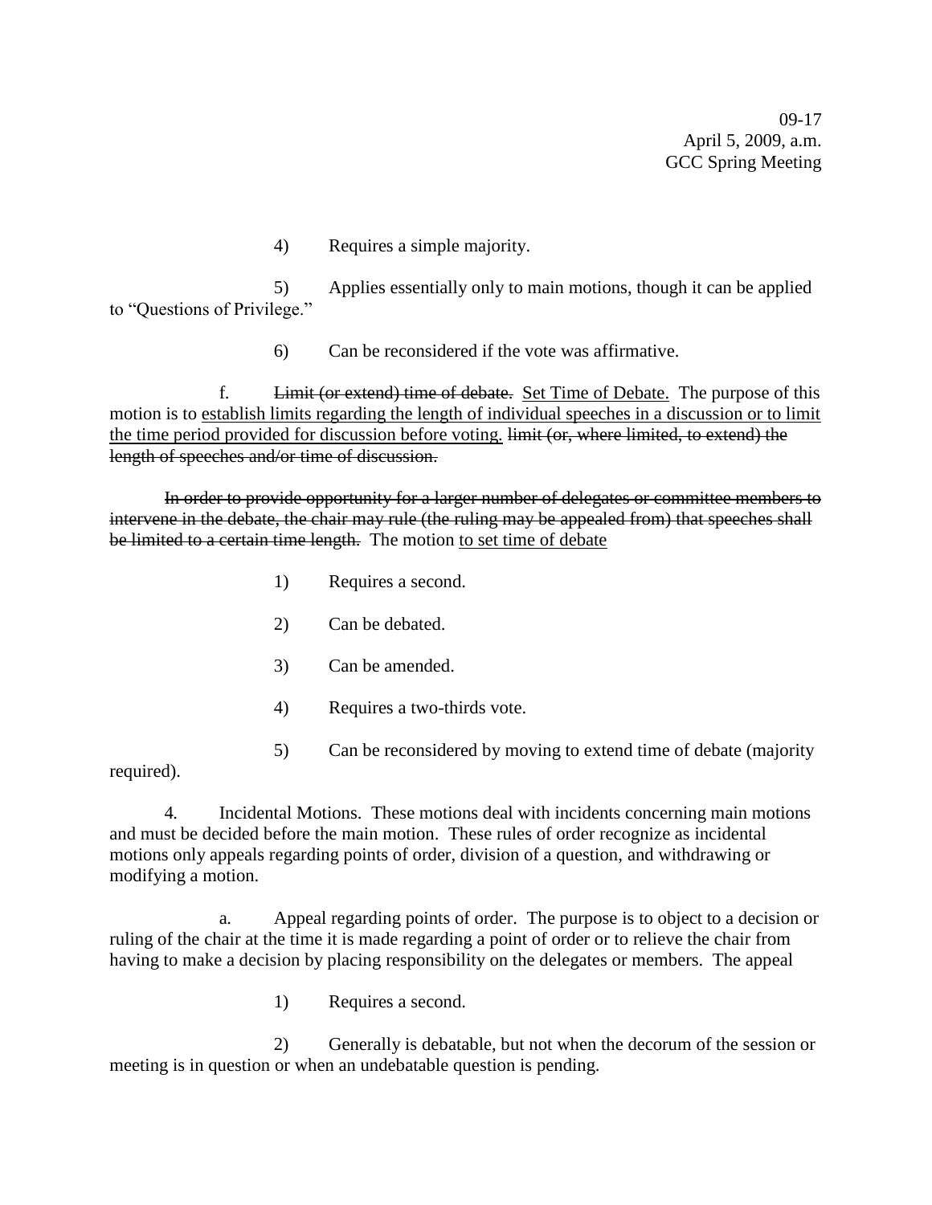4) Requires a simple majority.

5) Applies essentially only to main motions, though it can be applied to "Questions of Privilege."

6) Can be reconsidered if the vote was affirmative.

f. ~~Limit (or extend) time of debate.~~ <u>Set Time of Debate.</u> The purpose of this motion is to <u>establish limits regarding the length of individual speeches in a discussion or to limit the time period provided for discussion before voting.</u> ~~limit (or, where limited, to extend) the length of speeches and/or time of discussion.~~

~~In order to provide opportunity for a larger number of delegates or committee members to intervene in the debate, the chair may rule (the ruling may be appealed from) that speeches shall be limited to a certain time length.~~ The motion <u>to set time of debate</u>

1) Requires a second.

2) Can be debated.

3) Can be amended.

4) Requires a two-thirds vote.

5) Can be reconsidered by moving to extend time of debate (majority required).

4. Incidental Motions. These motions deal with incidents concerning main motions and must be decided before the main motion. These rules of order recognize as incidental motions only appeals regarding points of order, division of a question, and withdrawing or modifying a motion.

a. Appeal regarding points of order. The purpose is to object to a decision or ruling of the chair at the time it is made regarding a point of order or to relieve the chair from having to make a decision by placing responsibility on the delegates or members. The appeal

1) Requires a second.

2) Generally is debatable, but not when the decorum of the session or meeting is in question or when an undebatable question is pending.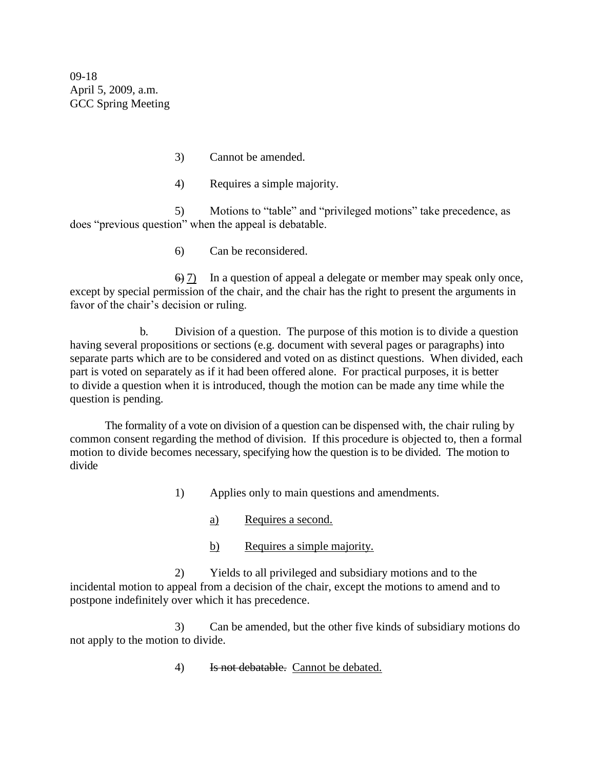09-18
April 5, 2009, a.m.
GCC Spring Meeting

3) Cannot be amended.

4) Requires a simple majority.

5) Motions to "table" and "privileged motions" take precedence, as does "previous question" when the appeal is debatable.

6) Can be reconsidered.

~~6)~~ <u>7)</u> In a question of appeal a delegate or member may speak only once, except by special permission of the chair, and the chair has the right to present the arguments in favor of the chair's decision or ruling.

b. Division of a question. The purpose of this motion is to divide a question having several propositions or sections (e.g. document with several pages or paragraphs) into separate parts which are to be considered and voted on as distinct questions. When divided, each part is voted on separately as if it had been offered alone. For practical purposes, it is better to divide a question when it is introduced, though the motion can be made any time while the question is pending.

The formality of a vote on division of a question can be dispensed with, the chair ruling by common consent regarding the method of division. If this procedure is objected to, then a formal motion to divide becomes necessary, specifying how the question is to be divided. The motion to divide

1) Applies only to main questions and amendments.

<u>a)</u> <u>Requires a second.</u>

<u>b)</u> <u>Requires a simple majority.</u>

2) Yields to all privileged and subsidiary motions and to the incidental motion to appeal from a decision of the chair, except the motions to amend and to postpone indefinitely over which it has precedence.

3) Can be amended, but the other five kinds of subsidiary motions do not apply to the motion to divide.

4) ~~Is not debatable.~~ <u>Cannot be debated.</u>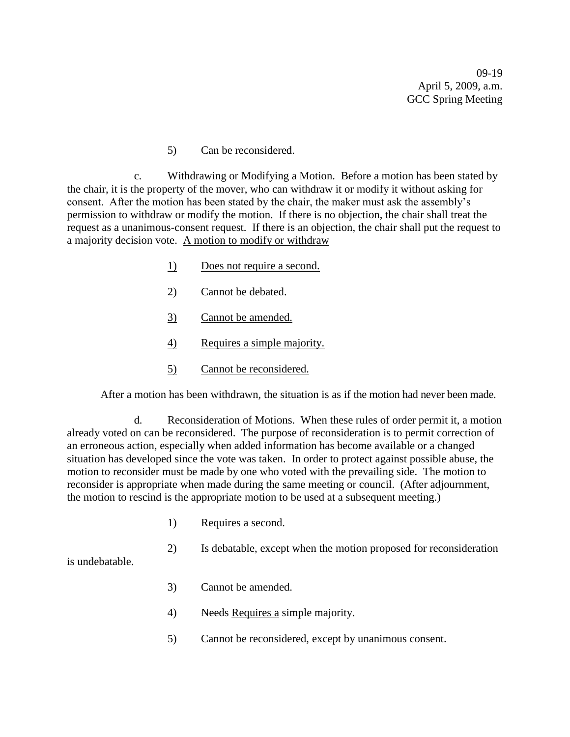5) Can be reconsidered.

c. Withdrawing or Modifying a Motion. Before a motion has been stated by the chair, it is the property of the mover, who can withdraw it or modify it without asking for consent. After the motion has been stated by the chair, the maker must ask the assembly's permission to withdraw or modify the motion. If there is no objection, the chair shall treat the request as a unanimous-consent request. If there is an objection, the chair shall put the request to a majority decision vote. <u>A motion to modify or withdraw</u>

<u>1)</u> <u>Does not require a second.</u>

<u>2)</u> <u>Cannot be debated.</u>

<u>3)</u> <u>Cannot be amended.</u>

<u>4)</u> <u>Requires a simple majority.</u>

<u>5)</u> <u>Cannot be reconsidered.</u>

After a motion has been withdrawn, the situation is as if the motion had never been made.

d. Reconsideration of Motions. When these rules of order permit it, a motion already voted on can be reconsidered. The purpose of reconsideration is to permit correction of an erroneous action, especially when added information has become available or a changed situation has developed since the vote was taken. In order to protect against possible abuse, the motion to reconsider must be made by one who voted with the prevailing side. The motion to reconsider is appropriate when made during the same meeting or council. (After adjournment, the motion to rescind is the appropriate motion to be used at a subsequent meeting.)

1) Requires a second.

2) Is debatable, except when the motion proposed for reconsideration is undebatable.

3) Cannot be amended.

4) ~~Needs~~ <u>Requires a</u> simple majority.

5) Cannot be reconsidered, except by unanimous consent.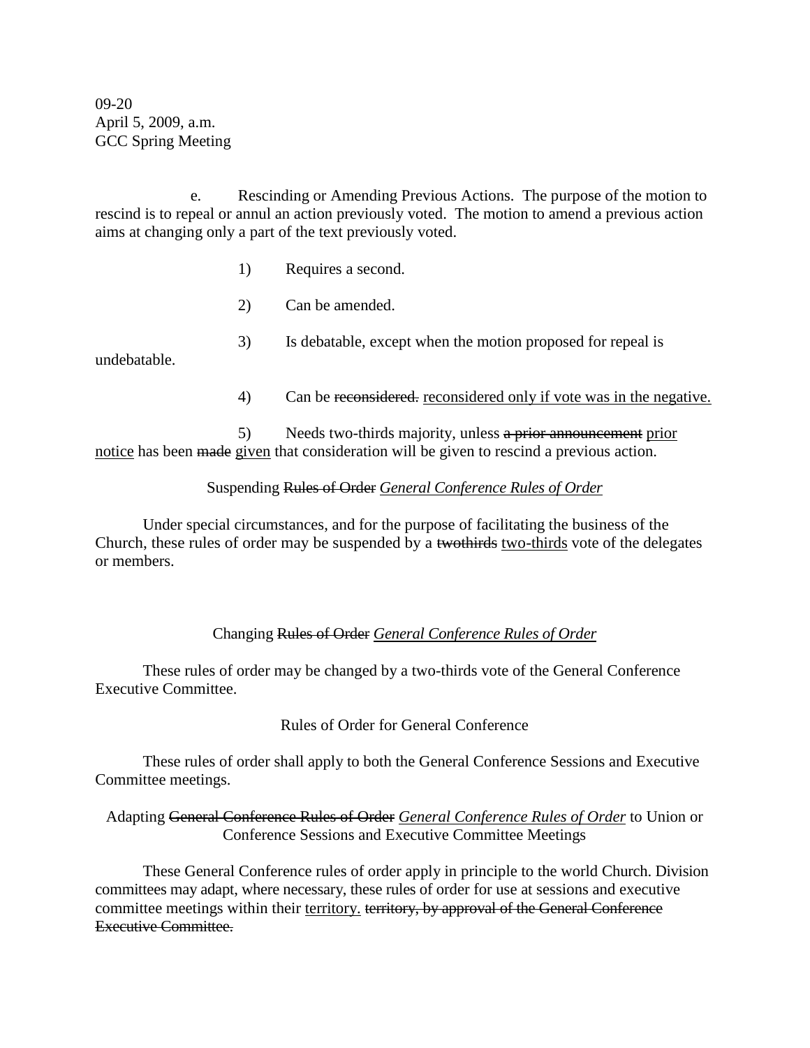09-20
April 5, 2009, a.m.
GCC Spring Meeting

e. Rescinding or Amending Previous Actions. The purpose of the motion to rescind is to repeal or annul an action previously voted. The motion to amend a previous action aims at changing only a part of the text previously voted.

1) Requires a second.

2) Can be amended.

3) Is debatable, except when the motion proposed for repeal is undebatable.

4) Can be ~~reconsidered.~~ <u>reconsidered only if vote was in the negative.</u>

5) Needs two-thirds majority, unless ~~a prior announcement~~ <u>prior notice</u> has been ~~made~~ <u>given</u> that consideration will be given to rescind a previous action.

Suspending ~~Rules of Order~~ <u>*General Conference Rules of Order*</u>

Under special circumstances, and for the purpose of facilitating the business of the Church, these rules of order may be suspended by a ~~twothirds~~ <u>two-thirds</u> vote of the delegates or members.

Changing ~~Rules of Order~~ <u>*General Conference Rules of Order*</u>

These rules of order may be changed by a two-thirds vote of the General Conference Executive Committee.

Rules of Order for General Conference

These rules of order shall apply to both the General Conference Sessions and Executive Committee meetings.

Adapting ~~General Conference Rules of Order~~ <u>*General Conference Rules of Order*</u> to Union or Conference Sessions and Executive Committee Meetings

These General Conference rules of order apply in principle to the world Church. Division committees may adapt, where necessary, these rules of order for use at sessions and executive committee meetings within their <u>territory.</u> ~~territory, by approval of the General Conference Executive Committee.~~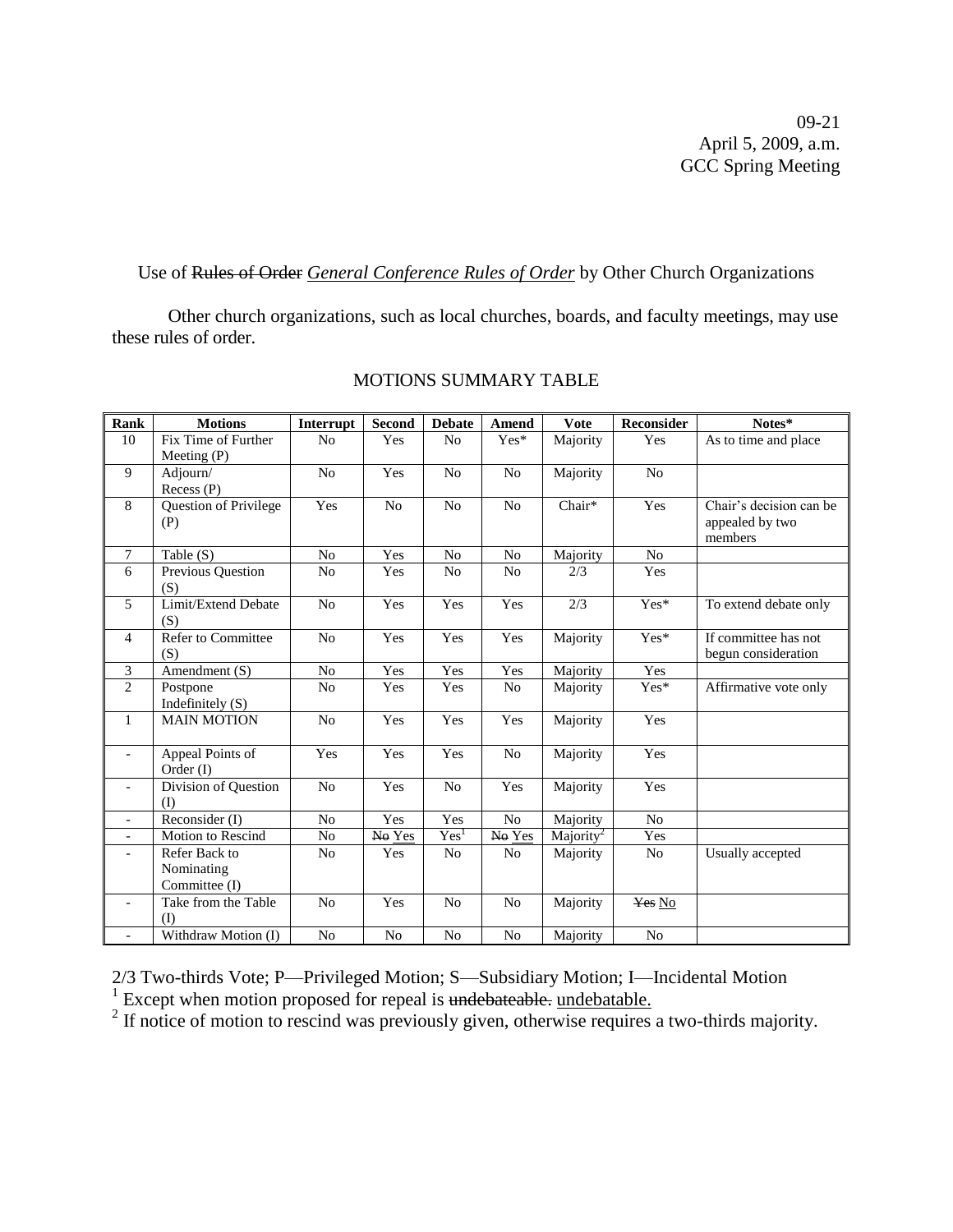09-21
April 5, 2009, a.m.
GCC Spring Meeting

Use of ~~Rules of Order~~ *General Conference Rules of Order* by Other Church Organizations

Other church organizations, such as local churches, boards, and faculty meetings, may use these rules of order.

MOTIONS SUMMARY TABLE

| Rank | Motions | Interrupt | Second | Debate | Amend | Vote | Reconsider | Notes* |
|---|---|---|---|---|---|---|---|---|
| 10 | Fix Time of Further Meeting (P) | No | Yes | No | Yes* | Majority | Yes | As to time and place |
| 9 | Adjourn/ Recess (P) | No | Yes | No | No | Majority | No | |
| 8 | Question of Privilege (P) | Yes | No | No | No | Chair* | Yes | Chair's decision can be appealed by two members |
| 7 | Table (S) | No | Yes | No | No | Majority | No | |
| 6 | Previous Question (S) | No | Yes | No | No | 2/3 | Yes | |
| 5 | Limit/Extend Debate (S) | No | Yes | Yes | Yes | 2/3 | Yes* | To extend debate only |
| 4 | Refer to Committee (S) | No | Yes | Yes | Yes | Majority | Yes* | If committee has not begun consideration |
| 3 | Amendment (S) | No | Yes | Yes | Yes | Majority | Yes | |
| 2 | Postpone Indefinitely (S) | No | Yes | Yes | No | Majority | Yes* | Affirmative vote only |
| 1 | MAIN MOTION | No | Yes | Yes | Yes | Majority | Yes | |
| - | Appeal Points of Order (I) | Yes | Yes | Yes | No | Majority | Yes | |
| - | Division of Question (I) | No | Yes | No | Yes | Majority | Yes | |
| - | Reconsider (I) | No | Yes | Yes | No | Majority | No | |
| - | Motion to Rescind | No | ~~No~~ Yes | Yes[1] | ~~No~~ Yes | Majority[2] | Yes | |
| - | Refer Back to Nominating Committee (I) | No | Yes | No | No | Majority | No | Usually accepted |
| - | Take from the Table (I) | No | Yes | No | No | Majority | ~~Yes~~ No | |
| - | Withdraw Motion (I) | No | No | No | No | Majority | No | |

2/3 Two-thirds Vote; P—Privileged Motion; S—Subsidiary Motion; I—Incidental Motion

[1] Except when motion proposed for repeal is ~~undebateable.~~ undebatable.

[2] If notice of motion to rescind was previously given, otherwise requires a two-thirds majority.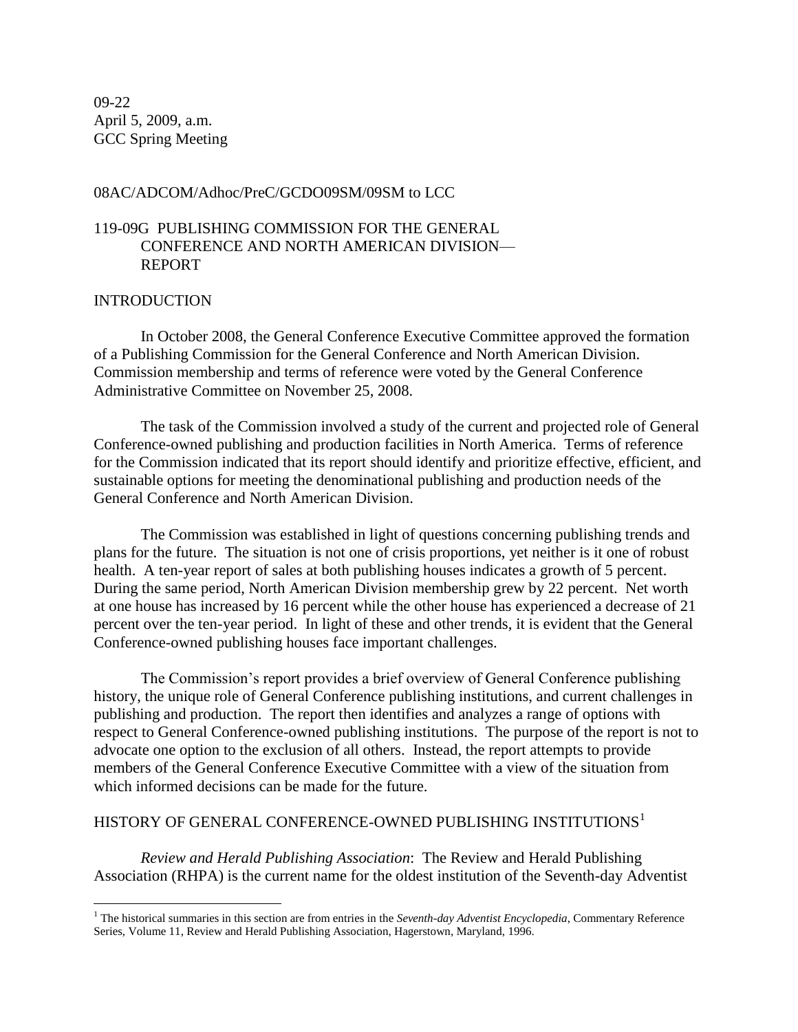09-22
April 5, 2009, a.m.
GCC Spring Meeting

08AC/ADCOM/Adhoc/PreC/GCDO09SM/09SM to LCC

## 119-09G PUBLISHING COMMISSION FOR THE GENERAL CONFERENCE AND NORTH AMERICAN DIVISION—REPORT

### INTRODUCTION

In October 2008, the General Conference Executive Committee approved the formation of a Publishing Commission for the General Conference and North American Division. Commission membership and terms of reference were voted by the General Conference Administrative Committee on November 25, 2008.

The task of the Commission involved a study of the current and projected role of General Conference-owned publishing and production facilities in North America. Terms of reference for the Commission indicated that its report should identify and prioritize effective, efficient, and sustainable options for meeting the denominational publishing and production needs of the General Conference and North American Division.

The Commission was established in light of questions concerning publishing trends and plans for the future. The situation is not one of crisis proportions, yet neither is it one of robust health. A ten-year report of sales at both publishing houses indicates a growth of 5 percent. During the same period, North American Division membership grew by 22 percent. Net worth at one house has increased by 16 percent while the other house has experienced a decrease of 21 percent over the ten-year period. In light of these and other trends, it is evident that the General Conference-owned publishing houses face important challenges.

The Commission's report provides a brief overview of General Conference publishing history, the unique role of General Conference publishing institutions, and current challenges in publishing and production. The report then identifies and analyzes a range of options with respect to General Conference-owned publishing institutions. The purpose of the report is not to advocate one option to the exclusion of all others. Instead, the report attempts to provide members of the General Conference Executive Committee with a view of the situation from which informed decisions can be made for the future.

### HISTORY OF GENERAL CONFERENCE-OWNED PUBLISHING INSTITUTIONS[1]

*Review and Herald Publishing Association*: The Review and Herald Publishing Association (RHPA) is the current name for the oldest institution of the Seventh-day Adventist

[1] The historical summaries in this section are from entries in the *Seventh-day Adventist Encyclopedia*, Commentary Reference Series, Volume 11, Review and Herald Publishing Association, Hagerstown, Maryland, 1996.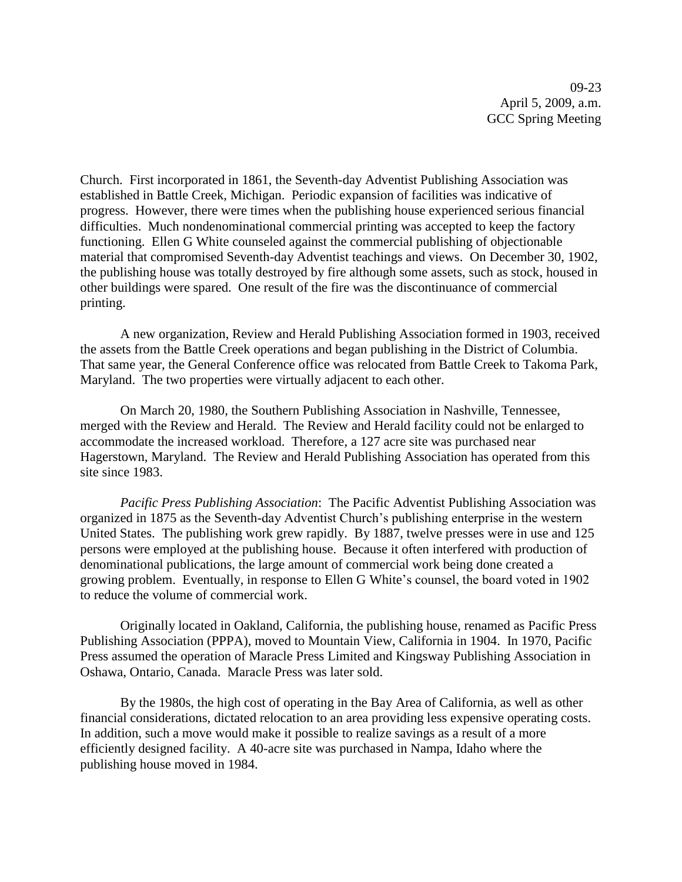Church. First incorporated in 1861, the Seventh-day Adventist Publishing Association was established in Battle Creek, Michigan. Periodic expansion of facilities was indicative of progress. However, there were times when the publishing house experienced serious financial difficulties. Much nondenominational commercial printing was accepted to keep the factory functioning. Ellen G White counseled against the commercial publishing of objectionable material that compromised Seventh-day Adventist teachings and views. On December 30, 1902, the publishing house was totally destroyed by fire although some assets, such as stock, housed in other buildings were spared. One result of the fire was the discontinuance of commercial printing.

A new organization, Review and Herald Publishing Association formed in 1903, received the assets from the Battle Creek operations and began publishing in the District of Columbia. That same year, the General Conference office was relocated from Battle Creek to Takoma Park, Maryland. The two properties were virtually adjacent to each other.

On March 20, 1980, the Southern Publishing Association in Nashville, Tennessee, merged with the Review and Herald. The Review and Herald facility could not be enlarged to accommodate the increased workload. Therefore, a 127 acre site was purchased near Hagerstown, Maryland. The Review and Herald Publishing Association has operated from this site since 1983.

*Pacific Press Publishing Association*: The Pacific Adventist Publishing Association was organized in 1875 as the Seventh-day Adventist Church's publishing enterprise in the western United States. The publishing work grew rapidly. By 1887, twelve presses were in use and 125 persons were employed at the publishing house. Because it often interfered with production of denominational publications, the large amount of commercial work being done created a growing problem. Eventually, in response to Ellen G White's counsel, the board voted in 1902 to reduce the volume of commercial work.

Originally located in Oakland, California, the publishing house, renamed as Pacific Press Publishing Association (PPPA), moved to Mountain View, California in 1904. In 1970, Pacific Press assumed the operation of Maracle Press Limited and Kingsway Publishing Association in Oshawa, Ontario, Canada. Maracle Press was later sold.

By the 1980s, the high cost of operating in the Bay Area of California, as well as other financial considerations, dictated relocation to an area providing less expensive operating costs. In addition, such a move would make it possible to realize savings as a result of a more efficiently designed facility. A 40-acre site was purchased in Nampa, Idaho where the publishing house moved in 1984.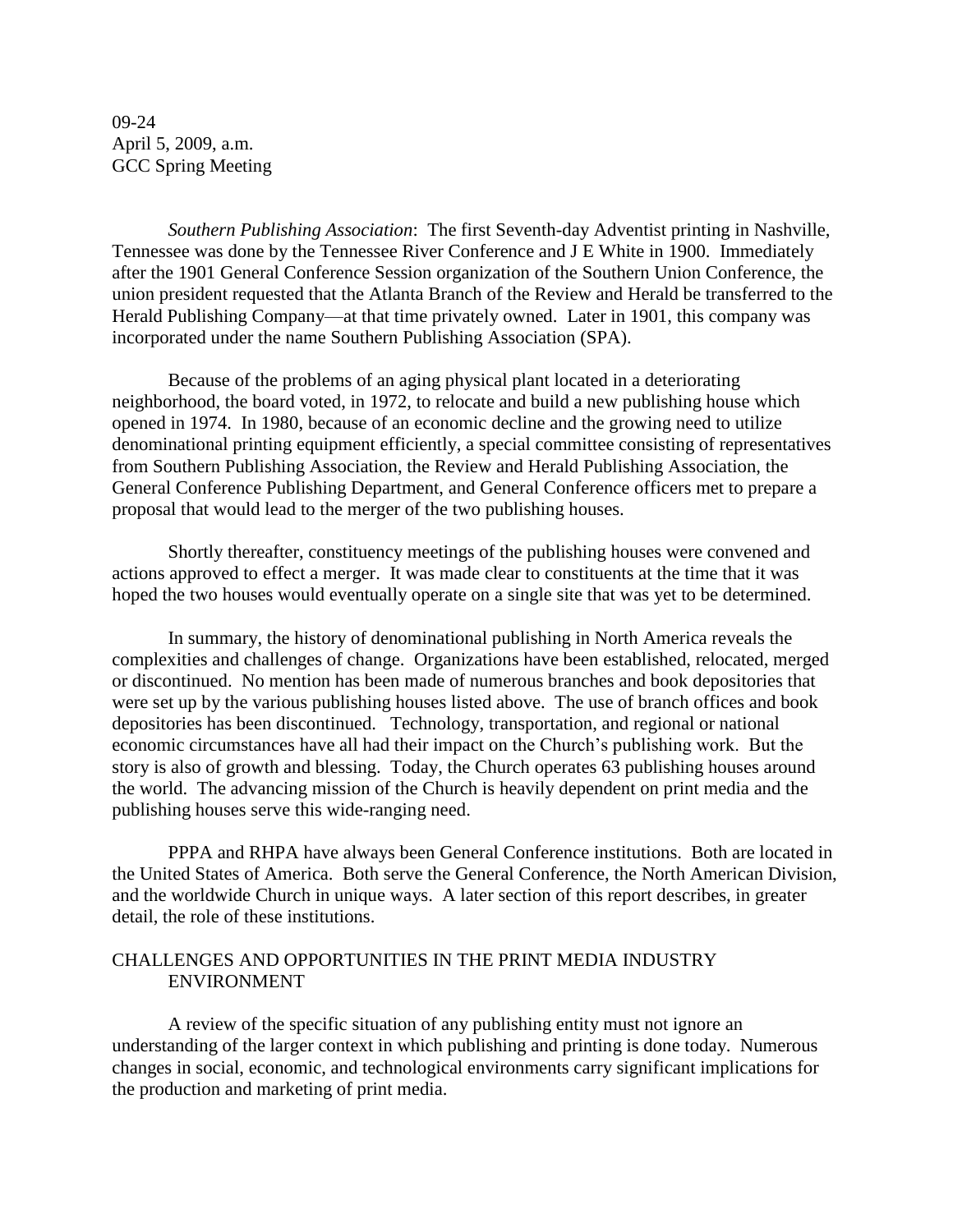09-24
April 5, 2009, a.m.
GCC Spring Meeting

*Southern Publishing Association*: The first Seventh-day Adventist printing in Nashville, Tennessee was done by the Tennessee River Conference and J E White in 1900. Immediately after the 1901 General Conference Session organization of the Southern Union Conference, the union president requested that the Atlanta Branch of the Review and Herald be transferred to the Herald Publishing Company—at that time privately owned. Later in 1901, this company was incorporated under the name Southern Publishing Association (SPA).

Because of the problems of an aging physical plant located in a deteriorating neighborhood, the board voted, in 1972, to relocate and build a new publishing house which opened in 1974. In 1980, because of an economic decline and the growing need to utilize denominational printing equipment efficiently, a special committee consisting of representatives from Southern Publishing Association, the Review and Herald Publishing Association, the General Conference Publishing Department, and General Conference officers met to prepare a proposal that would lead to the merger of the two publishing houses.

Shortly thereafter, constituency meetings of the publishing houses were convened and actions approved to effect a merger. It was made clear to constituents at the time that it was hoped the two houses would eventually operate on a single site that was yet to be determined.

In summary, the history of denominational publishing in North America reveals the complexities and challenges of change. Organizations have been established, relocated, merged or discontinued. No mention has been made of numerous branches and book depositories that were set up by the various publishing houses listed above. The use of branch offices and book depositories has been discontinued. Technology, transportation, and regional or national economic circumstances have all had their impact on the Church's publishing work. But the story is also of growth and blessing. Today, the Church operates 63 publishing houses around the world. The advancing mission of the Church is heavily dependent on print media and the publishing houses serve this wide-ranging need.

PPPA and RHPA have always been General Conference institutions. Both are located in the United States of America. Both serve the General Conference, the North American Division, and the worldwide Church in unique ways. A later section of this report describes, in greater detail, the role of these institutions.

## CHALLENGES AND OPPORTUNITIES IN THE PRINT MEDIA INDUSTRY ENVIRONMENT

A review of the specific situation of any publishing entity must not ignore an understanding of the larger context in which publishing and printing is done today. Numerous changes in social, economic, and technological environments carry significant implications for the production and marketing of print media.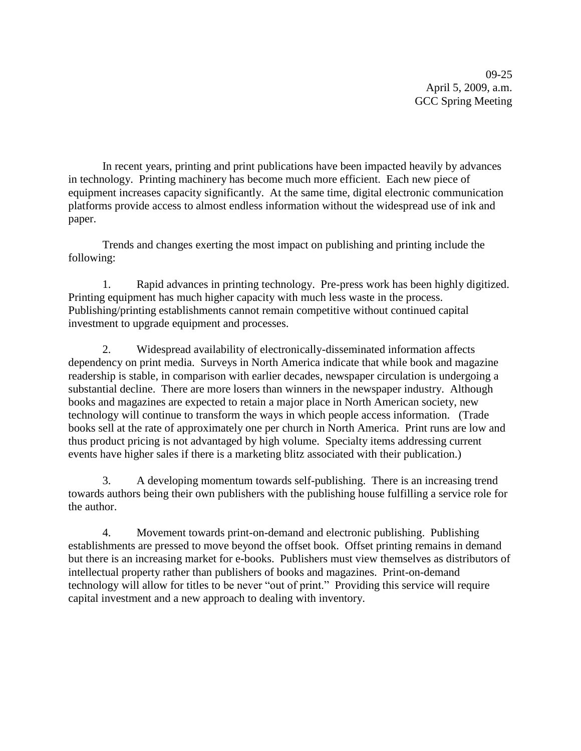09-25
April 5, 2009, a.m.
GCC Spring Meeting

In recent years, printing and print publications have been impacted heavily by advances in technology. Printing machinery has become much more efficient. Each new piece of equipment increases capacity significantly. At the same time, digital electronic communication platforms provide access to almost endless information without the widespread use of ink and paper.

Trends and changes exerting the most impact on publishing and printing include the following:

1. Rapid advances in printing technology. Pre-press work has been highly digitized. Printing equipment has much higher capacity with much less waste in the process. Publishing/printing establishments cannot remain competitive without continued capital investment to upgrade equipment and processes.

2. Widespread availability of electronically-disseminated information affects dependency on print media. Surveys in North America indicate that while book and magazine readership is stable, in comparison with earlier decades, newspaper circulation is undergoing a substantial decline. There are more losers than winners in the newspaper industry. Although books and magazines are expected to retain a major place in North American society, new technology will continue to transform the ways in which people access information. (Trade books sell at the rate of approximately one per church in North America. Print runs are low and thus product pricing is not advantaged by high volume. Specialty items addressing current events have higher sales if there is a marketing blitz associated with their publication.)

3. A developing momentum towards self-publishing. There is an increasing trend towards authors being their own publishers with the publishing house fulfilling a service role for the author.

4. Movement towards print-on-demand and electronic publishing. Publishing establishments are pressed to move beyond the offset book. Offset printing remains in demand but there is an increasing market for e-books. Publishers must view themselves as distributors of intellectual property rather than publishers of books and magazines. Print-on-demand technology will allow for titles to be never "out of print." Providing this service will require capital investment and a new approach to dealing with inventory.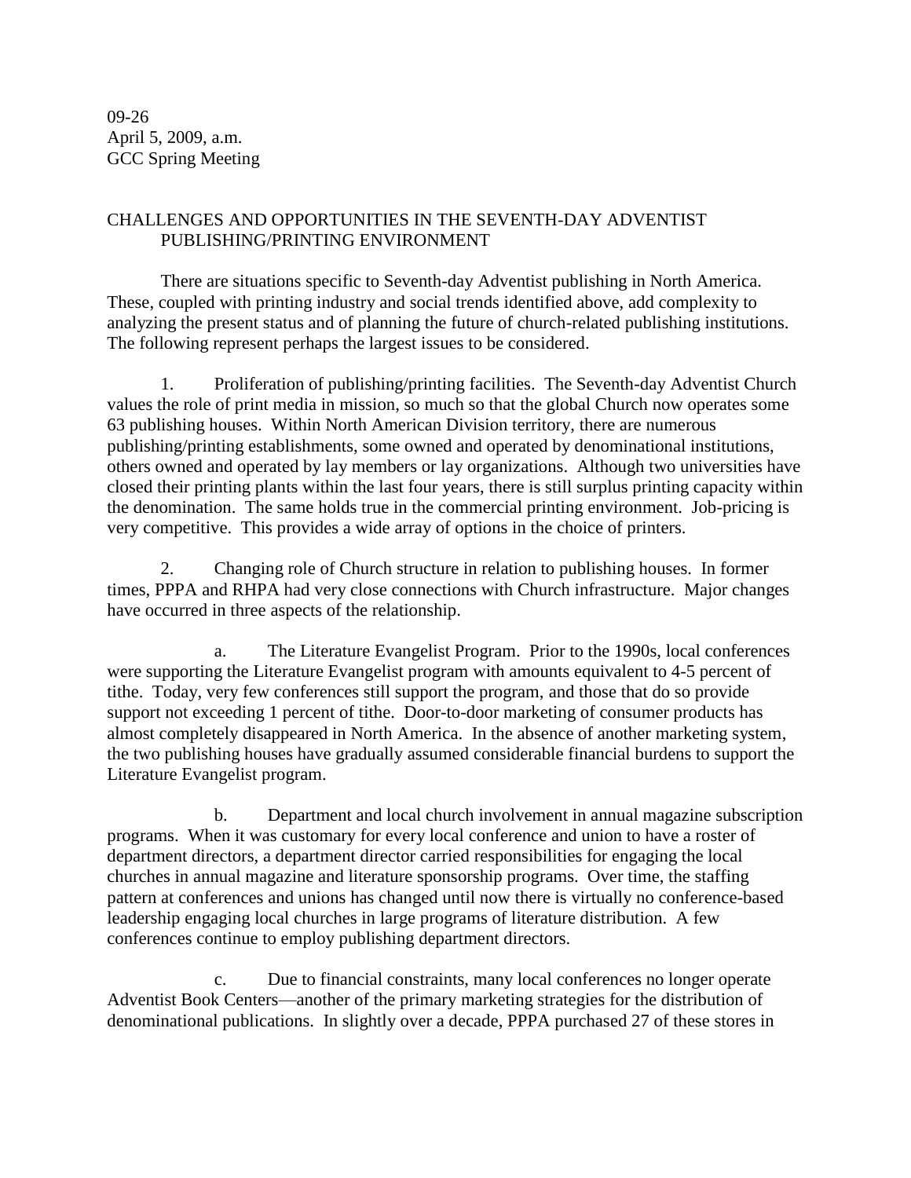09-26
April 5, 2009, a.m.
GCC Spring Meeting

## CHALLENGES AND OPPORTUNITIES IN THE SEVENTH-DAY ADVENTIST PUBLISHING/PRINTING ENVIRONMENT

There are situations specific to Seventh-day Adventist publishing in North America. These, coupled with printing industry and social trends identified above, add complexity to analyzing the present status and of planning the future of church-related publishing institutions. The following represent perhaps the largest issues to be considered.

1. Proliferation of publishing/printing facilities. The Seventh-day Adventist Church values the role of print media in mission, so much so that the global Church now operates some 63 publishing houses. Within North American Division territory, there are numerous publishing/printing establishments, some owned and operated by denominational institutions, others owned and operated by lay members or lay organizations. Although two universities have closed their printing plants within the last four years, there is still surplus printing capacity within the denomination. The same holds true in the commercial printing environment. Job-pricing is very competitive. This provides a wide array of options in the choice of printers.

2. Changing role of Church structure in relation to publishing houses. In former times, PPPA and RHPA had very close connections with Church infrastructure. Major changes have occurred in three aspects of the relationship.

   a. The Literature Evangelist Program. Prior to the 1990s, local conferences were supporting the Literature Evangelist program with amounts equivalent to 4-5 percent of tithe. Today, very few conferences still support the program, and those that do so provide support not exceeding 1 percent of tithe. Door-to-door marketing of consumer products has almost completely disappeared in North America. In the absence of another marketing system, the two publishing houses have gradually assumed considerable financial burdens to support the Literature Evangelist program.

   b. Department and local church involvement in annual magazine subscription programs. When it was customary for every local conference and union to have a roster of department directors, a department director carried responsibilities for engaging the local churches in annual magazine and literature sponsorship programs. Over time, the staffing pattern at conferences and unions has changed until now there is virtually no conference-based leadership engaging local churches in large programs of literature distribution. A few conferences continue to employ publishing department directors.

   c. Due to financial constraints, many local conferences no longer operate Adventist Book Centers—another of the primary marketing strategies for the distribution of denominational publications. In slightly over a decade, PPPA purchased 27 of these stores in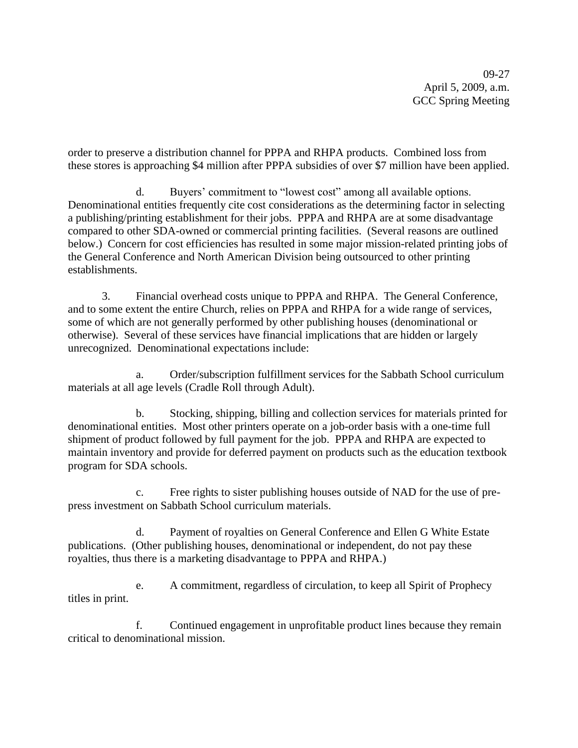order to preserve a distribution channel for PPPA and RHPA products. Combined loss from these stores is approaching $4 million after PPPA subsidies of over $7 million have been applied.

d. Buyers' commitment to "lowest cost" among all available options. Denominational entities frequently cite cost considerations as the determining factor in selecting a publishing/printing establishment for their jobs. PPPA and RHPA are at some disadvantage compared to other SDA-owned or commercial printing facilities. (Several reasons are outlined below.) Concern for cost efficiencies has resulted in some major mission-related printing jobs of the General Conference and North American Division being outsourced to other printing establishments.

3. Financial overhead costs unique to PPPA and RHPA. The General Conference, and to some extent the entire Church, relies on PPPA and RHPA for a wide range of services, some of which are not generally performed by other publishing houses (denominational or otherwise). Several of these services have financial implications that are hidden or largely unrecognized. Denominational expectations include:

a. Order/subscription fulfillment services for the Sabbath School curriculum materials at all age levels (Cradle Roll through Adult).

b. Stocking, shipping, billing and collection services for materials printed for denominational entities. Most other printers operate on a job-order basis with a one-time full shipment of product followed by full payment for the job. PPPA and RHPA are expected to maintain inventory and provide for deferred payment on products such as the education textbook program for SDA schools.

c. Free rights to sister publishing houses outside of NAD for the use of pre-press investment on Sabbath School curriculum materials.

d. Payment of royalties on General Conference and Ellen G White Estate publications. (Other publishing houses, denominational or independent, do not pay these royalties, thus there is a marketing disadvantage to PPPA and RHPA.)

e. A commitment, regardless of circulation, to keep all Spirit of Prophecy titles in print.

f. Continued engagement in unprofitable product lines because they remain critical to denominational mission.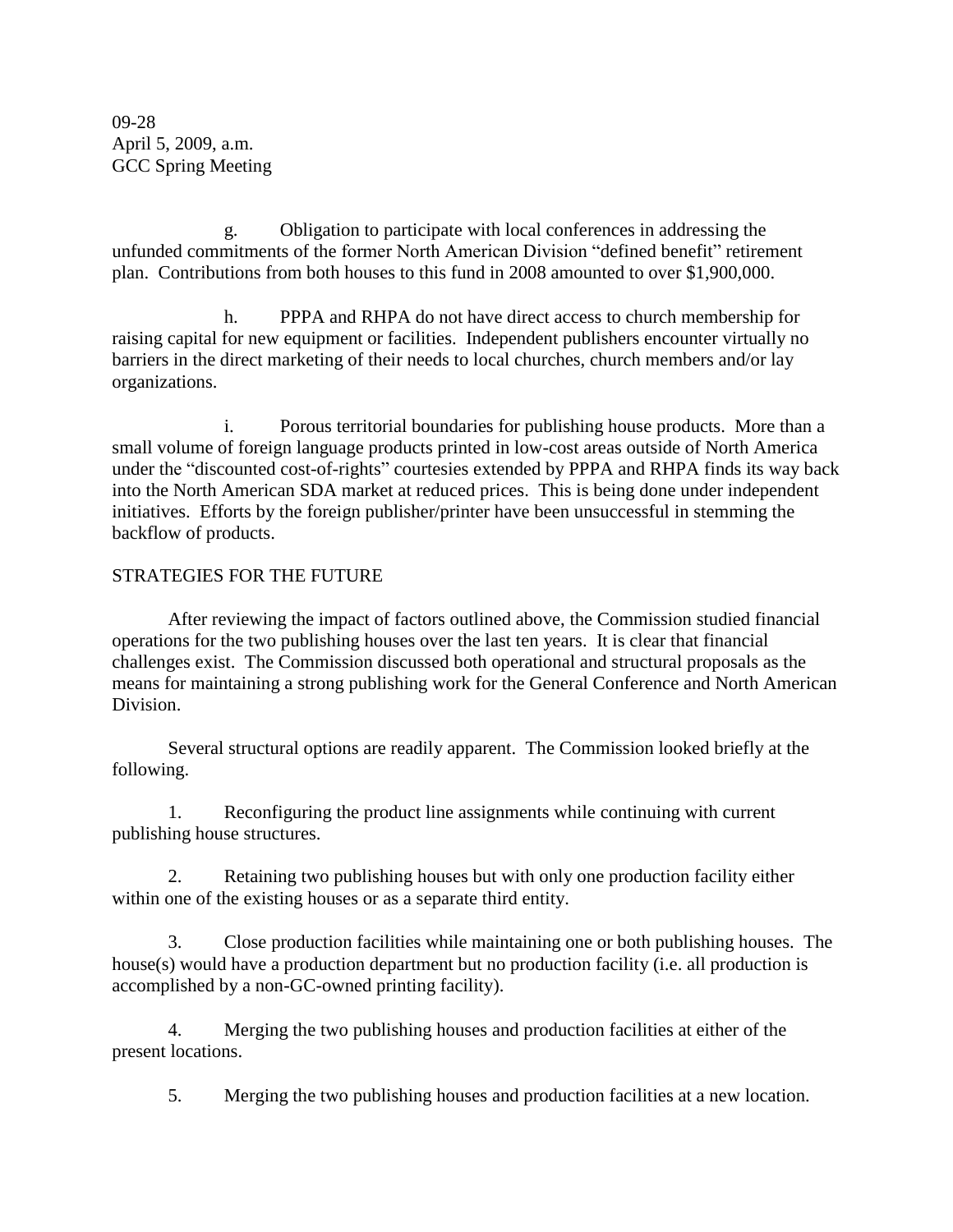g. Obligation to participate with local conferences in addressing the unfunded commitments of the former North American Division "defined benefit" retirement plan. Contributions from both houses to this fund in 2008 amounted to over $1,900,000.

h. PPPA and RHPA do not have direct access to church membership for raising capital for new equipment or facilities. Independent publishers encounter virtually no barriers in the direct marketing of their needs to local churches, church members and/or lay organizations.

i. Porous territorial boundaries for publishing house products. More than a small volume of foreign language products printed in low-cost areas outside of North America under the "discounted cost-of-rights" courtesies extended by PPPA and RHPA finds its way back into the North American SDA market at reduced prices. This is being done under independent initiatives. Efforts by the foreign publisher/printer have been unsuccessful in stemming the backflow of products.

## STRATEGIES FOR THE FUTURE

After reviewing the impact of factors outlined above, the Commission studied financial operations for the two publishing houses over the last ten years. It is clear that financial challenges exist. The Commission discussed both operational and structural proposals as the means for maintaining a strong publishing work for the General Conference and North American Division.

Several structural options are readily apparent. The Commission looked briefly at the following.

1. Reconfiguring the product line assignments while continuing with current publishing house structures.

2. Retaining two publishing houses but with only one production facility either within one of the existing houses or as a separate third entity.

3. Close production facilities while maintaining one or both publishing houses. The house(s) would have a production department but no production facility (i.e. all production is accomplished by a non-GC-owned printing facility).

4. Merging the two publishing houses and production facilities at either of the present locations.

5. Merging the two publishing houses and production facilities at a new location.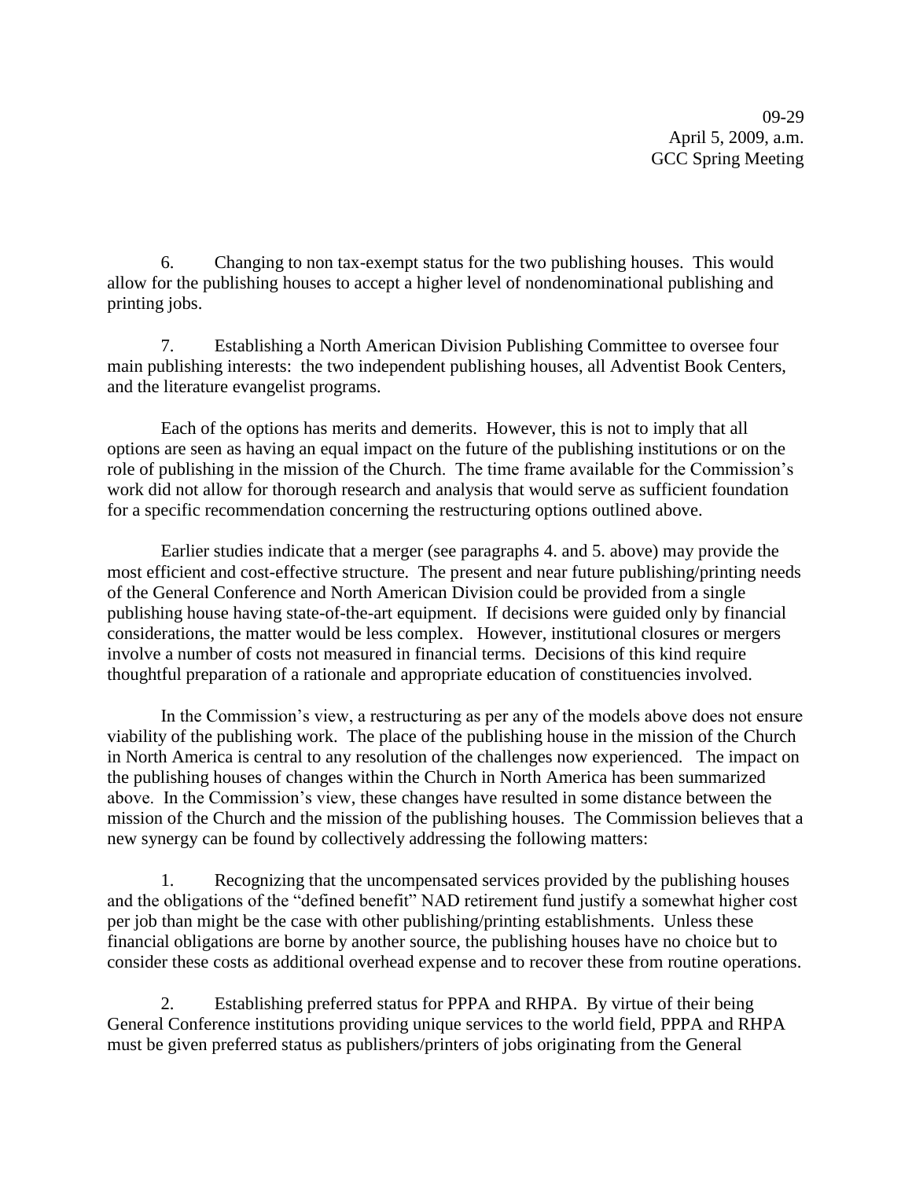6. Changing to non tax-exempt status for the two publishing houses. This would allow for the publishing houses to accept a higher level of nondenominational publishing and printing jobs.

7. Establishing a North American Division Publishing Committee to oversee four main publishing interests: the two independent publishing houses, all Adventist Book Centers, and the literature evangelist programs.

Each of the options has merits and demerits. However, this is not to imply that all options are seen as having an equal impact on the future of the publishing institutions or on the role of publishing in the mission of the Church. The time frame available for the Commission's work did not allow for thorough research and analysis that would serve as sufficient foundation for a specific recommendation concerning the restructuring options outlined above.

Earlier studies indicate that a merger (see paragraphs 4. and 5. above) may provide the most efficient and cost-effective structure. The present and near future publishing/printing needs of the General Conference and North American Division could be provided from a single publishing house having state-of-the-art equipment. If decisions were guided only by financial considerations, the matter would be less complex. However, institutional closures or mergers involve a number of costs not measured in financial terms. Decisions of this kind require thoughtful preparation of a rationale and appropriate education of constituencies involved.

In the Commission's view, a restructuring as per any of the models above does not ensure viability of the publishing work. The place of the publishing house in the mission of the Church in North America is central to any resolution of the challenges now experienced. The impact on the publishing houses of changes within the Church in North America has been summarized above. In the Commission's view, these changes have resulted in some distance between the mission of the Church and the mission of the publishing houses. The Commission believes that a new synergy can be found by collectively addressing the following matters:

1. Recognizing that the uncompensated services provided by the publishing houses and the obligations of the "defined benefit" NAD retirement fund justify a somewhat higher cost per job than might be the case with other publishing/printing establishments. Unless these financial obligations are borne by another source, the publishing houses have no choice but to consider these costs as additional overhead expense and to recover these from routine operations.

2. Establishing preferred status for PPPA and RHPA. By virtue of their being General Conference institutions providing unique services to the world field, PPPA and RHPA must be given preferred status as publishers/printers of jobs originating from the General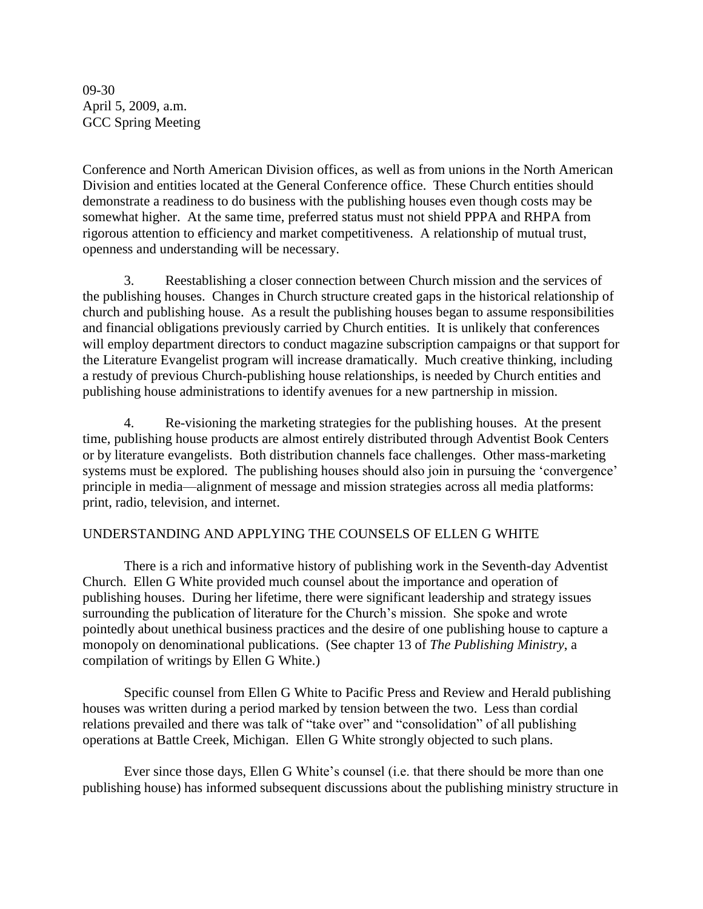Conference and North American Division offices, as well as from unions in the North American Division and entities located at the General Conference office. These Church entities should demonstrate a readiness to do business with the publishing houses even though costs may be somewhat higher. At the same time, preferred status must not shield PPPA and RHPA from rigorous attention to efficiency and market competitiveness. A relationship of mutual trust, openness and understanding will be necessary.

3. Reestablishing a closer connection between Church mission and the services of the publishing houses. Changes in Church structure created gaps in the historical relationship of church and publishing house. As a result the publishing houses began to assume responsibilities and financial obligations previously carried by Church entities. It is unlikely that conferences will employ department directors to conduct magazine subscription campaigns or that support for the Literature Evangelist program will increase dramatically. Much creative thinking, including a restudy of previous Church-publishing house relationships, is needed by Church entities and publishing house administrations to identify avenues for a new partnership in mission.

4. Re-visioning the marketing strategies for the publishing houses. At the present time, publishing house products are almost entirely distributed through Adventist Book Centers or by literature evangelists. Both distribution channels face challenges. Other mass-marketing systems must be explored. The publishing houses should also join in pursuing the 'convergence' principle in media—alignment of message and mission strategies across all media platforms: print, radio, television, and internet.

## UNDERSTANDING AND APPLYING THE COUNSELS OF ELLEN G WHITE

There is a rich and informative history of publishing work in the Seventh-day Adventist Church. Ellen G White provided much counsel about the importance and operation of publishing houses. During her lifetime, there were significant leadership and strategy issues surrounding the publication of literature for the Church's mission. She spoke and wrote pointedly about unethical business practices and the desire of one publishing house to capture a monopoly on denominational publications. (See chapter 13 of *The Publishing Ministry*, a compilation of writings by Ellen G White.)

Specific counsel from Ellen G White to Pacific Press and Review and Herald publishing houses was written during a period marked by tension between the two. Less than cordial relations prevailed and there was talk of "take over" and "consolidation" of all publishing operations at Battle Creek, Michigan. Ellen G White strongly objected to such plans.

Ever since those days, Ellen G White's counsel (i.e. that there should be more than one publishing house) has informed subsequent discussions about the publishing ministry structure in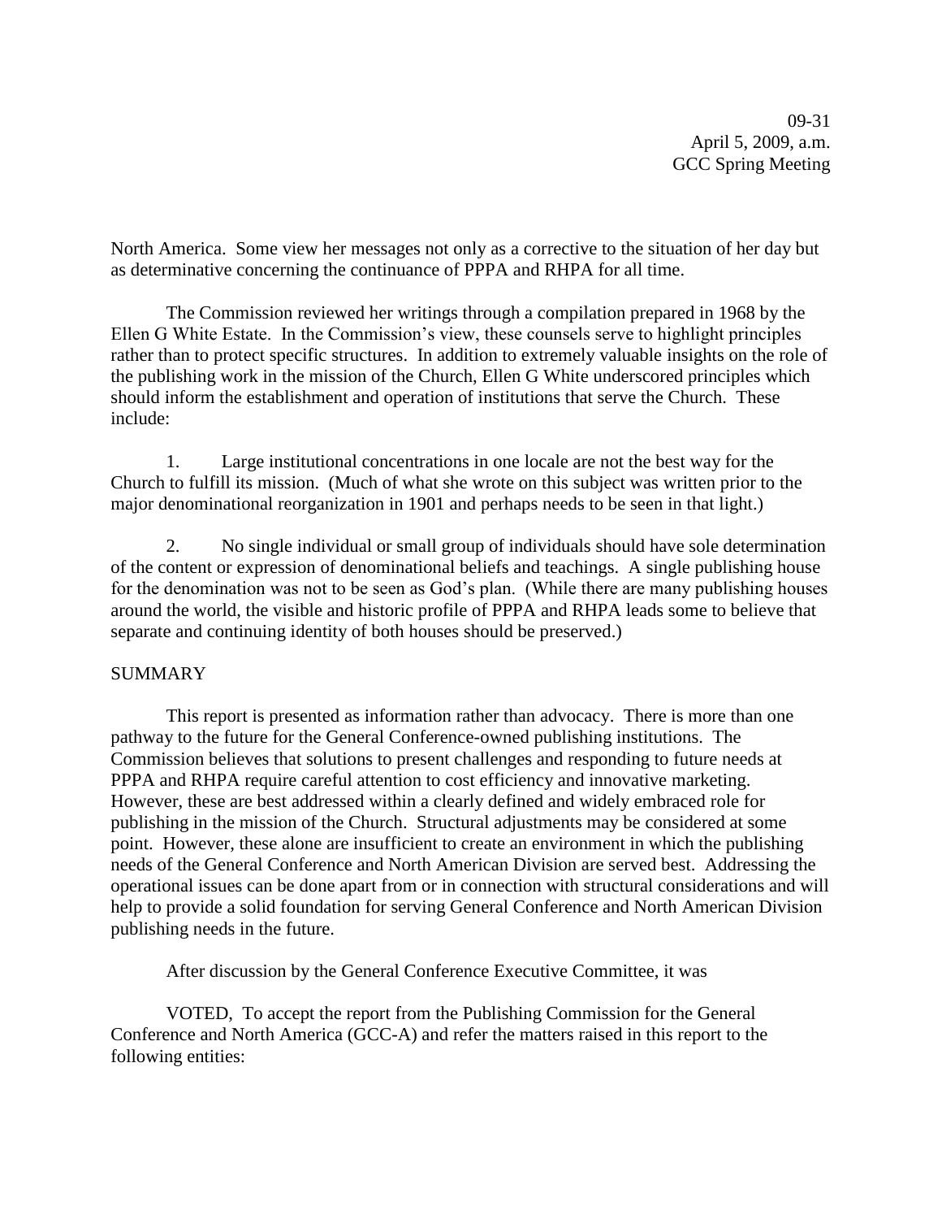North America. Some view her messages not only as a corrective to the situation of her day but as determinative concerning the continuance of PPPA and RHPA for all time.

The Commission reviewed her writings through a compilation prepared in 1968 by the Ellen G White Estate. In the Commission's view, these counsels serve to highlight principles rather than to protect specific structures. In addition to extremely valuable insights on the role of the publishing work in the mission of the Church, Ellen G White underscored principles which should inform the establishment and operation of institutions that serve the Church. These include:

1. Large institutional concentrations in one locale are not the best way for the Church to fulfill its mission. (Much of what she wrote on this subject was written prior to the major denominational reorganization in 1901 and perhaps needs to be seen in that light.)

2. No single individual or small group of individuals should have sole determination of the content or expression of denominational beliefs and teachings. A single publishing house for the denomination was not to be seen as God's plan. (While there are many publishing houses around the world, the visible and historic profile of PPPA and RHPA leads some to believe that separate and continuing identity of both houses should be preserved.)

## SUMMARY

This report is presented as information rather than advocacy. There is more than one pathway to the future for the General Conference-owned publishing institutions. The Commission believes that solutions to present challenges and responding to future needs at PPPA and RHPA require careful attention to cost efficiency and innovative marketing. However, these are best addressed within a clearly defined and widely embraced role for publishing in the mission of the Church. Structural adjustments may be considered at some point. However, these alone are insufficient to create an environment in which the publishing needs of the General Conference and North American Division are served best. Addressing the operational issues can be done apart from or in connection with structural considerations and will help to provide a solid foundation for serving General Conference and North American Division publishing needs in the future.

After discussion by the General Conference Executive Committee, it was

VOTED, To accept the report from the Publishing Commission for the General Conference and North America (GCC-A) and refer the matters raised in this report to the following entities: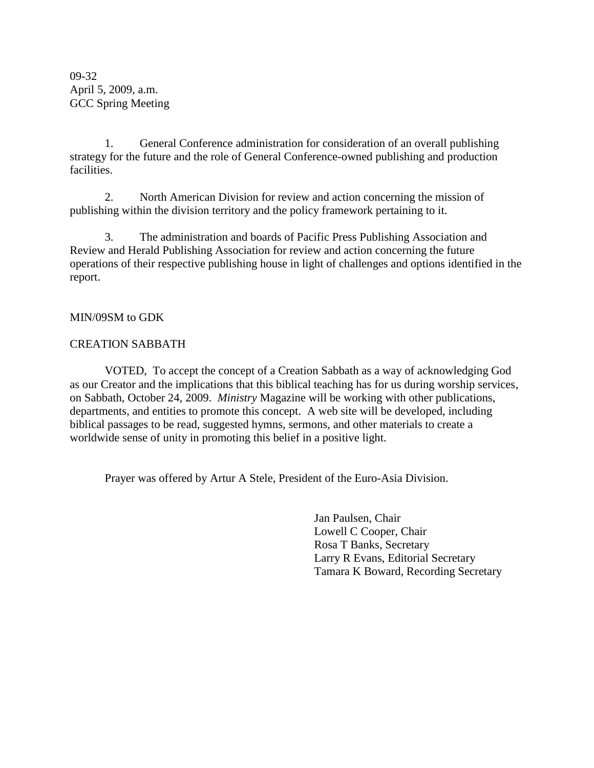09-32
April 5, 2009, a.m.
GCC Spring Meeting

1. General Conference administration for consideration of an overall publishing strategy for the future and the role of General Conference-owned publishing and production facilities.

2. North American Division for review and action concerning the mission of publishing within the division territory and the policy framework pertaining to it.

3. The administration and boards of Pacific Press Publishing Association and Review and Herald Publishing Association for review and action concerning the future operations of their respective publishing house in light of challenges and options identified in the report.

MIN/09SM to GDK

CREATION SABBATH

VOTED, To accept the concept of a Creation Sabbath as a way of acknowledging God as our Creator and the implications that this biblical teaching has for us during worship services, on Sabbath, October 24, 2009. *Ministry* Magazine will be working with other publications, departments, and entities to promote this concept. A web site will be developed, including biblical passages to be read, suggested hymns, sermons, and other materials to create a worldwide sense of unity in promoting this belief in a positive light.

Prayer was offered by Artur A Stele, President of the Euro-Asia Division.

Jan Paulsen, Chair
Lowell C Cooper, Chair
Rosa T Banks, Secretary
Larry R Evans, Editorial Secretary
Tamara K Boward, Recording Secretary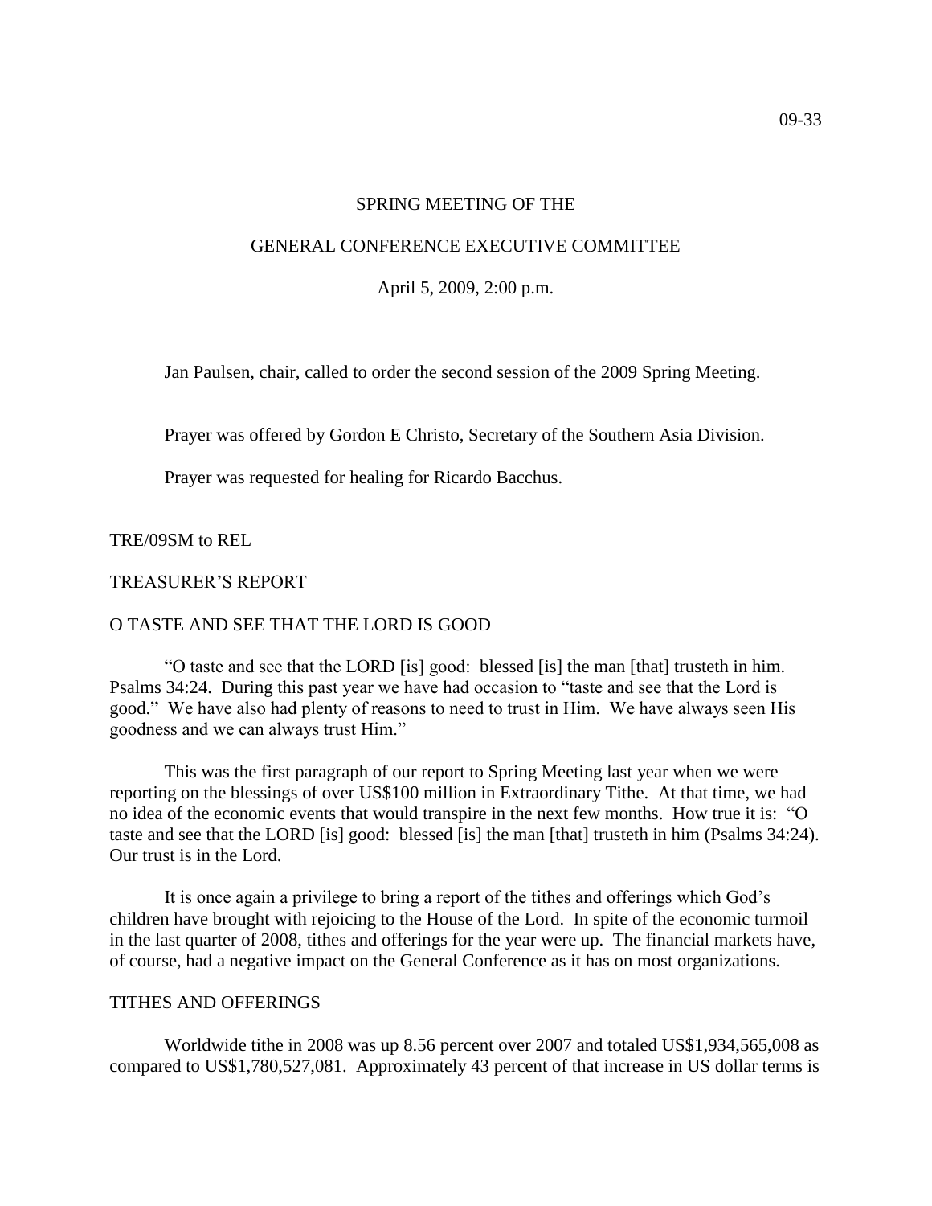09-33

SPRING MEETING OF THE

GENERAL CONFERENCE EXECUTIVE COMMITTEE

April 5, 2009, 2:00 p.m.

Jan Paulsen, chair, called to order the second session of the 2009 Spring Meeting.

Prayer was offered by Gordon E Christo, Secretary of the Southern Asia Division.

Prayer was requested for healing for Ricardo Bacchus.

TRE/09SM to REL

TREASURER'S REPORT

O TASTE AND SEE THAT THE LORD IS GOOD

"O taste and see that the LORD [is] good: blessed [is] the man [that] trusteth in him. Psalms 34:24. During this past year we have had occasion to "taste and see that the Lord is good." We have also had plenty of reasons to need to trust in Him. We have always seen His goodness and we can always trust Him."

This was the first paragraph of our report to Spring Meeting last year when we were reporting on the blessings of over US$100 million in Extraordinary Tithe. At that time, we had no idea of the economic events that would transpire in the next few months. How true it is: "O taste and see that the LORD [is] good: blessed [is] the man [that] trusteth in him (Psalms 34:24). Our trust is in the Lord.

It is once again a privilege to bring a report of the tithes and offerings which God's children have brought with rejoicing to the House of the Lord. In spite of the economic turmoil in the last quarter of 2008, tithes and offerings for the year were up. The financial markets have, of course, had a negative impact on the General Conference as it has on most organizations.

TITHES AND OFFERINGS

Worldwide tithe in 2008 was up 8.56 percent over 2007 and totaled US$1,934,565,008 as compared to US$1,780,527,081. Approximately 43 percent of that increase in US dollar terms is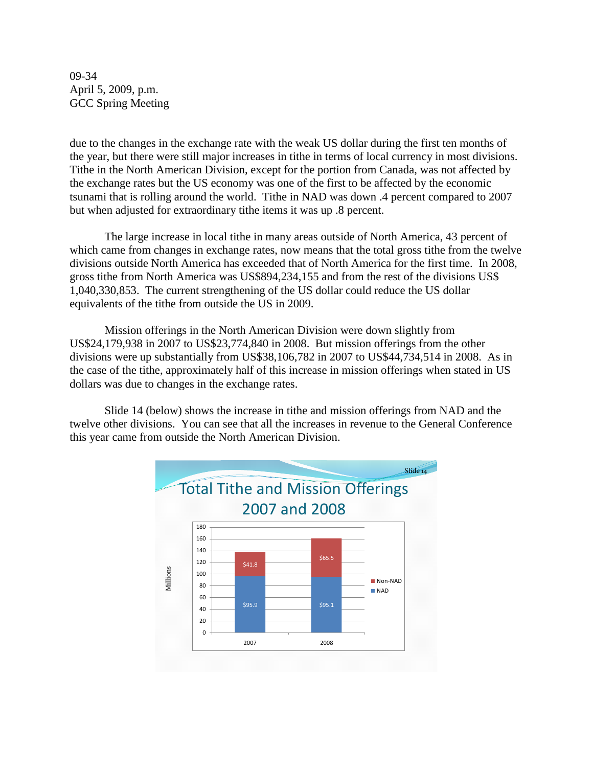due to the changes in the exchange rate with the weak US dollar during the first ten months of the year, but there were still major increases in tithe in terms of local currency in most divisions. Tithe in the North American Division, except for the portion from Canada, was not affected by the exchange rates but the US economy was one of the first to be affected by the economic tsunami that is rolling around the world. Tithe in NAD was down .4 percent compared to 2007 but when adjusted for extraordinary tithe items it was up .8 percent.

The large increase in local tithe in many areas outside of North America, 43 percent of which came from changes in exchange rates, now means that the total gross tithe from the twelve divisions outside North America has exceeded that of North America for the first time. In 2008, gross tithe from North America was US$894,234,155 and from the rest of the divisions US$ 1,040,330,853. The current strengthening of the US dollar could reduce the US dollar equivalents of the tithe from outside the US in 2009.

Mission offerings in the North American Division were down slightly from US$24,179,938 in 2007 to US$23,774,840 in 2008. But mission offerings from the other divisions were up substantially from US$38,106,782 in 2007 to US$44,734,514 in 2008. As in the case of the tithe, approximately half of this increase in mission offerings when stated in US dollars was due to changes in the exchange rates.

Slide 14 (below) shows the increase in tithe and mission offerings from NAD and the twelve other divisions. You can see that all the increases in revenue to the General Conference this year came from outside the North American Division.

Slide 14

**Total Tithe and Mission Offerings 2007 and 2008**

| Millions | 2007 | 2008 |
|---|---|---|
| Non-NAD | $41.8 | $65.5 |
| NAD | $95.9 | $95.1 |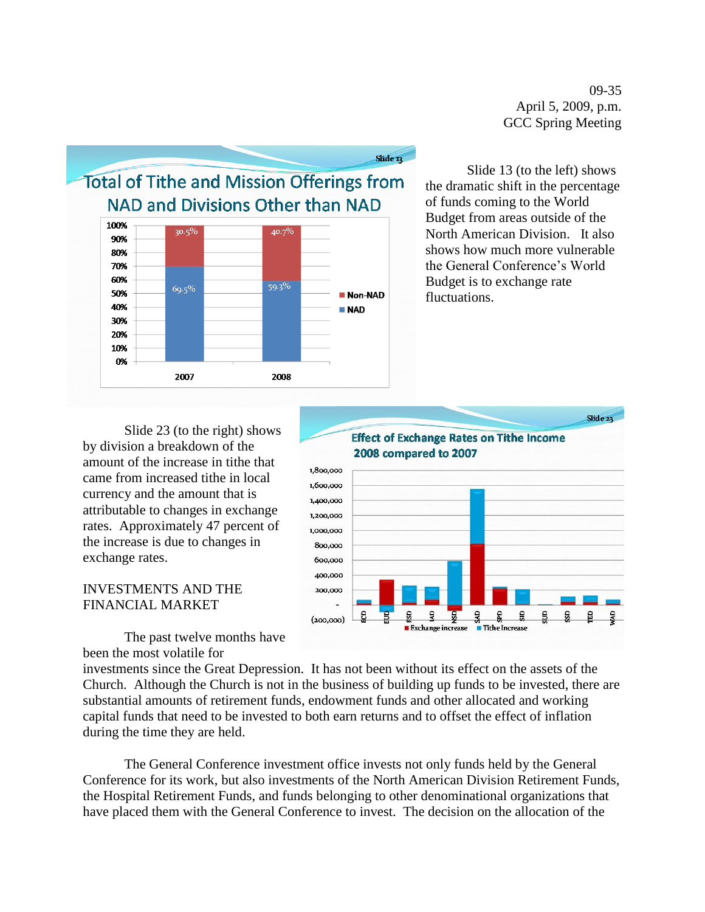**Slide 13**

**Total of Tithe and Mission Offerings from NAD and Divisions Other than NAD**

| | 2007 | 2008 |
|---|---|---|
| Non-NAD | 30.5% | 40.7% |
| NAD | 69.5% | 59.3% |

Slide 13 (to the left) shows the dramatic shift in the percentage of funds coming to the World Budget from areas outside of the North American Division. It also shows how much more vulnerable the General Conference's World Budget is to exchange rate fluctuations.

**Slide 23**

**Effect of Exchange Rates on Tithe Income 2008 compared to 2007**

Divisions: ECD, EUD, ESD, IAD, NSD, SAD, SPD, SID, SUD, SSD, TED, WAD

Legend: Exchange increase; Tithe Increase

Slide 23 (to the right) shows by division a breakdown of the amount of the increase in tithe that came from increased tithe in local currency and the amount that is attributable to changes in exchange rates. Approximately 47 percent of the increase is due to changes in exchange rates.

## INVESTMENTS AND THE FINANCIAL MARKET

The past twelve months have been the most volatile for investments since the Great Depression. It has not been without its effect on the assets of the Church. Although the Church is not in the business of building up funds to be invested, there are substantial amounts of retirement funds, endowment funds and other allocated and working capital funds that need to be invested to both earn returns and to offset the effect of inflation during the time they are held.

The General Conference investment office invests not only funds held by the General Conference for its work, but also investments of the North American Division Retirement Funds, the Hospital Retirement Funds, and funds belonging to other denominational organizations that have placed them with the General Conference to invest. The decision on the allocation of the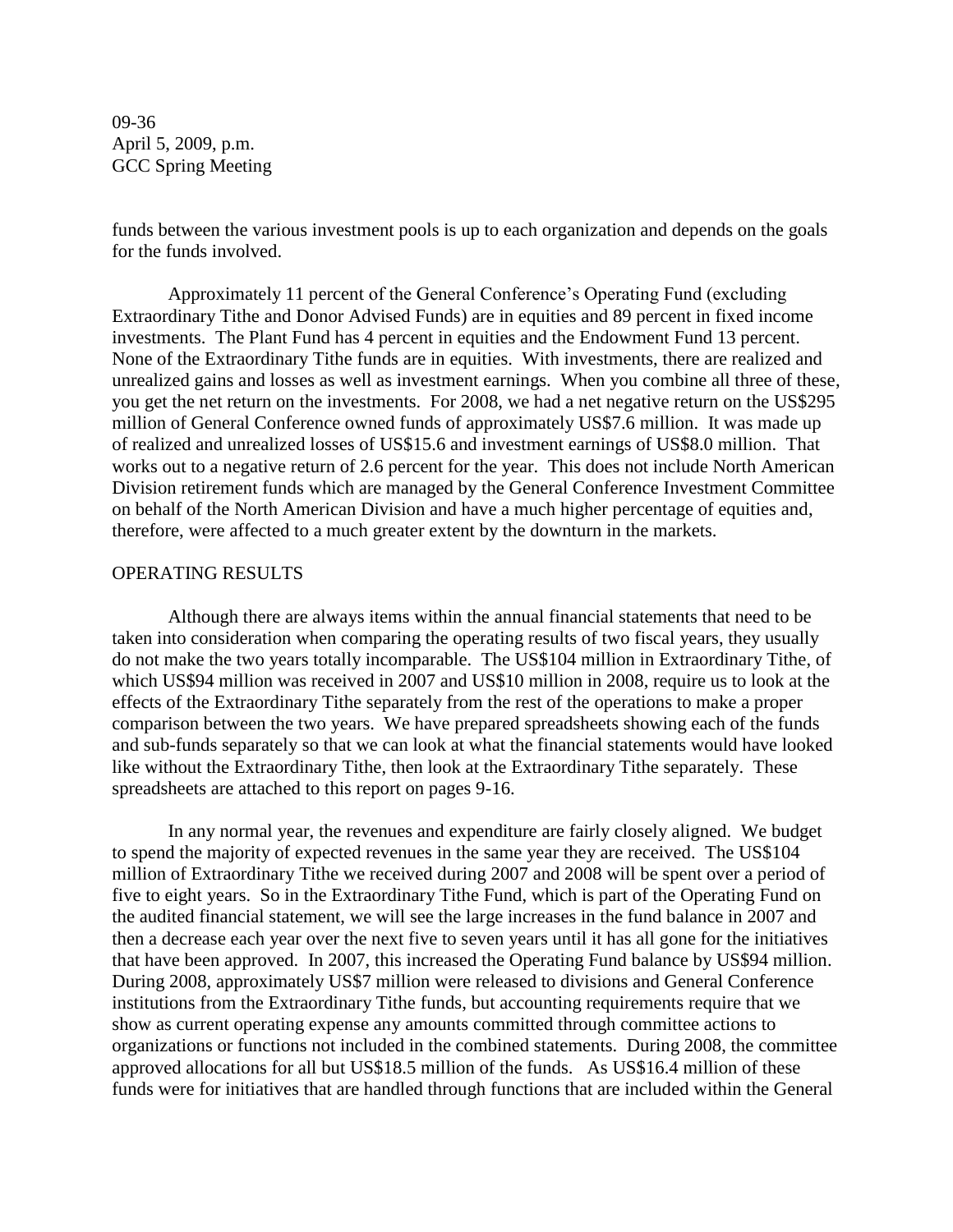funds between the various investment pools is up to each organization and depends on the goals for the funds involved.

Approximately 11 percent of the General Conference's Operating Fund (excluding Extraordinary Tithe and Donor Advised Funds) are in equities and 89 percent in fixed income investments. The Plant Fund has 4 percent in equities and the Endowment Fund 13 percent. None of the Extraordinary Tithe funds are in equities. With investments, there are realized and unrealized gains and losses as well as investment earnings. When you combine all three of these, you get the net return on the investments. For 2008, we had a net negative return on the US$295 million of General Conference owned funds of approximately US$7.6 million. It was made up of realized and unrealized losses of US$15.6 and investment earnings of US$8.0 million. That works out to a negative return of 2.6 percent for the year. This does not include North American Division retirement funds which are managed by the General Conference Investment Committee on behalf of the North American Division and have a much higher percentage of equities and, therefore, were affected to a much greater extent by the downturn in the markets.

## OPERATING RESULTS

Although there are always items within the annual financial statements that need to be taken into consideration when comparing the operating results of two fiscal years, they usually do not make the two years totally incomparable. The US$104 million in Extraordinary Tithe, of which US$94 million was received in 2007 and US$10 million in 2008, require us to look at the effects of the Extraordinary Tithe separately from the rest of the operations to make a proper comparison between the two years. We have prepared spreadsheets showing each of the funds and sub-funds separately so that we can look at what the financial statements would have looked like without the Extraordinary Tithe, then look at the Extraordinary Tithe separately. These spreadsheets are attached to this report on pages 9-16.

In any normal year, the revenues and expenditure are fairly closely aligned. We budget to spend the majority of expected revenues in the same year they are received. The US$104 million of Extraordinary Tithe we received during 2007 and 2008 will be spent over a period of five to eight years. So in the Extraordinary Tithe Fund, which is part of the Operating Fund on the audited financial statement, we will see the large increases in the fund balance in 2007 and then a decrease each year over the next five to seven years until it has all gone for the initiatives that have been approved. In 2007, this increased the Operating Fund balance by US$94 million. During 2008, approximately US$7 million were released to divisions and General Conference institutions from the Extraordinary Tithe funds, but accounting requirements require that we show as current operating expense any amounts committed through committee actions to organizations or functions not included in the combined statements. During 2008, the committee approved allocations for all but US$18.5 million of the funds. As US$16.4 million of these funds were for initiatives that are handled through functions that are included within the General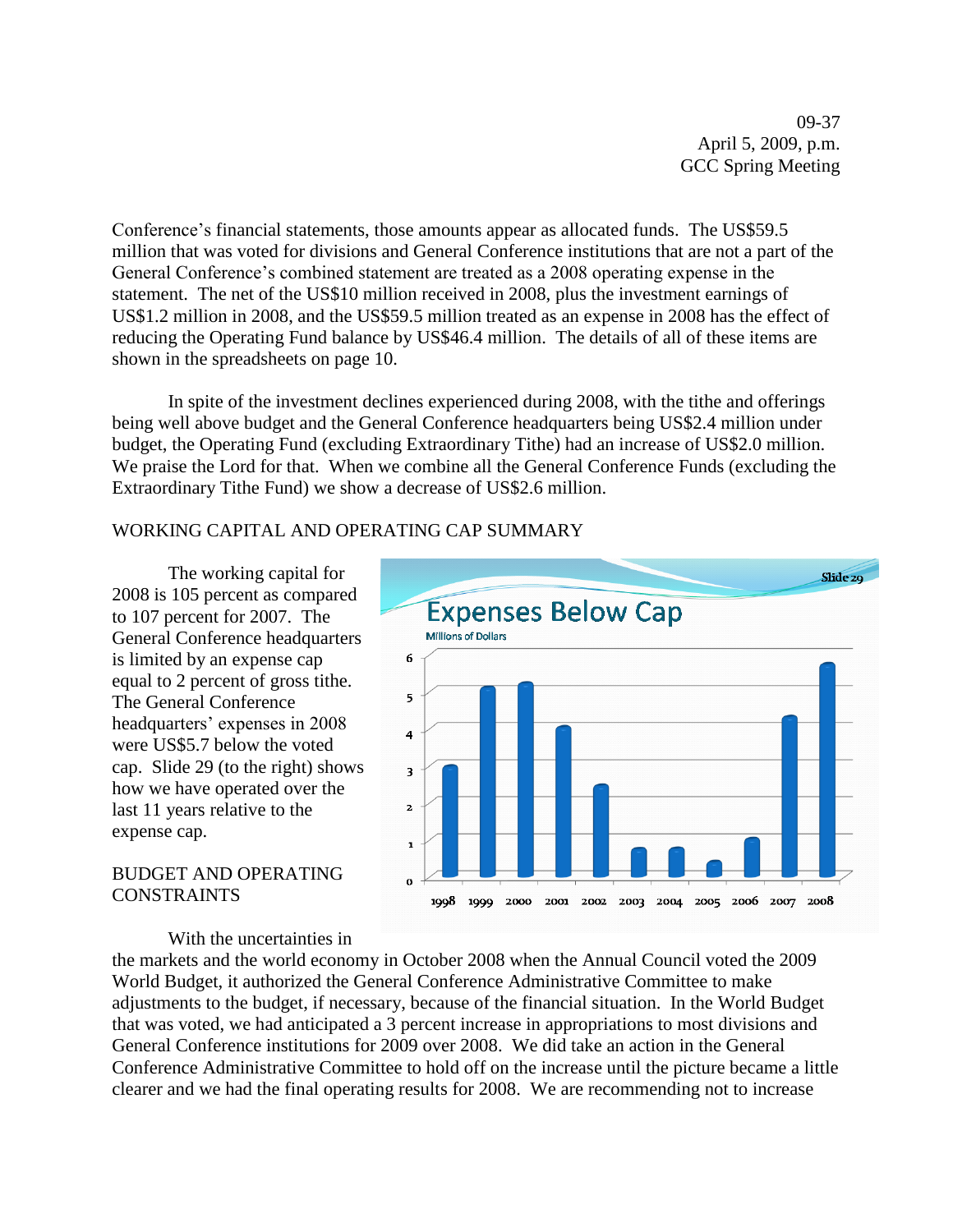Conference's financial statements, those amounts appear as allocated funds. The US$59.5 million that was voted for divisions and General Conference institutions that are not a part of the General Conference's combined statement are treated as a 2008 operating expense in the statement. The net of the US$10 million received in 2008, plus the investment earnings of US$1.2 million in 2008, and the US$59.5 million treated as an expense in 2008 has the effect of reducing the Operating Fund balance by US$46.4 million. The details of all of these items are shown in the spreadsheets on page 10.

In spite of the investment declines experienced during 2008, with the tithe and offerings being well above budget and the General Conference headquarters being US$2.4 million under budget, the Operating Fund (excluding Extraordinary Tithe) had an increase of US$2.0 million. We praise the Lord for that. When we combine all the General Conference Funds (excluding the Extraordinary Tithe Fund) we show a decrease of US$2.6 million.

## WORKING CAPITAL AND OPERATING CAP SUMMARY

The working capital for 2008 is 105 percent as compared to 107 percent for 2007. The General Conference headquarters is limited by an expense cap equal to 2 percent of gross tithe. The General Conference headquarters' expenses in 2008 were US$5.7 below the voted cap. Slide 29 (to the right) shows how we have operated over the last 11 years relative to the expense cap.

Slide 29

**Expenses Below Cap**

Millions of Dollars

| Year | 1998 | 1999 | 2000 | 2001 | 2002 | 2003 | 2004 | 2005 | 2006 | 2007 | 2008 |
|---|---|---|---|---|---|---|---|---|---|---|---|
| Millions of Dollars (approx.) | 3.0 | 5.1 | 5.2 | 4.0 | 2.4 | 0.7 | 0.7 | 0.4 | 1.0 | 4.3 | 5.7 |

## BUDGET AND OPERATING CONSTRAINTS

With the uncertainties in the markets and the world economy in October 2008 when the Annual Council voted the 2009 World Budget, it authorized the General Conference Administrative Committee to make adjustments to the budget, if necessary, because of the financial situation. In the World Budget that was voted, we had anticipated a 3 percent increase in appropriations to most divisions and General Conference institutions for 2009 over 2008. We did take an action in the General Conference Administrative Committee to hold off on the increase until the picture became a little clearer and we had the final operating results for 2008. We are recommending not to increase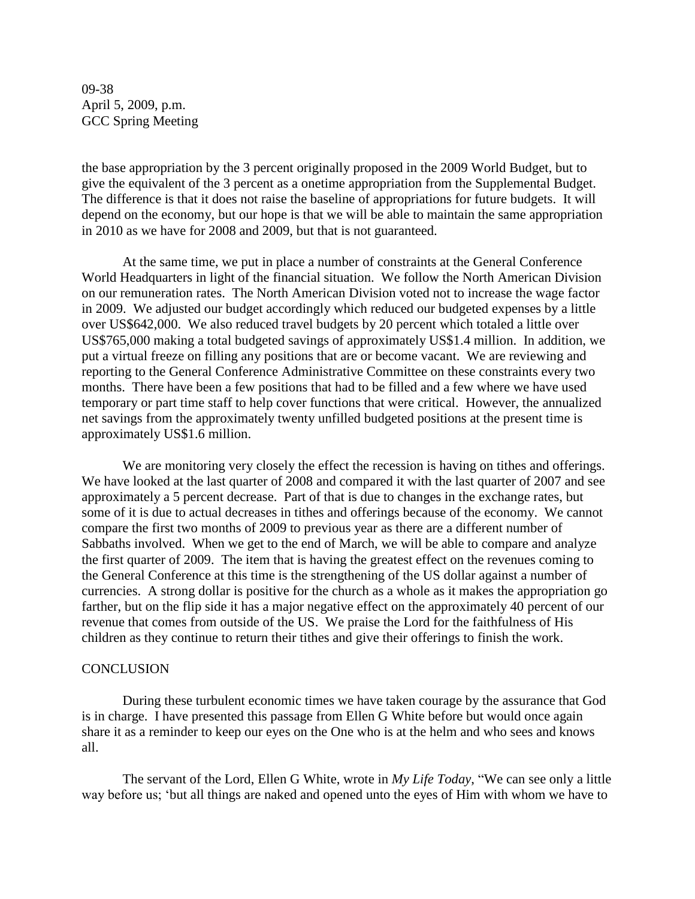the base appropriation by the 3 percent originally proposed in the 2009 World Budget, but to give the equivalent of the 3 percent as a onetime appropriation from the Supplemental Budget. The difference is that it does not raise the baseline of appropriations for future budgets. It will depend on the economy, but our hope is that we will be able to maintain the same appropriation in 2010 as we have for 2008 and 2009, but that is not guaranteed.

At the same time, we put in place a number of constraints at the General Conference World Headquarters in light of the financial situation. We follow the North American Division on our remuneration rates. The North American Division voted not to increase the wage factor in 2009. We adjusted our budget accordingly which reduced our budgeted expenses by a little over US$642,000. We also reduced travel budgets by 20 percent which totaled a little over US$765,000 making a total budgeted savings of approximately US$1.4 million. In addition, we put a virtual freeze on filling any positions that are or become vacant. We are reviewing and reporting to the General Conference Administrative Committee on these constraints every two months. There have been a few positions that had to be filled and a few where we have used temporary or part time staff to help cover functions that were critical. However, the annualized net savings from the approximately twenty unfilled budgeted positions at the present time is approximately US$1.6 million.

We are monitoring very closely the effect the recession is having on tithes and offerings. We have looked at the last quarter of 2008 and compared it with the last quarter of 2007 and see approximately a 5 percent decrease. Part of that is due to changes in the exchange rates, but some of it is due to actual decreases in tithes and offerings because of the economy. We cannot compare the first two months of 2009 to previous year as there are a different number of Sabbaths involved. When we get to the end of March, we will be able to compare and analyze the first quarter of 2009. The item that is having the greatest effect on the revenues coming to the General Conference at this time is the strengthening of the US dollar against a number of currencies. A strong dollar is positive for the church as a whole as it makes the appropriation go farther, but on the flip side it has a major negative effect on the approximately 40 percent of our revenue that comes from outside of the US. We praise the Lord for the faithfulness of His children as they continue to return their tithes and give their offerings to finish the work.

## CONCLUSION

During these turbulent economic times we have taken courage by the assurance that God is in charge. I have presented this passage from Ellen G White before but would once again share it as a reminder to keep our eyes on the One who is at the helm and who sees and knows all.

The servant of the Lord, Ellen G White, wrote in *My Life Today*, "We can see only a little way before us; 'but all things are naked and opened unto the eyes of Him with whom we have to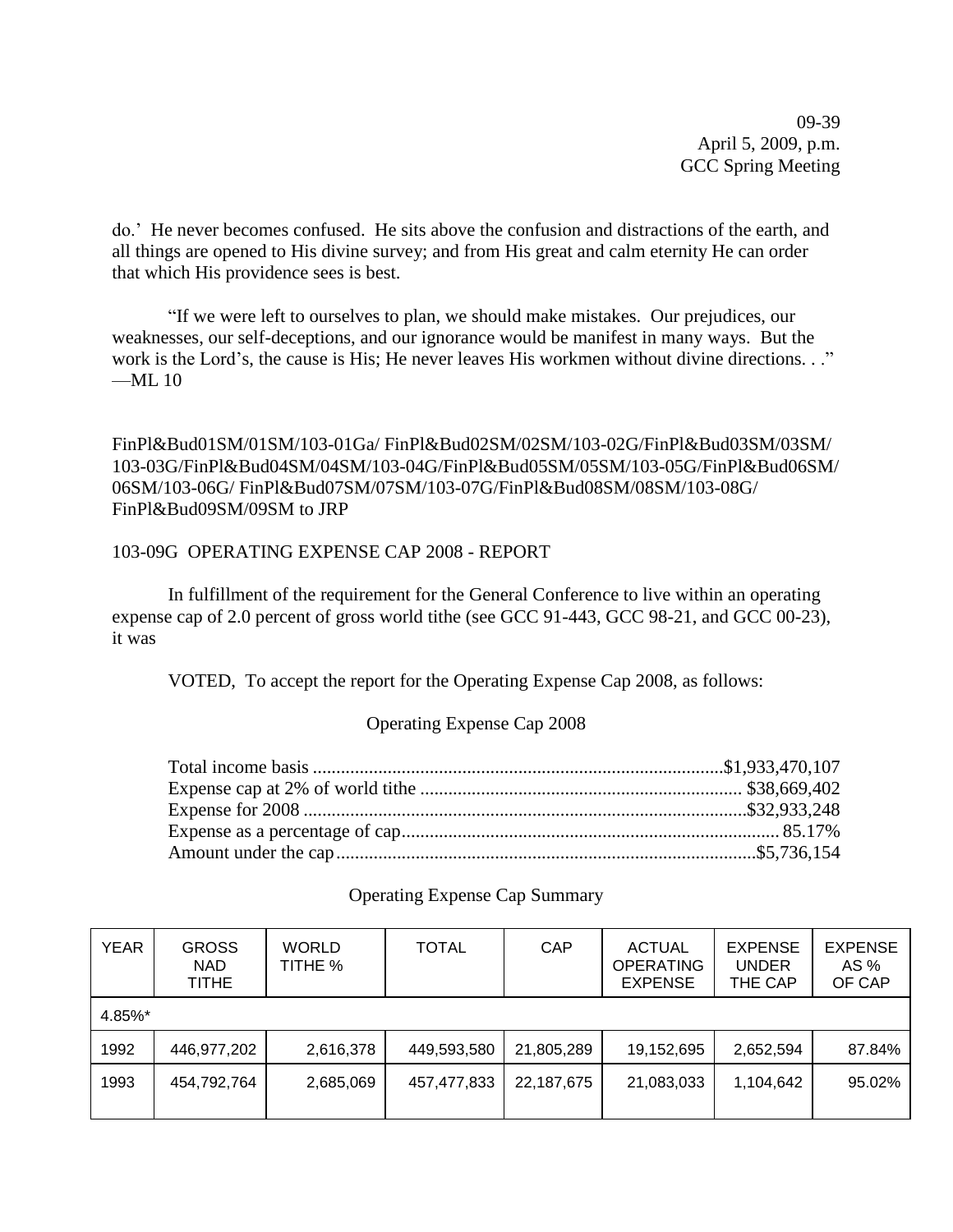do.' He never becomes confused. He sits above the confusion and distractions of the earth, and all things are opened to His divine survey; and from His great and calm eternity He can order that which His providence sees is best.

"If we were left to ourselves to plan, we should make mistakes. Our prejudices, our weaknesses, our self-deceptions, and our ignorance would be manifest in many ways. But the work is the Lord's, the cause is His; He never leaves His workmen without divine directions. . ." —ML 10

FinPl&Bud01SM/01SM/103-01Ga/ FinPl&Bud02SM/02SM/103-02G/FinPl&Bud03SM/03SM/ 103-03G/FinPl&Bud04SM/04SM/103-04G/FinPl&Bud05SM/05SM/103-05G/FinPl&Bud06SM/ 06SM/103-06G/ FinPl&Bud07SM/07SM/103-07G/FinPl&Bud08SM/08SM/103-08G/ FinPl&Bud09SM/09SM to JRP

103-09G OPERATING EXPENSE CAP 2008 - REPORT

In fulfillment of the requirement for the General Conference to live within an operating expense cap of 2.0 percent of gross world tithe (see GCC 91-443, GCC 98-21, and GCC 00-23), it was

VOTED, To accept the report for the Operating Expense Cap 2008, as follows:

Operating Expense Cap 2008

Total income basis ........................................................................................$1,933,470,107
Expense cap at 2% of world tithe ..................................................................... $38,669,402
Expense for 2008 ...............................................................................................$32,933,248
Expense as a percentage of cap................................................................................. 85.17%
Amount under the cap.........................................................................................$5,736,154

Operating Expense Cap Summary

| YEAR | GROSS NAD TITHE | WORLD TITHE % | TOTAL | CAP | ACTUAL OPERATING EXPENSE | EXPENSE UNDER THE CAP | EXPENSE AS % OF CAP |
|---|---|---|---|---|---|---|---|
| 4.85%* | | | | | | | |
| 1992 | 446,977,202 | 2,616,378 | 449,593,580 | 21,805,289 | 19,152,695 | 2,652,594 | 87.84% |
| 1993 | 454,792,764 | 2,685,069 | 457,477,833 | 22,187,675 | 21,083,033 | 1,104,642 | 95.02% |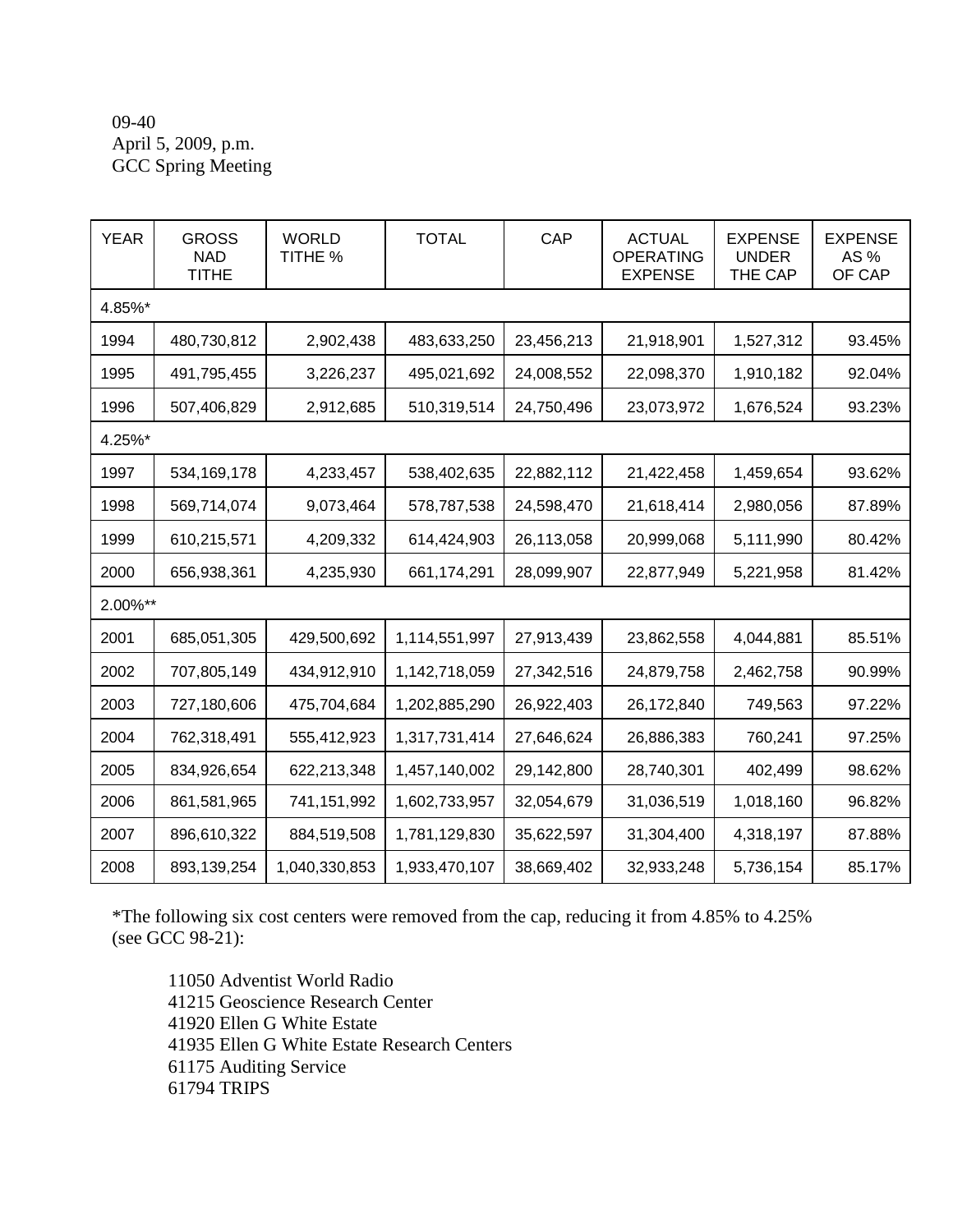09-40
April 5, 2009, p.m.
GCC Spring Meeting

| YEAR | GROSS NAD TITHE | WORLD TITHE % | TOTAL | CAP | ACTUAL OPERATING EXPENSE | EXPENSE UNDER THE CAP | EXPENSE AS % OF CAP |
|---|---|---|---|---|---|---|---|
| 4.85%* | | | | | | | |
| 1994 | 480,730,812 | 2,902,438 | 483,633,250 | 23,456,213 | 21,918,901 | 1,527,312 | 93.45% |
| 1995 | 491,795,455 | 3,226,237 | 495,021,692 | 24,008,552 | 22,098,370 | 1,910,182 | 92.04% |
| 1996 | 507,406,829 | 2,912,685 | 510,319,514 | 24,750,496 | 23,073,972 | 1,676,524 | 93.23% |
| 4.25%* | | | | | | | |
| 1997 | 534,169,178 | 4,233,457 | 538,402,635 | 22,882,112 | 21,422,458 | 1,459,654 | 93.62% |
| 1998 | 569,714,074 | 9,073,464 | 578,787,538 | 24,598,470 | 21,618,414 | 2,980,056 | 87.89% |
| 1999 | 610,215,571 | 4,209,332 | 614,424,903 | 26,113,058 | 20,999,068 | 5,111,990 | 80.42% |
| 2000 | 656,938,361 | 4,235,930 | 661,174,291 | 28,099,907 | 22,877,949 | 5,221,958 | 81.42% |
| 2.00%** | | | | | | | |
| 2001 | 685,051,305 | 429,500,692 | 1,114,551,997 | 27,913,439 | 23,862,558 | 4,044,881 | 85.51% |
| 2002 | 707,805,149 | 434,912,910 | 1,142,718,059 | 27,342,516 | 24,879,758 | 2,462,758 | 90.99% |
| 2003 | 727,180,606 | 475,704,684 | 1,202,885,290 | 26,922,403 | 26,172,840 | 749,563 | 97.22% |
| 2004 | 762,318,491 | 555,412,923 | 1,317,731,414 | 27,646,624 | 26,886,383 | 760,241 | 97.25% |
| 2005 | 834,926,654 | 622,213,348 | 1,457,140,002 | 29,142,800 | 28,740,301 | 402,499 | 98.62% |
| 2006 | 861,581,965 | 741,151,992 | 1,602,733,957 | 32,054,679 | 31,036,519 | 1,018,160 | 96.82% |
| 2007 | 896,610,322 | 884,519,508 | 1,781,129,830 | 35,622,597 | 31,304,400 | 4,318,197 | 87.88% |
| 2008 | 893,139,254 | 1,040,330,853 | 1,933,470,107 | 38,669,402 | 32,933,248 | 5,736,154 | 85.17% |

*The following six cost centers were removed from the cap, reducing it from 4.85% to 4.25% (see GCC 98-21):

11050 Adventist World Radio
41215 Geoscience Research Center
41920 Ellen G White Estate
41935 Ellen G White Estate Research Centers
61175 Auditing Service
61794 TRIPS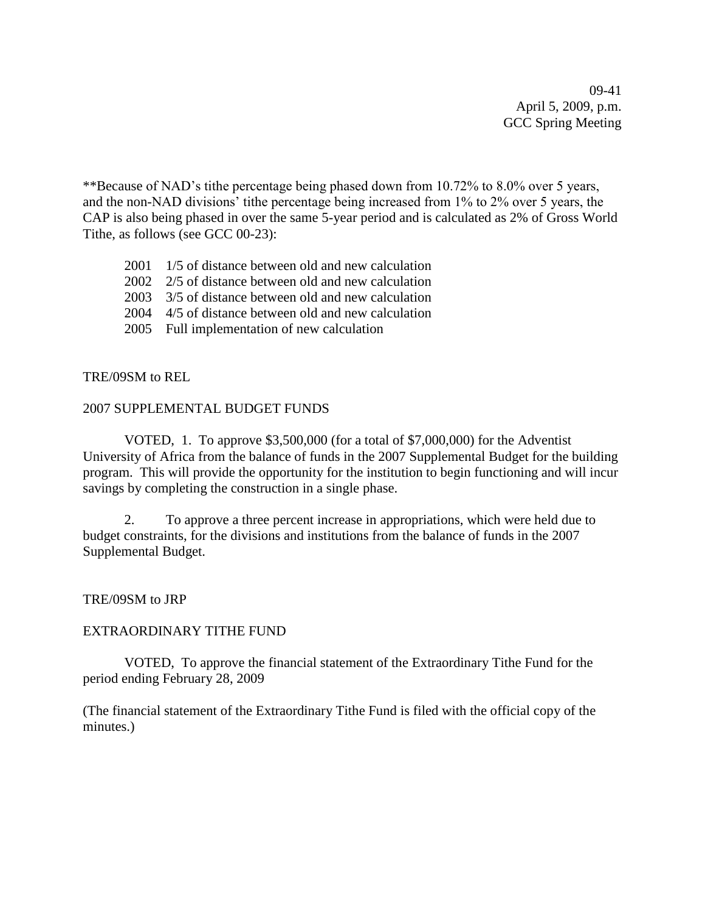**Because of NAD's tithe percentage being phased down from 10.72% to 8.0% over 5 years, and the non-NAD divisions' tithe percentage being increased from 1% to 2% over 5 years, the CAP is also being phased in over the same 5-year period and is calculated as 2% of Gross World Tithe, as follows (see GCC 00-23):

2001 1/5 of distance between old and new calculation
2002 2/5 of distance between old and new calculation
2003 3/5 of distance between old and new calculation
2004 4/5 of distance between old and new calculation
2005 Full implementation of new calculation

TRE/09SM to REL

2007 SUPPLEMENTAL BUDGET FUNDS

VOTED, 1. To approve $3,500,000 (for a total of $7,000,000) for the Adventist University of Africa from the balance of funds in the 2007 Supplemental Budget for the building program. This will provide the opportunity for the institution to begin functioning and will incur savings by completing the construction in a single phase.

2. To approve a three percent increase in appropriations, which were held due to budget constraints, for the divisions and institutions from the balance of funds in the 2007 Supplemental Budget.

TRE/09SM to JRP

EXTRAORDINARY TITHE FUND

VOTED, To approve the financial statement of the Extraordinary Tithe Fund for the period ending February 28, 2009

(The financial statement of the Extraordinary Tithe Fund is filed with the official copy of the minutes.)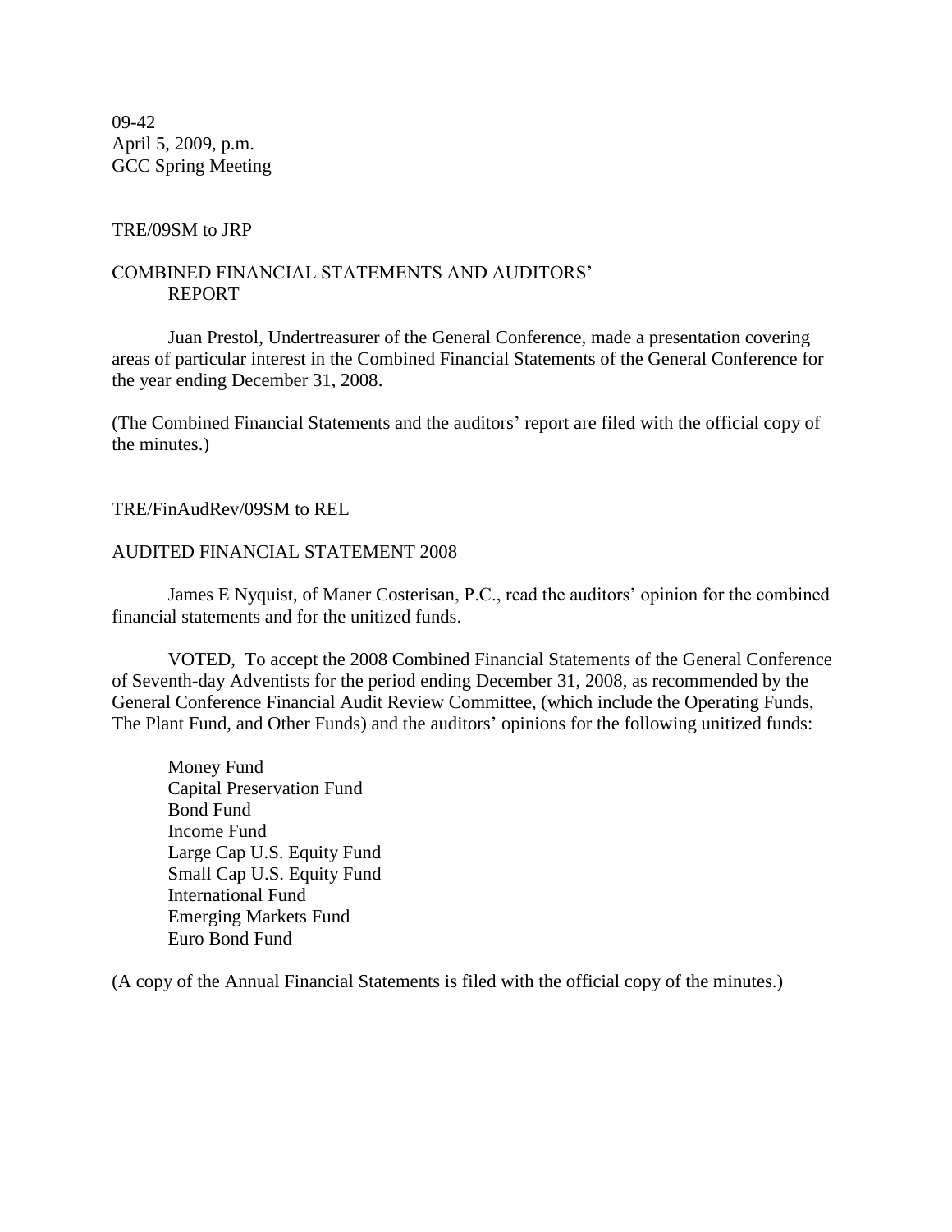09-42
April 5, 2009, p.m.
GCC Spring Meeting

TRE/09SM to JRP

COMBINED FINANCIAL STATEMENTS AND AUDITORS' REPORT

Juan Prestol, Undertreasurer of the General Conference, made a presentation covering areas of particular interest in the Combined Financial Statements of the General Conference for the year ending December 31, 2008.

(The Combined Financial Statements and the auditors' report are filed with the official copy of the minutes.)

TRE/FinAudRev/09SM to REL

AUDITED FINANCIAL STATEMENT 2008

James E Nyquist, of Maner Costerisan, P.C., read the auditors' opinion for the combined financial statements and for the unitized funds.

VOTED, To accept the 2008 Combined Financial Statements of the General Conference of Seventh-day Adventists for the period ending December 31, 2008, as recommended by the General Conference Financial Audit Review Committee, (which include the Operating Funds, The Plant Fund, and Other Funds) and the auditors' opinions for the following unitized funds:

Money Fund
Capital Preservation Fund
Bond Fund
Income Fund
Large Cap U.S. Equity Fund
Small Cap U.S. Equity Fund
International Fund
Emerging Markets Fund
Euro Bond Fund

(A copy of the Annual Financial Statements is filed with the official copy of the minutes.)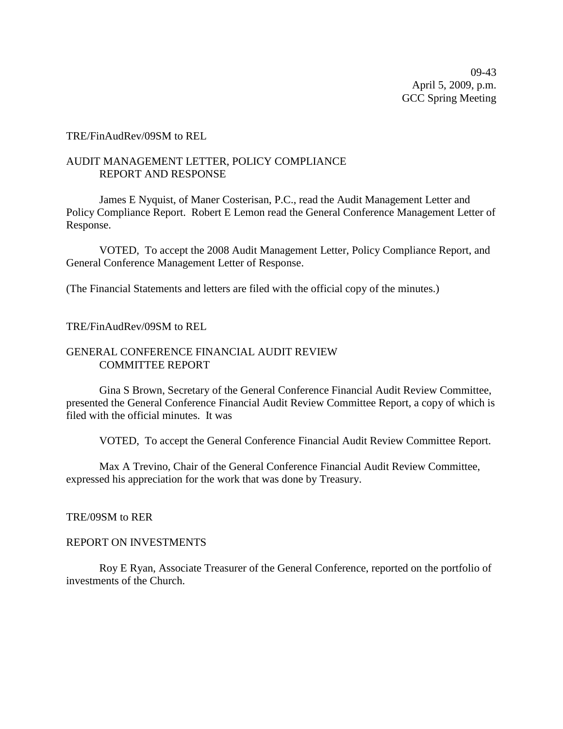09-43
April 5, 2009, p.m.
GCC Spring Meeting

TRE/FinAudRev/09SM to REL

AUDIT MANAGEMENT LETTER, POLICY COMPLIANCE
REPORT AND RESPONSE

James E Nyquist, of Maner Costerisan, P.C., read the Audit Management Letter and Policy Compliance Report. Robert E Lemon read the General Conference Management Letter of Response.

VOTED, To accept the 2008 Audit Management Letter, Policy Compliance Report, and General Conference Management Letter of Response.

(The Financial Statements and letters are filed with the official copy of the minutes.)

TRE/FinAudRev/09SM to REL

GENERAL CONFERENCE FINANCIAL AUDIT REVIEW
COMMITTEE REPORT

Gina S Brown, Secretary of the General Conference Financial Audit Review Committee, presented the General Conference Financial Audit Review Committee Report, a copy of which is filed with the official minutes. It was

VOTED, To accept the General Conference Financial Audit Review Committee Report.

Max A Trevino, Chair of the General Conference Financial Audit Review Committee, expressed his appreciation for the work that was done by Treasury.

TRE/09SM to RER

REPORT ON INVESTMENTS

Roy E Ryan, Associate Treasurer of the General Conference, reported on the portfolio of investments of the Church.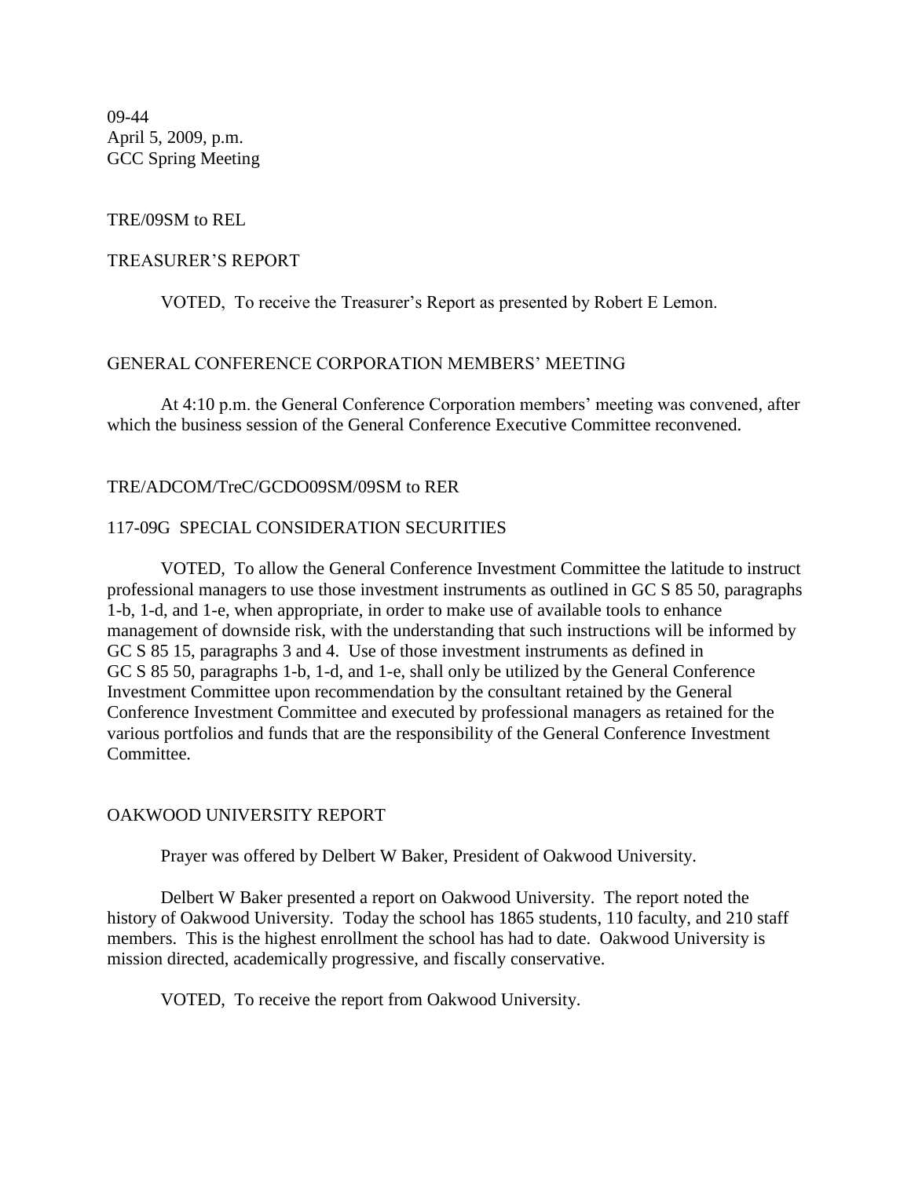09-44
April 5, 2009, p.m.
GCC Spring Meeting

TRE/09SM to REL

TREASURER'S REPORT

VOTED, To receive the Treasurer's Report as presented by Robert E Lemon.

GENERAL CONFERENCE CORPORATION MEMBERS' MEETING

At 4:10 p.m. the General Conference Corporation members' meeting was convened, after which the business session of the General Conference Executive Committee reconvened.

TRE/ADCOM/TreC/GCDO09SM/09SM to RER

117-09G SPECIAL CONSIDERATION SECURITIES

VOTED, To allow the General Conference Investment Committee the latitude to instruct professional managers to use those investment instruments as outlined in GC S 85 50, paragraphs 1-b, 1-d, and 1-e, when appropriate, in order to make use of available tools to enhance management of downside risk, with the understanding that such instructions will be informed by GC S 85 15, paragraphs 3 and 4. Use of those investment instruments as defined in GC S 85 50, paragraphs 1-b, 1-d, and 1-e, shall only be utilized by the General Conference Investment Committee upon recommendation by the consultant retained by the General Conference Investment Committee and executed by professional managers as retained for the various portfolios and funds that are the responsibility of the General Conference Investment Committee.

OAKWOOD UNIVERSITY REPORT

Prayer was offered by Delbert W Baker, President of Oakwood University.

Delbert W Baker presented a report on Oakwood University. The report noted the history of Oakwood University. Today the school has 1865 students, 110 faculty, and 210 staff members. This is the highest enrollment the school has had to date. Oakwood University is mission directed, academically progressive, and fiscally conservative.

VOTED, To receive the report from Oakwood University.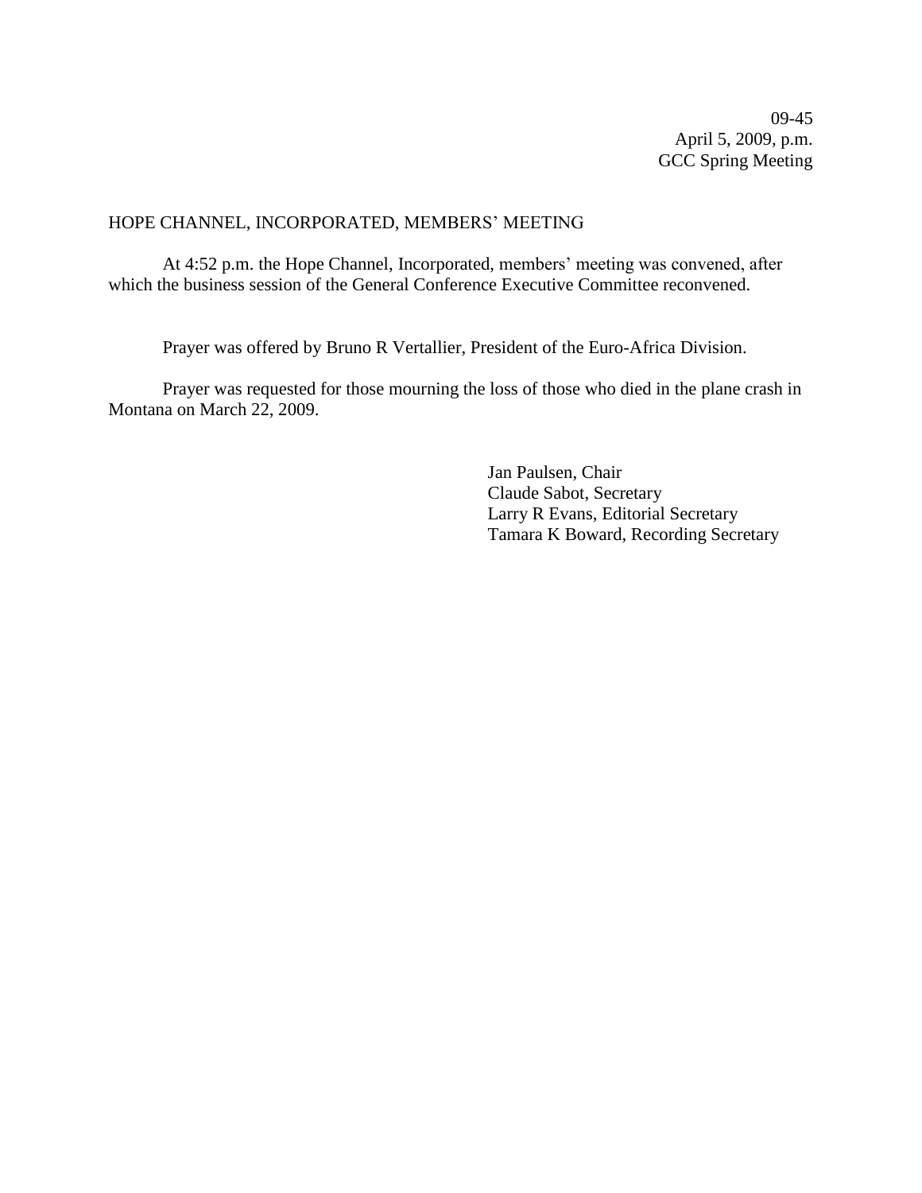09-45
April 5, 2009, p.m.
GCC Spring Meeting

HOPE CHANNEL, INCORPORATED, MEMBERS' MEETING

At 4:52 p.m. the Hope Channel, Incorporated, members' meeting was convened, after which the business session of the General Conference Executive Committee reconvened.

Prayer was offered by Bruno R Vertallier, President of the Euro-Africa Division.

Prayer was requested for those mourning the loss of those who died in the plane crash in Montana on March 22, 2009.

Jan Paulsen, Chair
Claude Sabot, Secretary
Larry R Evans, Editorial Secretary
Tamara K Boward, Recording Secretary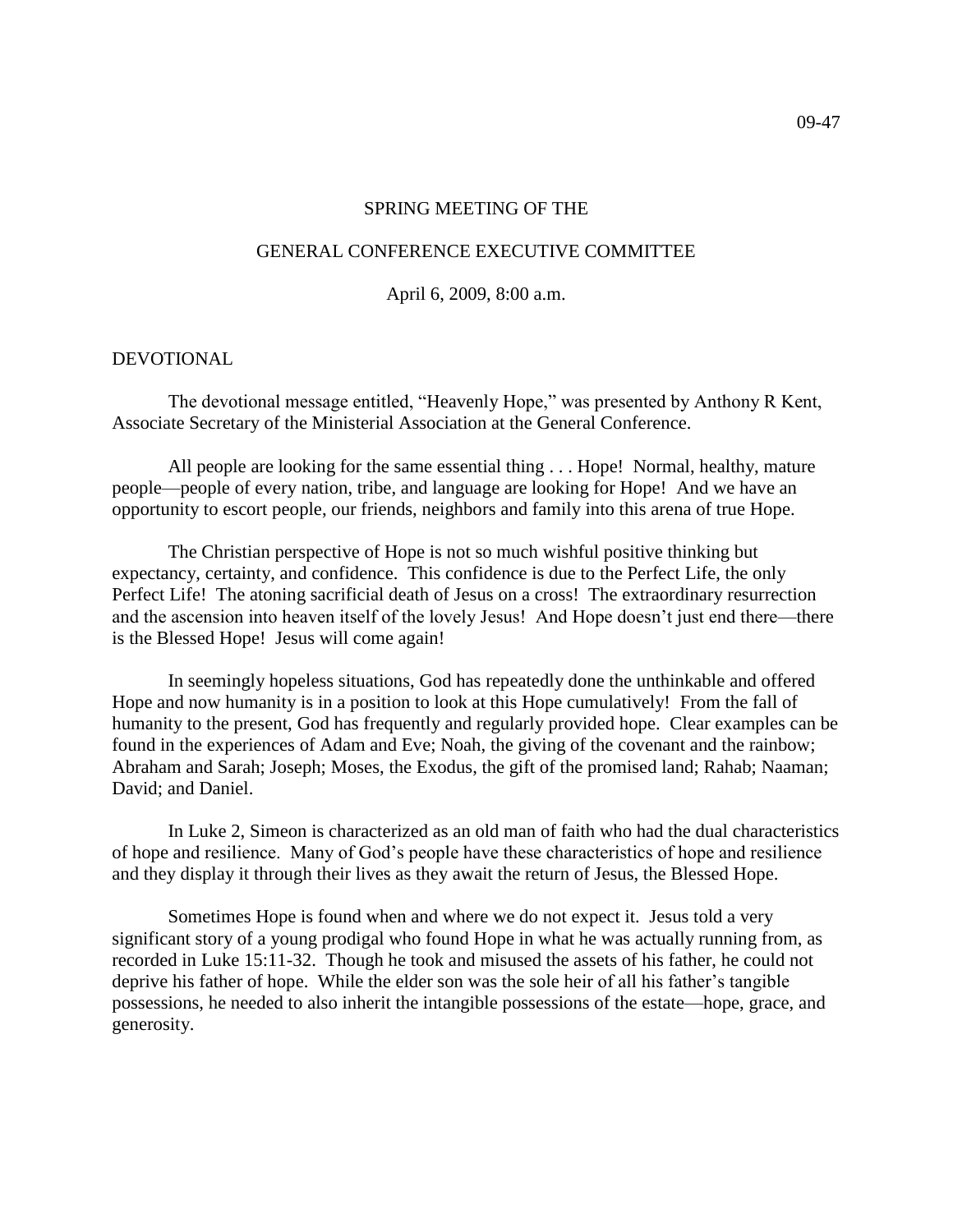09-47

SPRING MEETING OF THE

GENERAL CONFERENCE EXECUTIVE COMMITTEE

April 6, 2009, 8:00 a.m.

DEVOTIONAL

The devotional message entitled, "Heavenly Hope," was presented by Anthony R Kent, Associate Secretary of the Ministerial Association at the General Conference.

All people are looking for the same essential thing . . . Hope! Normal, healthy, mature people—people of every nation, tribe, and language are looking for Hope! And we have an opportunity to escort people, our friends, neighbors and family into this arena of true Hope.

The Christian perspective of Hope is not so much wishful positive thinking but expectancy, certainty, and confidence. This confidence is due to the Perfect Life, the only Perfect Life! The atoning sacrificial death of Jesus on a cross! The extraordinary resurrection and the ascension into heaven itself of the lovely Jesus! And Hope doesn't just end there—there is the Blessed Hope! Jesus will come again!

In seemingly hopeless situations, God has repeatedly done the unthinkable and offered Hope and now humanity is in a position to look at this Hope cumulatively! From the fall of humanity to the present, God has frequently and regularly provided hope. Clear examples can be found in the experiences of Adam and Eve; Noah, the giving of the covenant and the rainbow; Abraham and Sarah; Joseph; Moses, the Exodus, the gift of the promised land; Rahab; Naaman; David; and Daniel.

In Luke 2, Simeon is characterized as an old man of faith who had the dual characteristics of hope and resilience. Many of God's people have these characteristics of hope and resilience and they display it through their lives as they await the return of Jesus, the Blessed Hope.

Sometimes Hope is found when and where we do not expect it. Jesus told a very significant story of a young prodigal who found Hope in what he was actually running from, as recorded in Luke 15:11-32. Though he took and misused the assets of his father, he could not deprive his father of hope. While the elder son was the sole heir of all his father's tangible possessions, he needed to also inherit the intangible possessions of the estate—hope, grace, and generosity.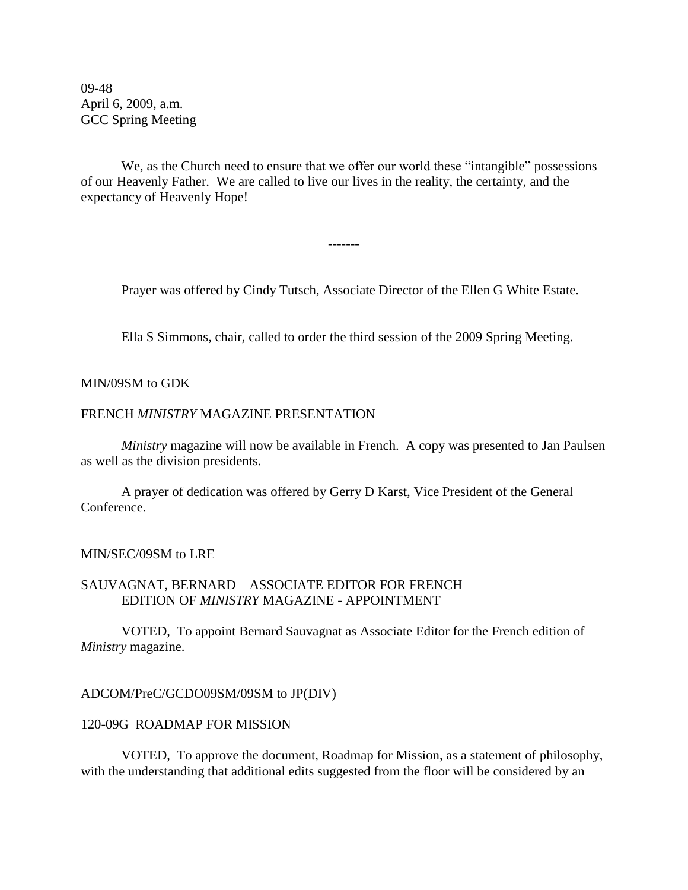09-48
April 6, 2009, a.m.
GCC Spring Meeting

We, as the Church need to ensure that we offer our world these "intangible" possessions of our Heavenly Father. We are called to live our lives in the reality, the certainty, and the expectancy of Heavenly Hope!

-------

Prayer was offered by Cindy Tutsch, Associate Director of the Ellen G White Estate.

Ella S Simmons, chair, called to order the third session of the 2009 Spring Meeting.

MIN/09SM to GDK

FRENCH *MINISTRY* MAGAZINE PRESENTATION

*Ministry* magazine will now be available in French. A copy was presented to Jan Paulsen as well as the division presidents.

A prayer of dedication was offered by Gerry D Karst, Vice President of the General Conference.

MIN/SEC/09SM to LRE

SAUVAGNAT, BERNARD—ASSOCIATE EDITOR FOR FRENCH EDITION OF *MINISTRY* MAGAZINE - APPOINTMENT

VOTED, To appoint Bernard Sauvagnat as Associate Editor for the French edition of *Ministry* magazine.

ADCOM/PreC/GCDO09SM/09SM to JP(DIV)

120-09G ROADMAP FOR MISSION

VOTED, To approve the document, Roadmap for Mission, as a statement of philosophy, with the understanding that additional edits suggested from the floor will be considered by an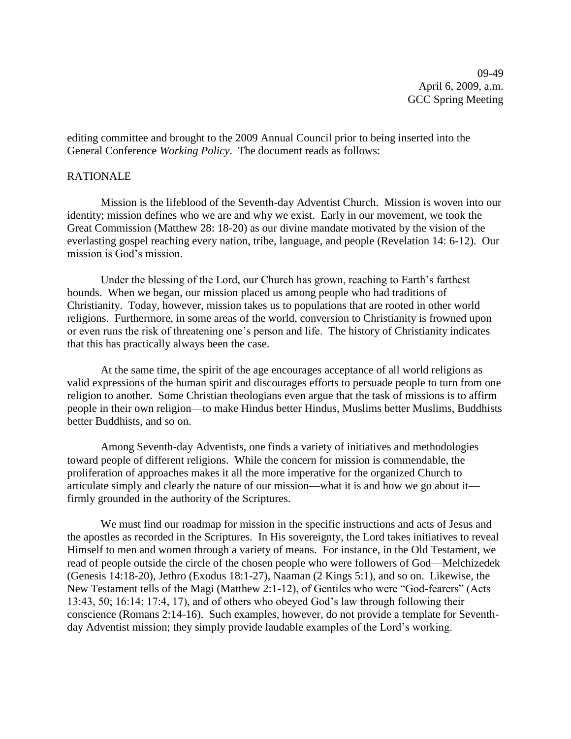editing committee and brought to the 2009 Annual Council prior to being inserted into the General Conference *Working Policy*. The document reads as follows:

RATIONALE

Mission is the lifeblood of the Seventh-day Adventist Church. Mission is woven into our identity; mission defines who we are and why we exist. Early in our movement, we took the Great Commission (Matthew 28: 18-20) as our divine mandate motivated by the vision of the everlasting gospel reaching every nation, tribe, language, and people (Revelation 14: 6-12). Our mission is God's mission.

Under the blessing of the Lord, our Church has grown, reaching to Earth's farthest bounds. When we began, our mission placed us among people who had traditions of Christianity. Today, however, mission takes us to populations that are rooted in other world religions. Furthermore, in some areas of the world, conversion to Christianity is frowned upon or even runs the risk of threatening one's person and life. The history of Christianity indicates that this has practically always been the case.

At the same time, the spirit of the age encourages acceptance of all world religions as valid expressions of the human spirit and discourages efforts to persuade people to turn from one religion to another. Some Christian theologians even argue that the task of missions is to affirm people in their own religion—to make Hindus better Hindus, Muslims better Muslims, Buddhists better Buddhists, and so on.

Among Seventh-day Adventists, one finds a variety of initiatives and methodologies toward people of different religions. While the concern for mission is commendable, the proliferation of approaches makes it all the more imperative for the organized Church to articulate simply and clearly the nature of our mission—what it is and how we go about it—firmly grounded in the authority of the Scriptures.

We must find our roadmap for mission in the specific instructions and acts of Jesus and the apostles as recorded in the Scriptures. In His sovereignty, the Lord takes initiatives to reveal Himself to men and women through a variety of means. For instance, in the Old Testament, we read of people outside the circle of the chosen people who were followers of God—Melchizedek (Genesis 14:18-20), Jethro (Exodus 18:1-27), Naaman (2 Kings 5:1), and so on. Likewise, the New Testament tells of the Magi (Matthew 2:1-12), of Gentiles who were "God-fearers" (Acts 13:43, 50; 16:14; 17:4, 17), and of others who obeyed God's law through following their conscience (Romans 2:14-16). Such examples, however, do not provide a template for Seventh-day Adventist mission; they simply provide laudable examples of the Lord's working.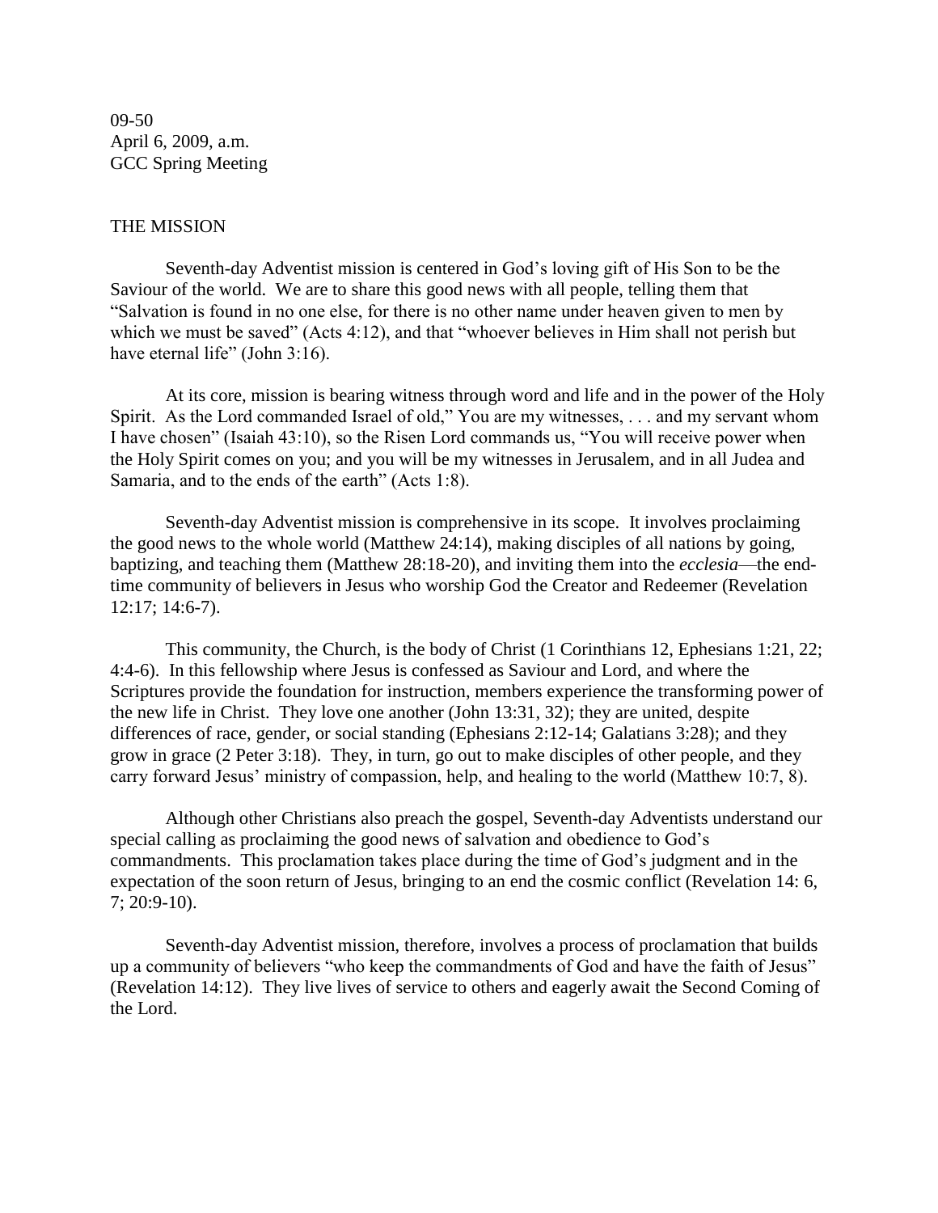09-50
April 6, 2009, a.m.
GCC Spring Meeting

THE MISSION

Seventh-day Adventist mission is centered in God's loving gift of His Son to be the Saviour of the world. We are to share this good news with all people, telling them that "Salvation is found in no one else, for there is no other name under heaven given to men by which we must be saved" (Acts 4:12), and that "whoever believes in Him shall not perish but have eternal life" (John 3:16).

At its core, mission is bearing witness through word and life and in the power of the Holy Spirit. As the Lord commanded Israel of old," You are my witnesses, . . . and my servant whom I have chosen" (Isaiah 43:10), so the Risen Lord commands us, "You will receive power when the Holy Spirit comes on you; and you will be my witnesses in Jerusalem, and in all Judea and Samaria, and to the ends of the earth" (Acts 1:8).

Seventh-day Adventist mission is comprehensive in its scope. It involves proclaiming the good news to the whole world (Matthew 24:14), making disciples of all nations by going, baptizing, and teaching them (Matthew 28:18-20), and inviting them into the *ecclesia*—the end-time community of believers in Jesus who worship God the Creator and Redeemer (Revelation 12:17; 14:6-7).

This community, the Church, is the body of Christ (1 Corinthians 12, Ephesians 1:21, 22; 4:4-6). In this fellowship where Jesus is confessed as Saviour and Lord, and where the Scriptures provide the foundation for instruction, members experience the transforming power of the new life in Christ. They love one another (John 13:31, 32); they are united, despite differences of race, gender, or social standing (Ephesians 2:12-14; Galatians 3:28); and they grow in grace (2 Peter 3:18). They, in turn, go out to make disciples of other people, and they carry forward Jesus' ministry of compassion, help, and healing to the world (Matthew 10:7, 8).

Although other Christians also preach the gospel, Seventh-day Adventists understand our special calling as proclaiming the good news of salvation and obedience to God's commandments. This proclamation takes place during the time of God's judgment and in the expectation of the soon return of Jesus, bringing to an end the cosmic conflict (Revelation 14: 6, 7; 20:9-10).

Seventh-day Adventist mission, therefore, involves a process of proclamation that builds up a community of believers "who keep the commandments of God and have the faith of Jesus" (Revelation 14:12). They live lives of service to others and eagerly await the Second Coming of the Lord.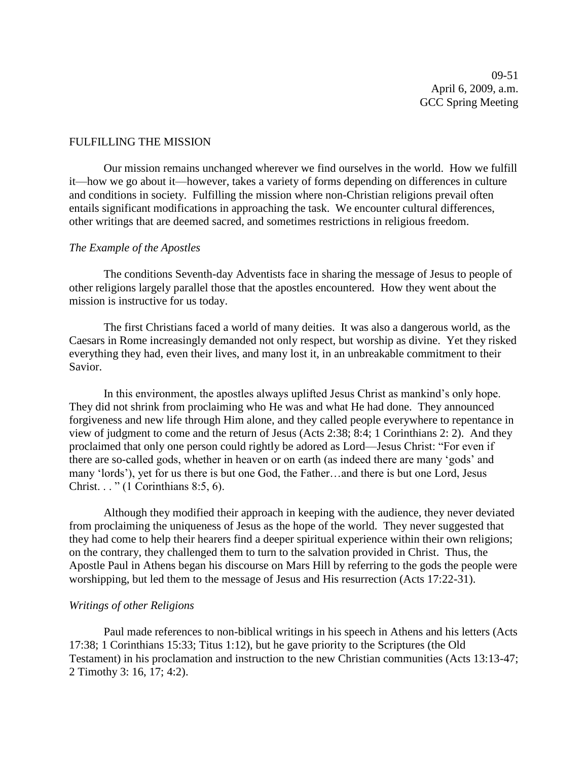09-51
April 6, 2009, a.m.
GCC Spring Meeting

FULFILLING THE MISSION

Our mission remains unchanged wherever we find ourselves in the world. How we fulfill it—how we go about it—however, takes a variety of forms depending on differences in culture and conditions in society. Fulfilling the mission where non-Christian religions prevail often entails significant modifications in approaching the task. We encounter cultural differences, other writings that are deemed sacred, and sometimes restrictions in religious freedom.

*The Example of the Apostles*

The conditions Seventh-day Adventists face in sharing the message of Jesus to people of other religions largely parallel those that the apostles encountered. How they went about the mission is instructive for us today.

The first Christians faced a world of many deities. It was also a dangerous world, as the Caesars in Rome increasingly demanded not only respect, but worship as divine. Yet they risked everything they had, even their lives, and many lost it, in an unbreakable commitment to their Savior.

In this environment, the apostles always uplifted Jesus Christ as mankind's only hope. They did not shrink from proclaiming who He was and what He had done. They announced forgiveness and new life through Him alone, and they called people everywhere to repentance in view of judgment to come and the return of Jesus (Acts 2:38; 8:4; 1 Corinthians 2: 2). And they proclaimed that only one person could rightly be adored as Lord—Jesus Christ: "For even if there are so-called gods, whether in heaven or on earth (as indeed there are many 'gods' and many 'lords'), yet for us there is but one God, the Father…and there is but one Lord, Jesus Christ. . . " (1 Corinthians 8:5, 6).

Although they modified their approach in keeping with the audience, they never deviated from proclaiming the uniqueness of Jesus as the hope of the world. They never suggested that they had come to help their hearers find a deeper spiritual experience within their own religions; on the contrary, they challenged them to turn to the salvation provided in Christ. Thus, the Apostle Paul in Athens began his discourse on Mars Hill by referring to the gods the people were worshipping, but led them to the message of Jesus and His resurrection (Acts 17:22-31).

*Writings of other Religions*

Paul made references to non-biblical writings in his speech in Athens and his letters (Acts 17:38; 1 Corinthians 15:33; Titus 1:12), but he gave priority to the Scriptures (the Old Testament) in his proclamation and instruction to the new Christian communities (Acts 13:13-47; 2 Timothy 3: 16, 17; 4:2).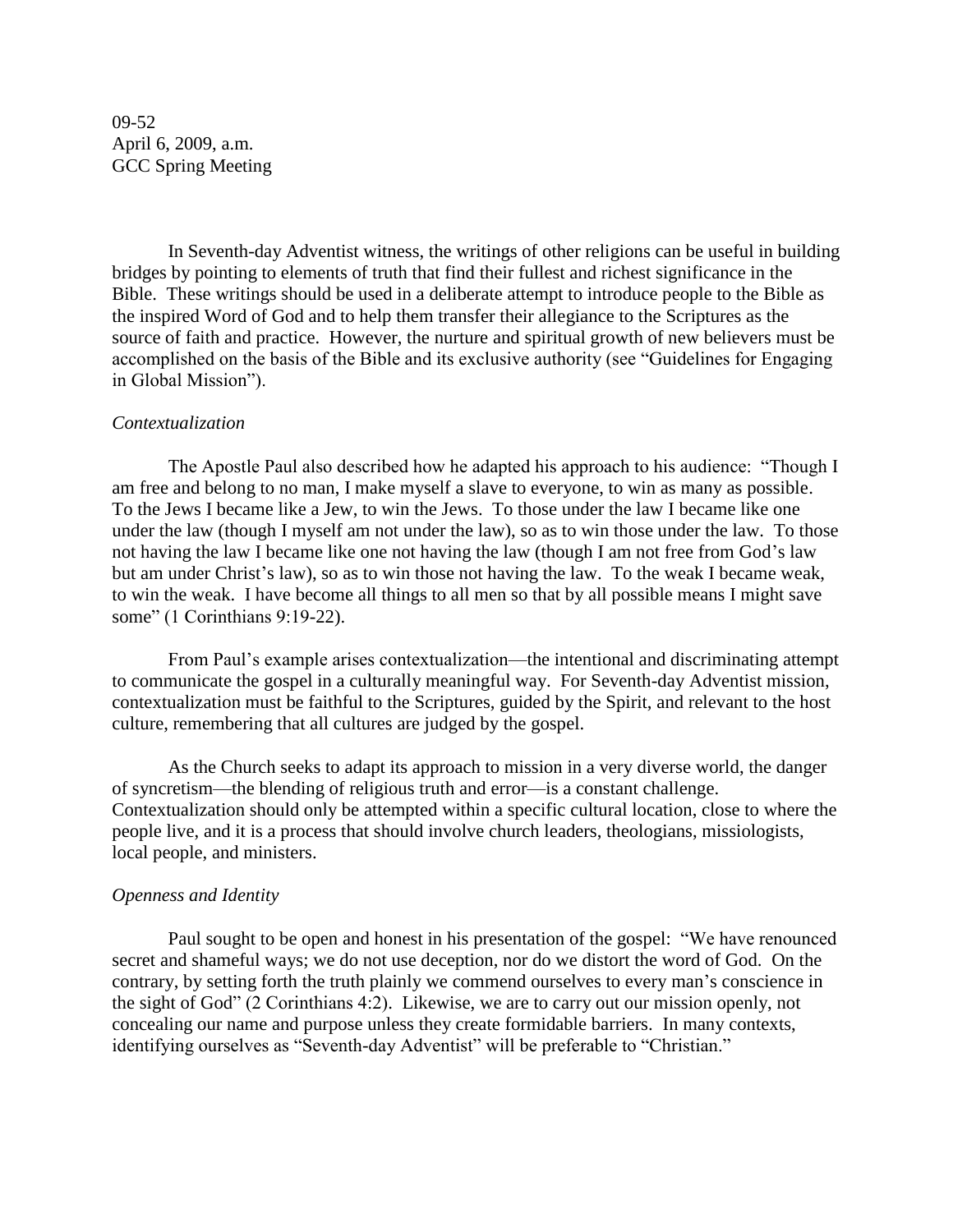09-52
April 6, 2009, a.m.
GCC Spring Meeting

In Seventh-day Adventist witness, the writings of other religions can be useful in building bridges by pointing to elements of truth that find their fullest and richest significance in the Bible. These writings should be used in a deliberate attempt to introduce people to the Bible as the inspired Word of God and to help them transfer their allegiance to the Scriptures as the source of faith and practice. However, the nurture and spiritual growth of new believers must be accomplished on the basis of the Bible and its exclusive authority (see "Guidelines for Engaging in Global Mission").

*Contextualization*

The Apostle Paul also described how he adapted his approach to his audience: "Though I am free and belong to no man, I make myself a slave to everyone, to win as many as possible. To the Jews I became like a Jew, to win the Jews. To those under the law I became like one under the law (though I myself am not under the law), so as to win those under the law. To those not having the law I became like one not having the law (though I am not free from God's law but am under Christ's law), so as to win those not having the law. To the weak I became weak, to win the weak. I have become all things to all men so that by all possible means I might save some" (1 Corinthians 9:19-22).

From Paul's example arises contextualization—the intentional and discriminating attempt to communicate the gospel in a culturally meaningful way. For Seventh-day Adventist mission, contextualization must be faithful to the Scriptures, guided by the Spirit, and relevant to the host culture, remembering that all cultures are judged by the gospel.

As the Church seeks to adapt its approach to mission in a very diverse world, the danger of syncretism—the blending of religious truth and error—is a constant challenge. Contextualization should only be attempted within a specific cultural location, close to where the people live, and it is a process that should involve church leaders, theologians, missiologists, local people, and ministers.

*Openness and Identity*

Paul sought to be open and honest in his presentation of the gospel: "We have renounced secret and shameful ways; we do not use deception, nor do we distort the word of God. On the contrary, by setting forth the truth plainly we commend ourselves to every man's conscience in the sight of God" (2 Corinthians 4:2). Likewise, we are to carry out our mission openly, not concealing our name and purpose unless they create formidable barriers. In many contexts, identifying ourselves as "Seventh-day Adventist" will be preferable to "Christian."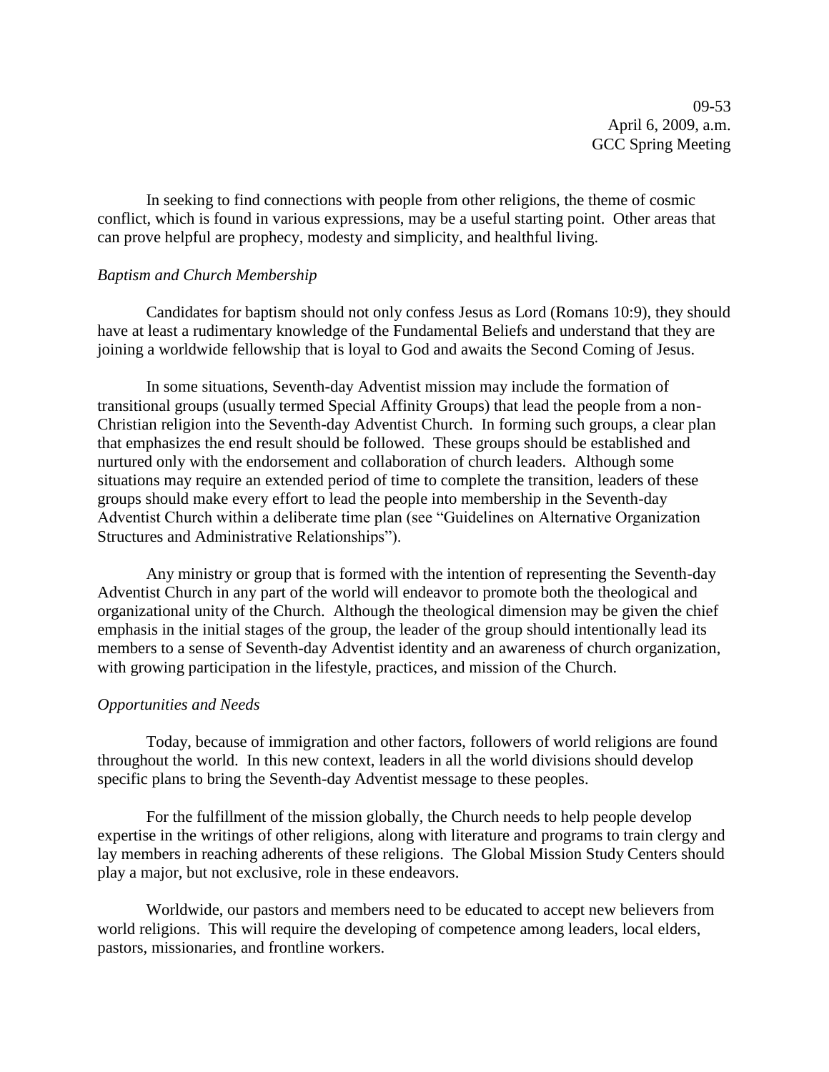09-53
April 6, 2009, a.m.
GCC Spring Meeting

In seeking to find connections with people from other religions, the theme of cosmic conflict, which is found in various expressions, may be a useful starting point. Other areas that can prove helpful are prophecy, modesty and simplicity, and healthful living.

*Baptism and Church Membership*

Candidates for baptism should not only confess Jesus as Lord (Romans 10:9), they should have at least a rudimentary knowledge of the Fundamental Beliefs and understand that they are joining a worldwide fellowship that is loyal to God and awaits the Second Coming of Jesus.

In some situations, Seventh-day Adventist mission may include the formation of transitional groups (usually termed Special Affinity Groups) that lead the people from a non-Christian religion into the Seventh-day Adventist Church. In forming such groups, a clear plan that emphasizes the end result should be followed. These groups should be established and nurtured only with the endorsement and collaboration of church leaders. Although some situations may require an extended period of time to complete the transition, leaders of these groups should make every effort to lead the people into membership in the Seventh-day Adventist Church within a deliberate time plan (see "Guidelines on Alternative Organization Structures and Administrative Relationships").

Any ministry or group that is formed with the intention of representing the Seventh-day Adventist Church in any part of the world will endeavor to promote both the theological and organizational unity of the Church. Although the theological dimension may be given the chief emphasis in the initial stages of the group, the leader of the group should intentionally lead its members to a sense of Seventh-day Adventist identity and an awareness of church organization, with growing participation in the lifestyle, practices, and mission of the Church.

*Opportunities and Needs*

Today, because of immigration and other factors, followers of world religions are found throughout the world. In this new context, leaders in all the world divisions should develop specific plans to bring the Seventh-day Adventist message to these peoples.

For the fulfillment of the mission globally, the Church needs to help people develop expertise in the writings of other religions, along with literature and programs to train clergy and lay members in reaching adherents of these religions. The Global Mission Study Centers should play a major, but not exclusive, role in these endeavors.

Worldwide, our pastors and members need to be educated to accept new believers from world religions. This will require the developing of competence among leaders, local elders, pastors, missionaries, and frontline workers.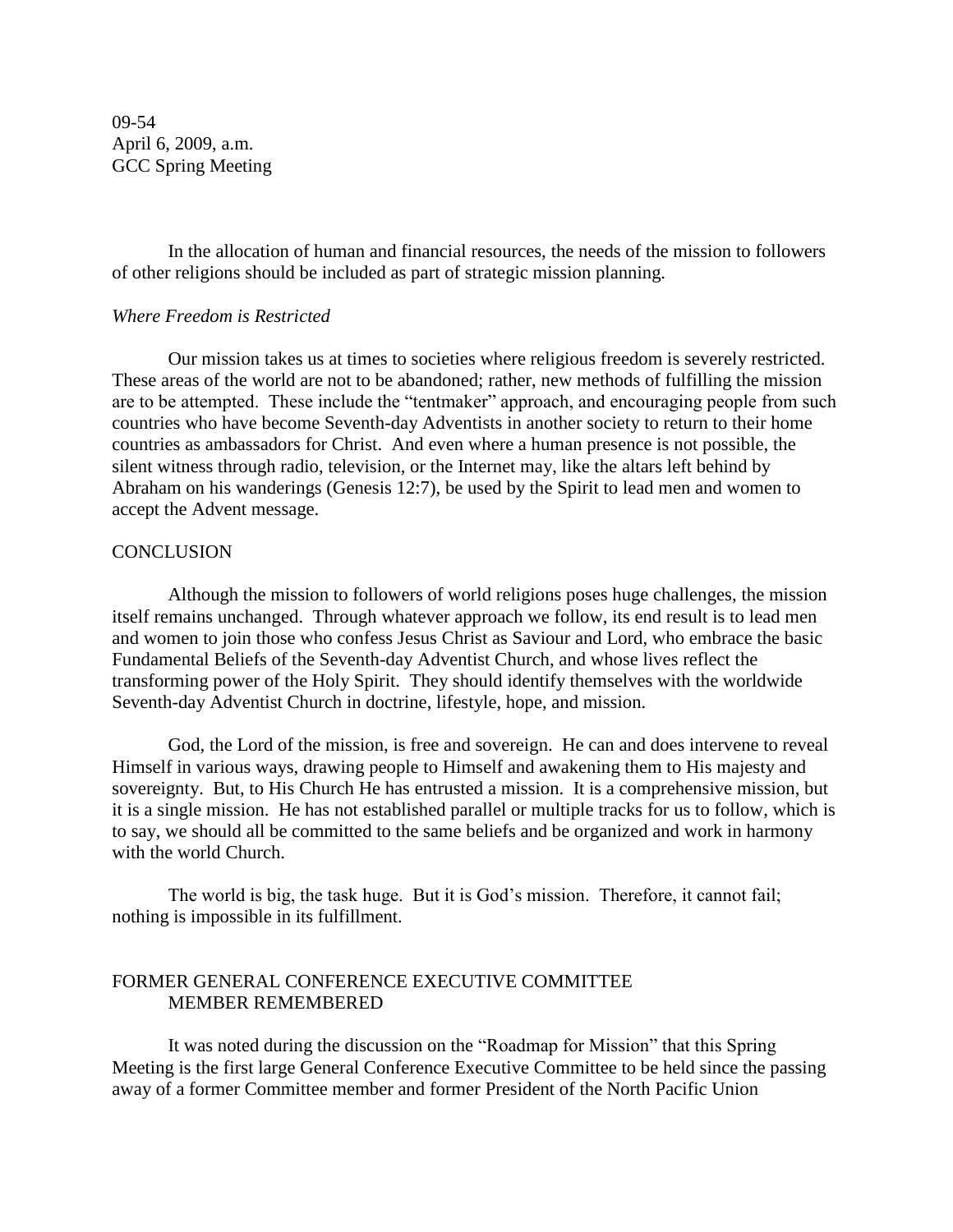09-54
April 6, 2009, a.m.
GCC Spring Meeting

In the allocation of human and financial resources, the needs of the mission to followers of other religions should be included as part of strategic mission planning.

*Where Freedom is Restricted*

Our mission takes us at times to societies where religious freedom is severely restricted. These areas of the world are not to be abandoned; rather, new methods of fulfilling the mission are to be attempted. These include the "tentmaker" approach, and encouraging people from such countries who have become Seventh-day Adventists in another society to return to their home countries as ambassadors for Christ. And even where a human presence is not possible, the silent witness through radio, television, or the Internet may, like the altars left behind by Abraham on his wanderings (Genesis 12:7), be used by the Spirit to lead men and women to accept the Advent message.

## CONCLUSION

Although the mission to followers of world religions poses huge challenges, the mission itself remains unchanged. Through whatever approach we follow, its end result is to lead men and women to join those who confess Jesus Christ as Saviour and Lord, who embrace the basic Fundamental Beliefs of the Seventh-day Adventist Church, and whose lives reflect the transforming power of the Holy Spirit. They should identify themselves with the worldwide Seventh-day Adventist Church in doctrine, lifestyle, hope, and mission.

God, the Lord of the mission, is free and sovereign. He can and does intervene to reveal Himself in various ways, drawing people to Himself and awakening them to His majesty and sovereignty. But, to His Church He has entrusted a mission. It is a comprehensive mission, but it is a single mission. He has not established parallel or multiple tracks for us to follow, which is to say, we should all be committed to the same beliefs and be organized and work in harmony with the world Church.

The world is big, the task huge. But it is God's mission. Therefore, it cannot fail; nothing is impossible in its fulfillment.

## FORMER GENERAL CONFERENCE EXECUTIVE COMMITTEE MEMBER REMEMBERED

It was noted during the discussion on the "Roadmap for Mission" that this Spring Meeting is the first large General Conference Executive Committee to be held since the passing away of a former Committee member and former President of the North Pacific Union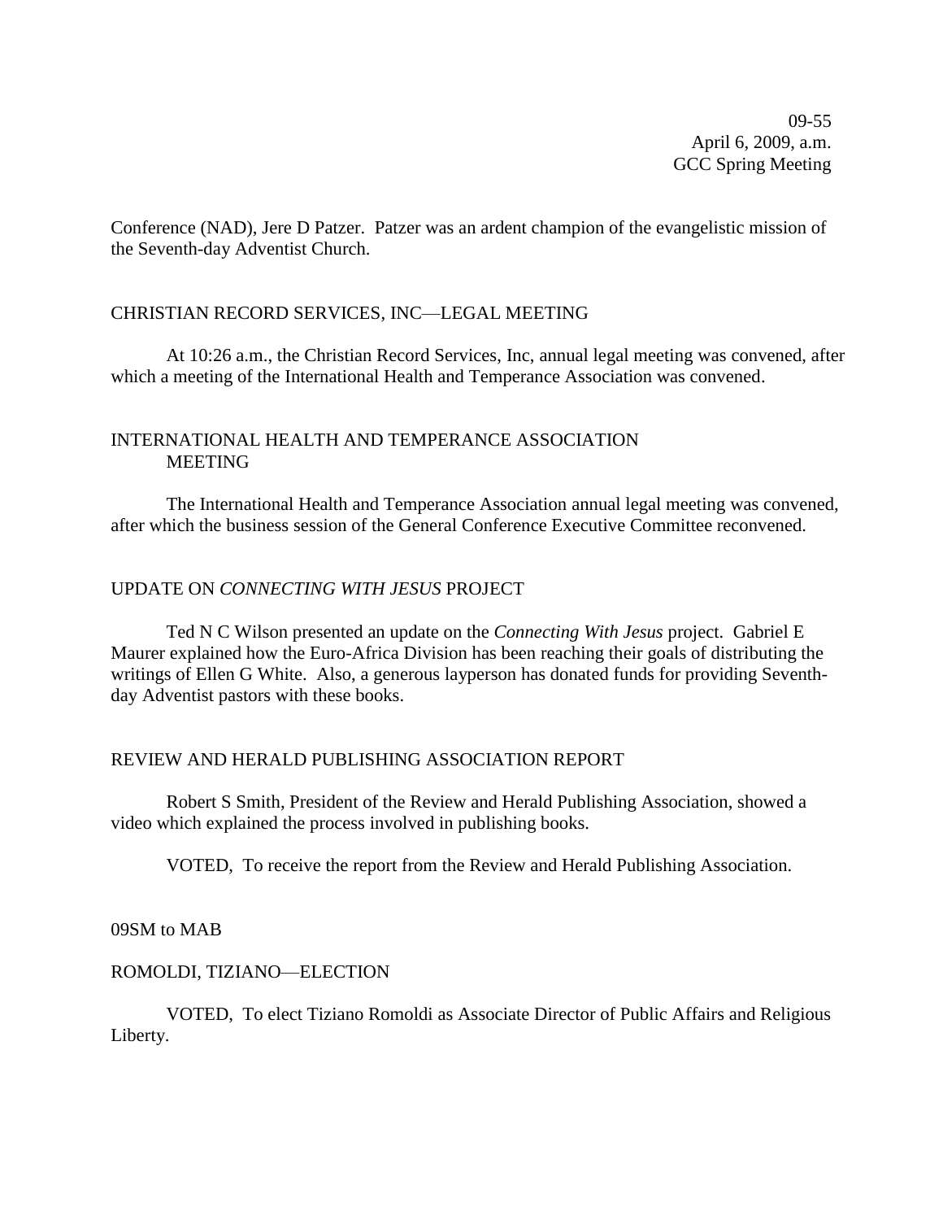Conference (NAD), Jere D Patzer. Patzer was an ardent champion of the evangelistic mission of the Seventh-day Adventist Church.

CHRISTIAN RECORD SERVICES, INC—LEGAL MEETING

At 10:26 a.m., the Christian Record Services, Inc, annual legal meeting was convened, after which a meeting of the International Health and Temperance Association was convened.

INTERNATIONAL HEALTH AND TEMPERANCE ASSOCIATION MEETING

The International Health and Temperance Association annual legal meeting was convened, after which the business session of the General Conference Executive Committee reconvened.

UPDATE ON *CONNECTING WITH JESUS* PROJECT

Ted N C Wilson presented an update on the *Connecting With Jesus* project. Gabriel E Maurer explained how the Euro-Africa Division has been reaching their goals of distributing the writings of Ellen G White. Also, a generous layperson has donated funds for providing Seventh-day Adventist pastors with these books.

REVIEW AND HERALD PUBLISHING ASSOCIATION REPORT

Robert S Smith, President of the Review and Herald Publishing Association, showed a video which explained the process involved in publishing books.

VOTED, To receive the report from the Review and Herald Publishing Association.

09SM to MAB

ROMOLDI, TIZIANO—ELECTION

VOTED, To elect Tiziano Romoldi as Associate Director of Public Affairs and Religious Liberty.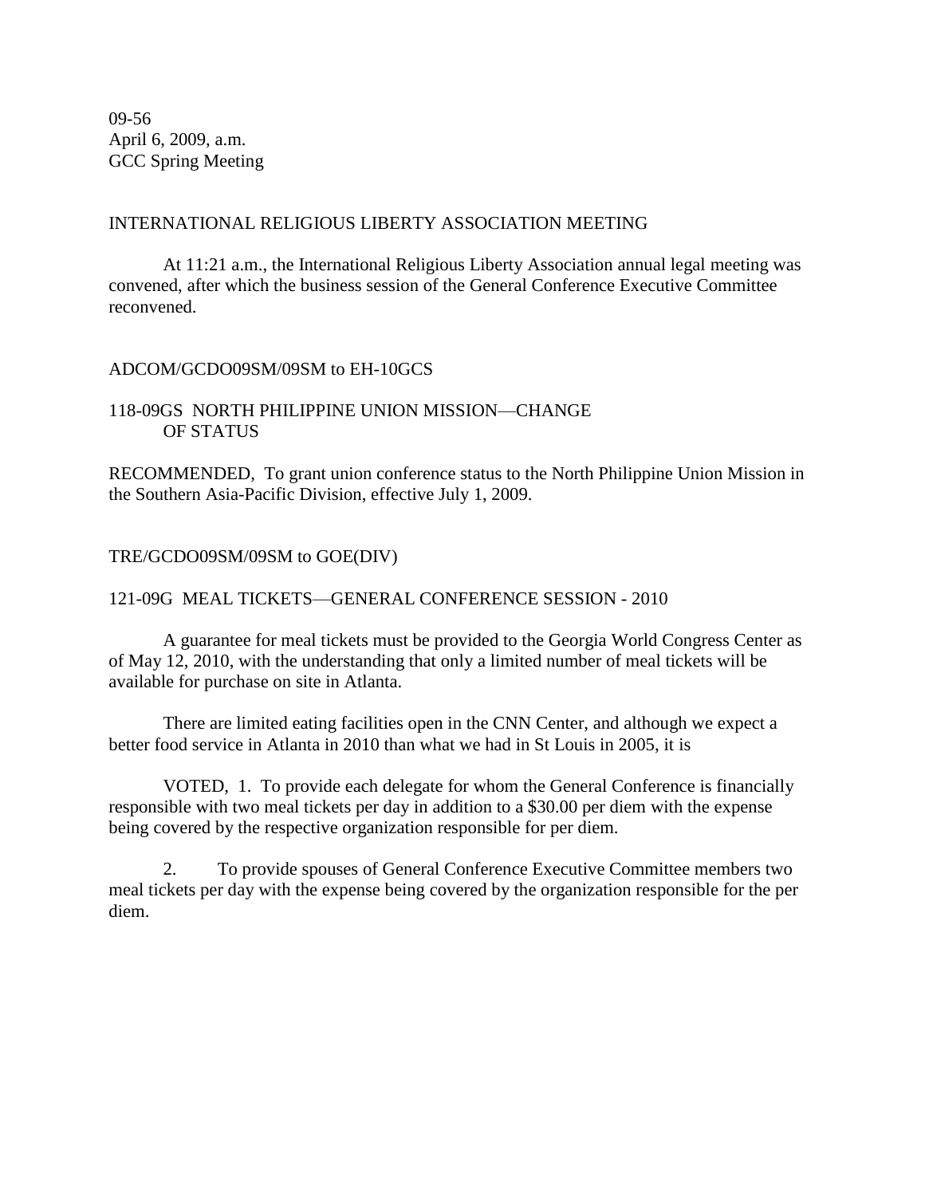09-56
April 6, 2009, a.m.
GCC Spring Meeting

INTERNATIONAL RELIGIOUS LIBERTY ASSOCIATION MEETING

At 11:21 a.m., the International Religious Liberty Association annual legal meeting was convened, after which the business session of the General Conference Executive Committee reconvened.

ADCOM/GCDO09SM/09SM to EH-10GCS

118-09GS NORTH PHILIPPINE UNION MISSION—CHANGE OF STATUS

RECOMMENDED, To grant union conference status to the North Philippine Union Mission in the Southern Asia-Pacific Division, effective July 1, 2009.

TRE/GCDO09SM/09SM to GOE(DIV)

121-09G MEAL TICKETS—GENERAL CONFERENCE SESSION - 2010

A guarantee for meal tickets must be provided to the Georgia World Congress Center as of May 12, 2010, with the understanding that only a limited number of meal tickets will be available for purchase on site in Atlanta.

There are limited eating facilities open in the CNN Center, and although we expect a better food service in Atlanta in 2010 than what we had in St Louis in 2005, it is

VOTED, 1. To provide each delegate for whom the General Conference is financially responsible with two meal tickets per day in addition to a $30.00 per diem with the expense being covered by the respective organization responsible for per diem.

2. To provide spouses of General Conference Executive Committee members two meal tickets per day with the expense being covered by the organization responsible for the per diem.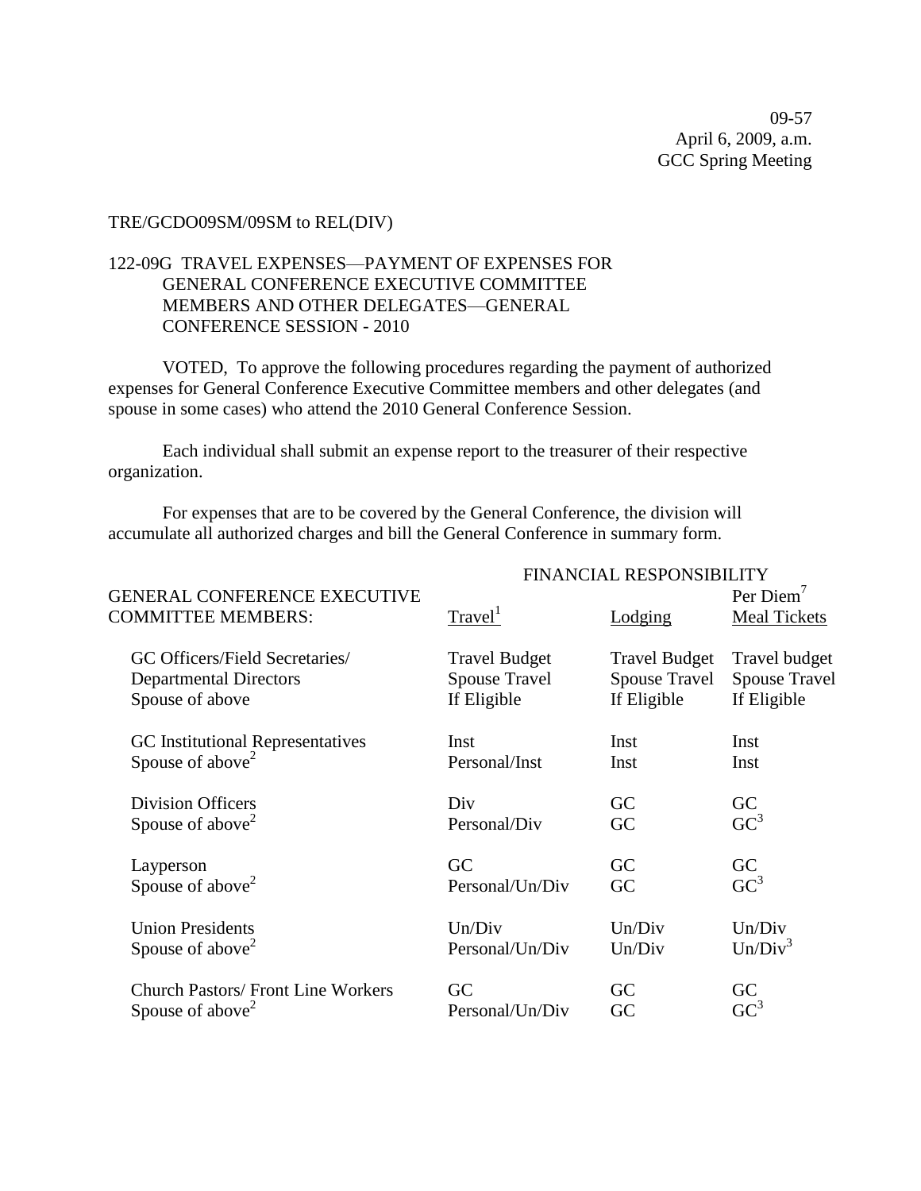09-57
April 6, 2009, a.m.
GCC Spring Meeting

TRE/GCDO09SM/09SM to REL(DIV)

122-09G TRAVEL EXPENSES—PAYMENT OF EXPENSES FOR GENERAL CONFERENCE EXECUTIVE COMMITTEE MEMBERS AND OTHER DELEGATES—GENERAL CONFERENCE SESSION - 2010

VOTED, To approve the following procedures regarding the payment of authorized expenses for General Conference Executive Committee members and other delegates (and spouse in some cases) who attend the 2010 General Conference Session.

Each individual shall submit an expense report to the treasurer of their respective organization.

For expenses that are to be covered by the General Conference, the division will accumulate all authorized charges and bill the General Conference in summary form.

| | FINANCIAL RESPONSIBILITY | | |
|---|---|---|---|
| GENERAL CONFERENCE EXECUTIVE COMMITTEE MEMBERS: | Travel[1] | Lodging | Per Diem[7] Meal Tickets |
| GC Officers/Field Secretaries/ Departmental Directors | Travel Budget | Travel Budget | Travel budget |
| Spouse of above | Spouse Travel If Eligible | Spouse Travel If Eligible | Spouse Travel If Eligible |
| GC Institutional Representatives | Inst | Inst | Inst |
| Spouse of above[2] | Personal/Inst | Inst | Inst |
| Division Officers | Div | GC | GC |
| Spouse of above[2] | Personal/Div | GC | GC[3] |
| Layperson | GC | GC | GC |
| Spouse of above[2] | Personal/Un/Div | GC | GC[3] |
| Union Presidents | Un/Div | Un/Div | Un/Div |
| Spouse of above[2] | Personal/Un/Div | Un/Div | Un/Div[3] |
| Church Pastors/ Front Line Workers | GC | GC | GC |
| Spouse of above[2] | Personal/Un/Div | GC | GC[3] |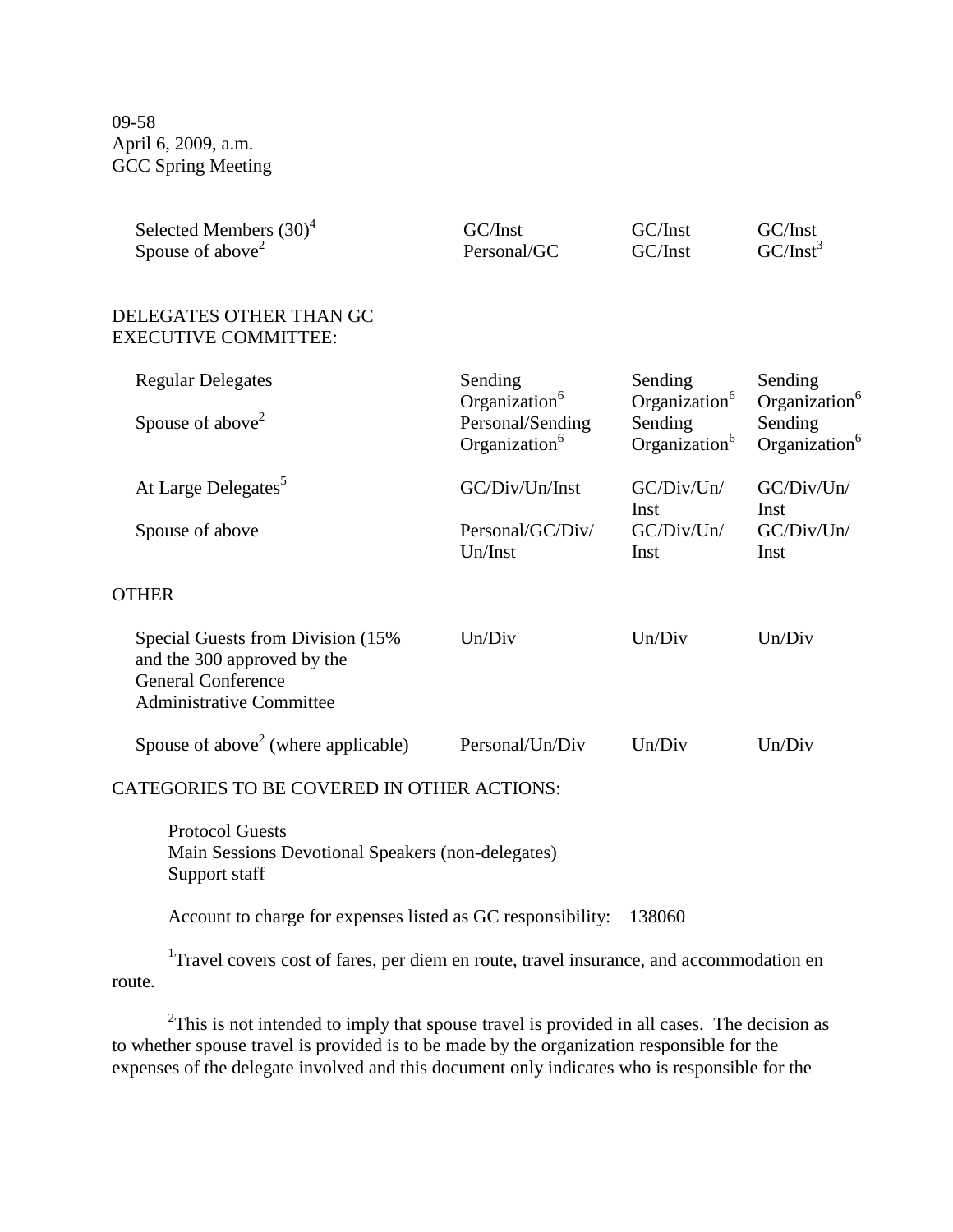09-58
April 6, 2009, a.m.
GCC Spring Meeting

| | | | |
|---|---|---|---|
| Selected Members (30)[4] | GC/Inst | GC/Inst | GC/Inst |
| Spouse of above[2] | Personal/GC | GC/Inst | GC/Inst[3] |
| **DELEGATES OTHER THAN GC EXECUTIVE COMMITTEE:** | | | |
| Regular Delegates | Sending Organization[6] | Sending Organization[6] | Sending Organization[6] |
| Spouse of above[2] | Personal/Sending Organization[6] | Sending Organization[6] | Sending Organization[6] |
| At Large Delegates[5] | GC/Div/Un/Inst | GC/Div/Un/Inst | GC/Div/Un/Inst |
| Spouse of above | Personal/GC/Div/Un/Inst | GC/Div/Un/Inst | GC/Div/Un/Inst |
| **OTHER** | | | |
| Special Guests from Division (15% and the 300 approved by the General Conference Administrative Committee | Un/Div | Un/Div | Un/Div |
| Spouse of above[2] (where applicable) | Personal/Un/Div | Un/Div | Un/Div |

CATEGORIES TO BE COVERED IN OTHER ACTIONS:

Protocol Guests
Main Sessions Devotional Speakers (non-delegates)
Support staff

Account to charge for expenses listed as GC responsibility: 138060

[1]Travel covers cost of fares, per diem en route, travel insurance, and accommodation en route.

[2]This is not intended to imply that spouse travel is provided in all cases. The decision as to whether spouse travel is provided is to be made by the organization responsible for the expenses of the delegate involved and this document only indicates who is responsible for the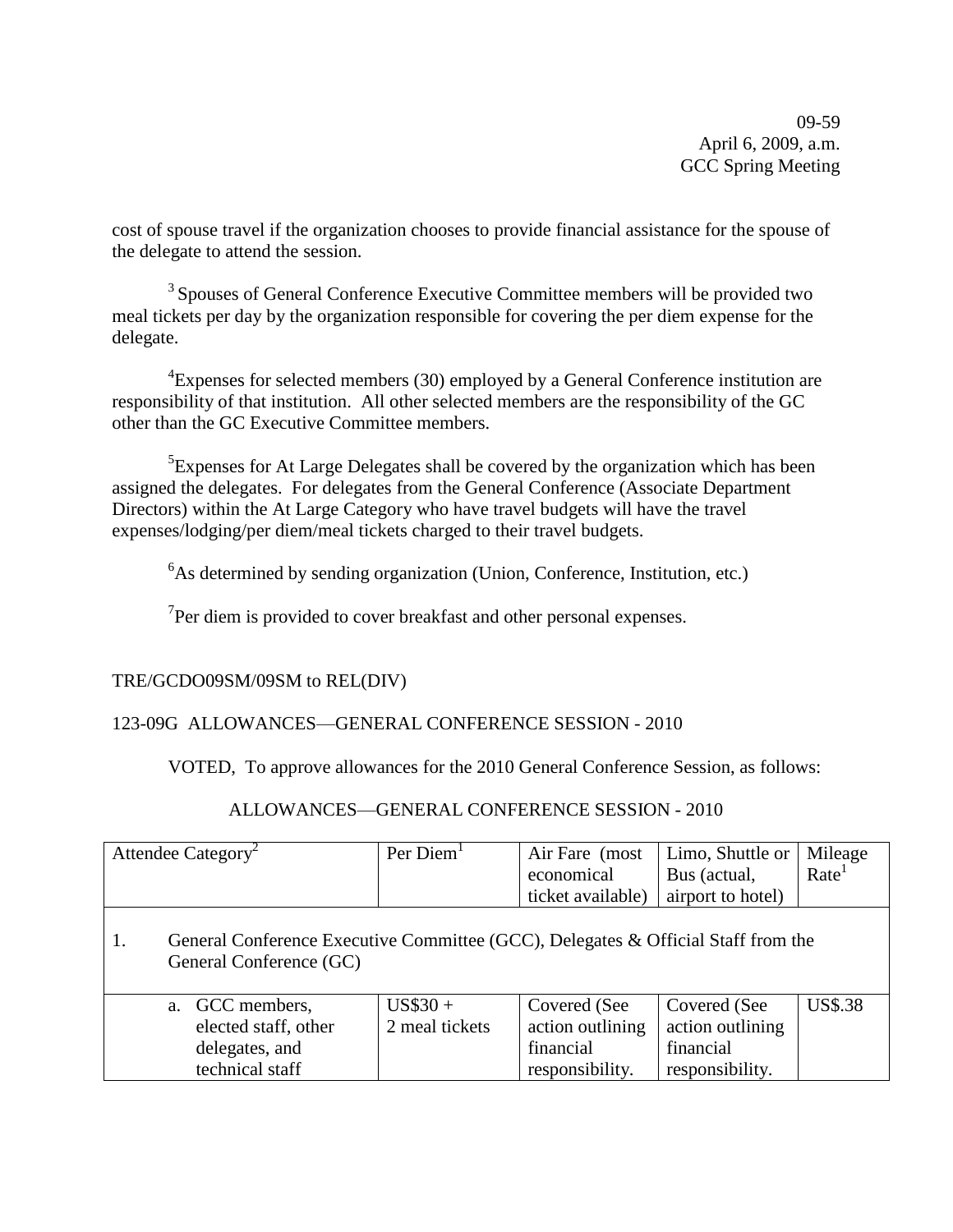cost of spouse travel if the organization chooses to provide financial assistance for the spouse of the delegate to attend the session.

[3] Spouses of General Conference Executive Committee members will be provided two meal tickets per day by the organization responsible for covering the per diem expense for the delegate.

[4]Expenses for selected members (30) employed by a General Conference institution are responsibility of that institution. All other selected members are the responsibility of the GC other than the GC Executive Committee members.

[5]Expenses for At Large Delegates shall be covered by the organization which has been assigned the delegates. For delegates from the General Conference (Associate Department Directors) within the At Large Category who have travel budgets will have the travel expenses/lodging/per diem/meal tickets charged to their travel budgets.

[6]As determined by sending organization (Union, Conference, Institution, etc.)

[7]Per diem is provided to cover breakfast and other personal expenses.

TRE/GCDO09SM/09SM to REL(DIV)

123-09G ALLOWANCES—GENERAL CONFERENCE SESSION - 2010

VOTED, To approve allowances for the 2010 General Conference Session, as follows:

ALLOWANCES—GENERAL CONFERENCE SESSION - 2010

| Attendee Category[2] | Per Diem[1] | Air Fare (most economical ticket available) | Limo, Shuttle or Bus (actual, airport to hotel) | Mileage Rate[1] |
|---|---|---|---|---|
| 1. General Conference Executive Committee (GCC), Delegates & Official Staff from the General Conference (GC) | | | | |
| a. GCC members, elected staff, other delegates, and technical staff | US$30 + 2 meal tickets | Covered (See action outlining financial responsibility. | Covered (See action outlining financial responsibility. | US$.38 |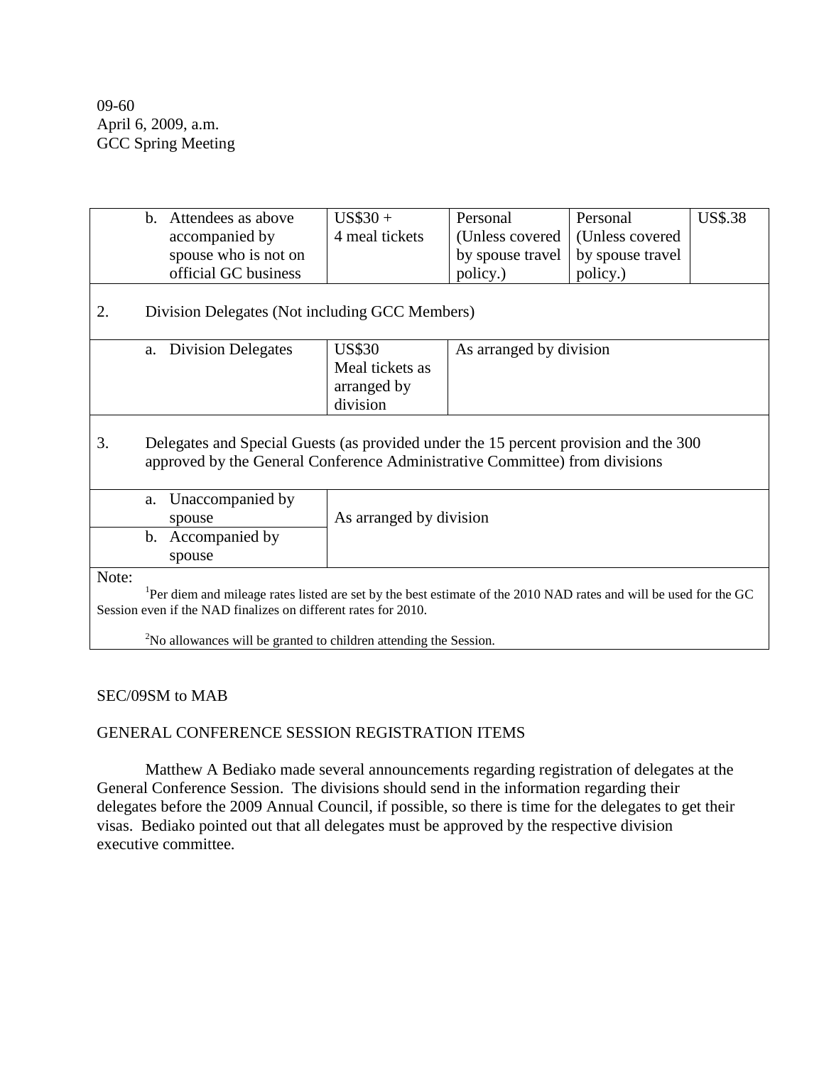09-60
April 6, 2009, a.m.
GCC Spring Meeting

| | | | | |
|---|---|---|---|---|
| b. Attendees as above accompanied by spouse who is not on official GC business | US$30 + 4 meal tickets | Personal (Unless covered by spouse travel policy.) | Personal (Unless covered by spouse travel policy.) | US$.38 |
| 2. Division Delegates (Not including GCC Members) | | | | |
| a. Division Delegates | US$30 Meal tickets as arranged by division | As arranged by division | | |
| 3. Delegates and Special Guests (as provided under the 15 percent provision and the 300 approved by the General Conference Administrative Committee) from divisions | | | | |
| a. Unaccompanied by spouse | As arranged by division | | | |
| b. Accompanied by spouse | | | | |

Note:

[1]Per diem and mileage rates listed are set by the best estimate of the 2010 NAD rates and will be used for the GC Session even if the NAD finalizes on different rates for 2010.

[2]No allowances will be granted to children attending the Session.

SEC/09SM to MAB

GENERAL CONFERENCE SESSION REGISTRATION ITEMS

Matthew A Bediako made several announcements regarding registration of delegates at the General Conference Session. The divisions should send in the information regarding their delegates before the 2009 Annual Council, if possible, so there is time for the delegates to get their visas. Bediako pointed out that all delegates must be approved by the respective division executive committee.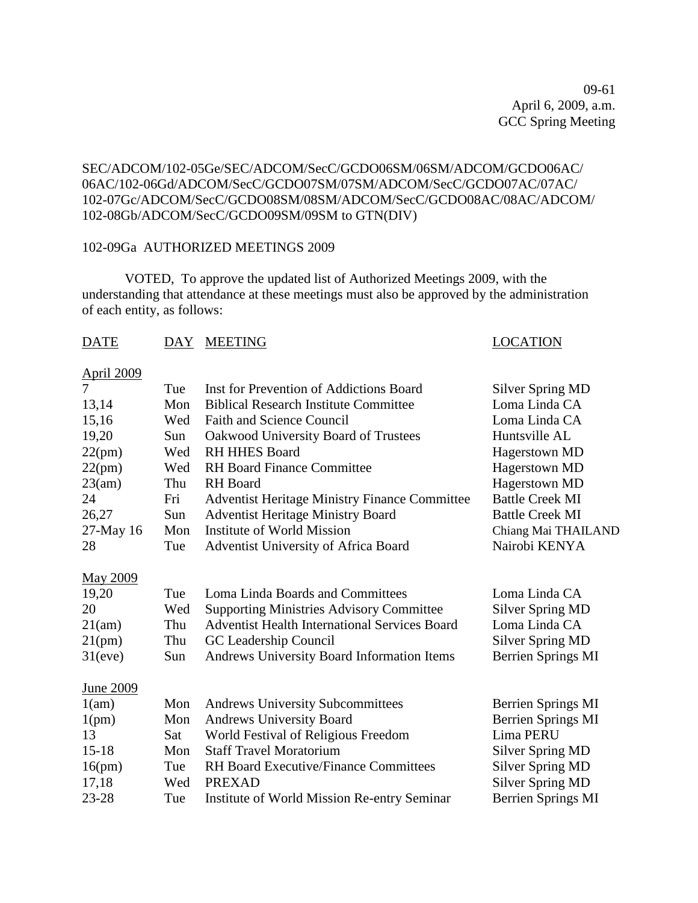09-61
April 6, 2009, a.m.
GCC Spring Meeting

SEC/ADCOM/102-05Ge/SEC/ADCOM/SecC/GCDO06SM/06SM/ADCOM/GCDO06AC/
06AC/102-06Gd/ADCOM/SecC/GCDO07SM/07SM/ADCOM/SecC/GCDO07AC/07AC/
102-07Gc/ADCOM/SecC/GCDO08SM/08SM/ADCOM/SecC/GCDO08AC/08AC/ADCOM/
102-08Gb/ADCOM/SecC/GCDO09SM/09SM to GTN(DIV)

102-09Ga AUTHORIZED MEETINGS 2009

VOTED, To approve the updated list of Authorized Meetings 2009, with the understanding that attendance at these meetings must also be approved by the administration of each entity, as follows:

| DATE | DAY | MEETING | LOCATION |
|---|---|---|---|
| April 2009 | | | |
| 7 | Tue | Inst for Prevention of Addictions Board | Silver Spring MD |
| 13,14 | Mon | Biblical Research Institute Committee | Loma Linda CA |
| 15,16 | Wed | Faith and Science Council | Loma Linda CA |
| 19,20 | Sun | Oakwood University Board of Trustees | Huntsville AL |
| 22(pm) | Wed | RH HHES Board | Hagerstown MD |
| 22(pm) | Wed | RH Board Finance Committee | Hagerstown MD |
| 23(am) | Thu | RH Board | Hagerstown MD |
| 24 | Fri | Adventist Heritage Ministry Finance Committee | Battle Creek MI |
| 26,27 | Sun | Adventist Heritage Ministry Board | Battle Creek MI |
| 27-May 16 | Mon | Institute of World Mission | Chiang Mai THAILAND |
| 28 | Tue | Adventist University of Africa Board | Nairobi KENYA |
| May 2009 | | | |
| 19,20 | Tue | Loma Linda Boards and Committees | Loma Linda CA |
| 20 | Wed | Supporting Ministries Advisory Committee | Silver Spring MD |
| 21(am) | Thu | Adventist Health International Services Board | Loma Linda CA |
| 21(pm) | Thu | GC Leadership Council | Silver Spring MD |
| 31(eve) | Sun | Andrews University Board Information Items | Berrien Springs MI |
| June 2009 | | | |
| 1(am) | Mon | Andrews University Subcommittees | Berrien Springs MI |
| 1(pm) | Mon | Andrews University Board | Berrien Springs MI |
| 13 | Sat | World Festival of Religious Freedom | Lima PERU |
| 15-18 | Mon | Staff Travel Moratorium | Silver Spring MD |
| 16(pm) | Tue | RH Board Executive/Finance Committees | Silver Spring MD |
| 17,18 | Wed | PREXAD | Silver Spring MD |
| 23-28 | Tue | Institute of World Mission Re-entry Seminar | Berrien Springs MI |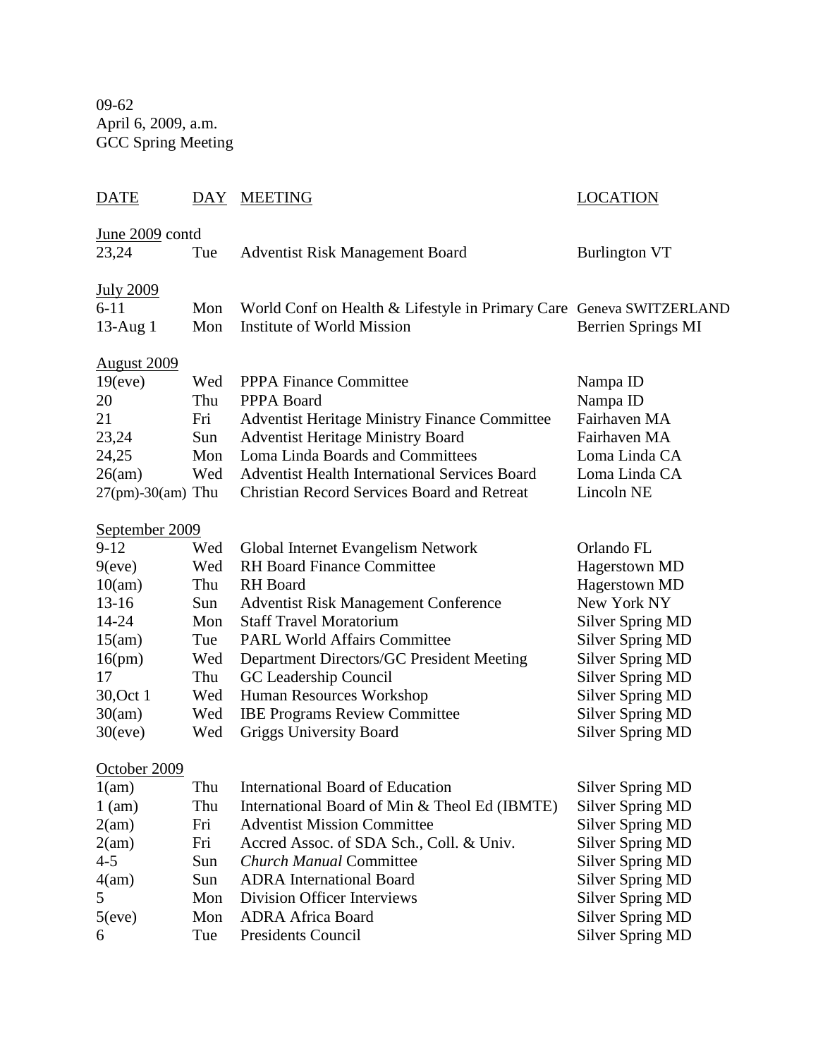09-62
April 6, 2009, a.m.
GCC Spring Meeting

| DATE | DAY | MEETING | LOCATION |
|---|---|---|---|
| June 2009 contd | | | |
| 23,24 | Tue | Adventist Risk Management Board | Burlington VT |
| July 2009 | | | |
| 6-11 | Mon | World Conf on Health & Lifestyle in Primary Care | Geneva SWITZERLAND |
| 13-Aug 1 | Mon | Institute of World Mission | Berrien Springs MI |
| August 2009 | | | |
| 19(eve) | Wed | PPPA Finance Committee | Nampa ID |
| 20 | Thu | PPPA Board | Nampa ID |
| 21 | Fri | Adventist Heritage Ministry Finance Committee | Fairhaven MA |
| 23,24 | Sun | Adventist Heritage Ministry Board | Fairhaven MA |
| 24,25 | Mon | Loma Linda Boards and Committees | Loma Linda CA |
| 26(am) | Wed | Adventist Health International Services Board | Loma Linda CA |
| 27(pm)-30(am) | Thu | Christian Record Services Board and Retreat | Lincoln NE |
| September 2009 | | | |
| 9-12 | Wed | Global Internet Evangelism Network | Orlando FL |
| 9(eve) | Wed | RH Board Finance Committee | Hagerstown MD |
| 10(am) | Thu | RH Board | Hagerstown MD |
| 13-16 | Sun | Adventist Risk Management Conference | New York NY |
| 14-24 | Mon | Staff Travel Moratorium | Silver Spring MD |
| 15(am) | Tue | PARL World Affairs Committee | Silver Spring MD |
| 16(pm) | Wed | Department Directors/GC President Meeting | Silver Spring MD |
| 17 | Thu | GC Leadership Council | Silver Spring MD |
| 30,Oct 1 | Wed | Human Resources Workshop | Silver Spring MD |
| 30(am) | Wed | IBE Programs Review Committee | Silver Spring MD |
| 30(eve) | Wed | Griggs University Board | Silver Spring MD |
| October 2009 | | | |
| 1(am) | Thu | International Board of Education | Silver Spring MD |
| 1 (am) | Thu | International Board of Min & Theol Ed (IBMTE) | Silver Spring MD |
| 2(am) | Fri | Adventist Mission Committee | Silver Spring MD |
| 2(am) | Fri | Accred Assoc. of SDA Sch., Coll. & Univ. | Silver Spring MD |
| 4-5 | Sun | *Church Manual* Committee | Silver Spring MD |
| 4(am) | Sun | ADRA International Board | Silver Spring MD |
| 5 | Mon | Division Officer Interviews | Silver Spring MD |
| 5(eve) | Mon | ADRA Africa Board | Silver Spring MD |
| 6 | Tue | Presidents Council | Silver Spring MD |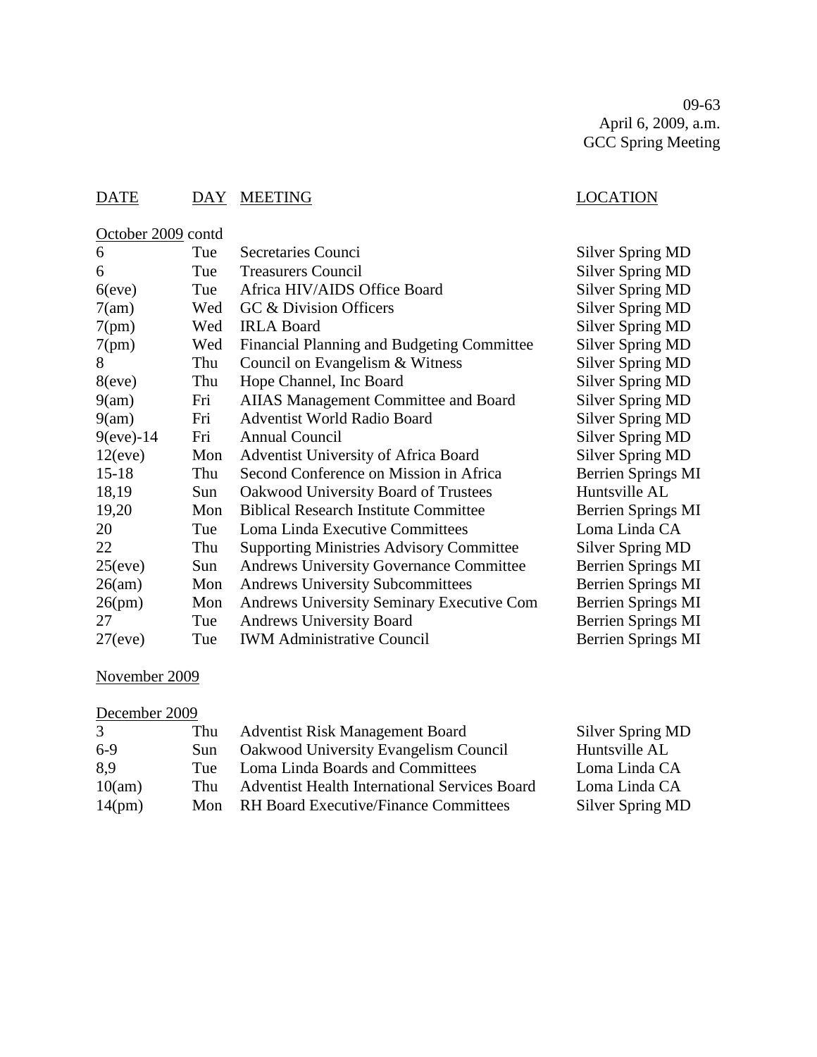09-63
April 6, 2009, a.m.
GCC Spring Meeting

| DATE | DAY | MEETING | LOCATION |
|---|---|---|---|
| October 2009 contd | | | |
| 6 | Tue | Secretaries Counci | Silver Spring MD |
| 6 | Tue | Treasurers Council | Silver Spring MD |
| 6(eve) | Tue | Africa HIV/AIDS Office Board | Silver Spring MD |
| 7(am) | Wed | GC & Division Officers | Silver Spring MD |
| 7(pm) | Wed | IRLA Board | Silver Spring MD |
| 7(pm) | Wed | Financial Planning and Budgeting Committee | Silver Spring MD |
| 8 | Thu | Council on Evangelism & Witness | Silver Spring MD |
| 8(eve) | Thu | Hope Channel, Inc Board | Silver Spring MD |
| 9(am) | Fri | AIIAS Management Committee and Board | Silver Spring MD |
| 9(am) | Fri | Adventist World Radio Board | Silver Spring MD |
| 9(eve)-14 | Fri | Annual Council | Silver Spring MD |
| 12(eve) | Mon | Adventist University of Africa Board | Silver Spring MD |
| 15-18 | Thu | Second Conference on Mission in Africa | Berrien Springs MI |
| 18,19 | Sun | Oakwood University Board of Trustees | Huntsville AL |
| 19,20 | Mon | Biblical Research Institute Committee | Berrien Springs MI |
| 20 | Tue | Loma Linda Executive Committees | Loma Linda CA |
| 22 | Thu | Supporting Ministries Advisory Committee | Silver Spring MD |
| 25(eve) | Sun | Andrews University Governance Committee | Berrien Springs MI |
| 26(am) | Mon | Andrews University Subcommittees | Berrien Springs MI |
| 26(pm) | Mon | Andrews University Seminary Executive Com | Berrien Springs MI |
| 27 | Tue | Andrews University Board | Berrien Springs MI |
| 27(eve) | Tue | IWM Administrative Council | Berrien Springs MI |
| November 2009 | | | |
| December 2009 | | | |
| 3 | Thu | Adventist Risk Management Board | Silver Spring MD |
| 6-9 | Sun | Oakwood University Evangelism Council | Huntsville AL |
| 8,9 | Tue | Loma Linda Boards and Committees | Loma Linda CA |
| 10(am) | Thu | Adventist Health International Services Board | Loma Linda CA |
| 14(pm) | Mon | RH Board Executive/Finance Committees | Silver Spring MD |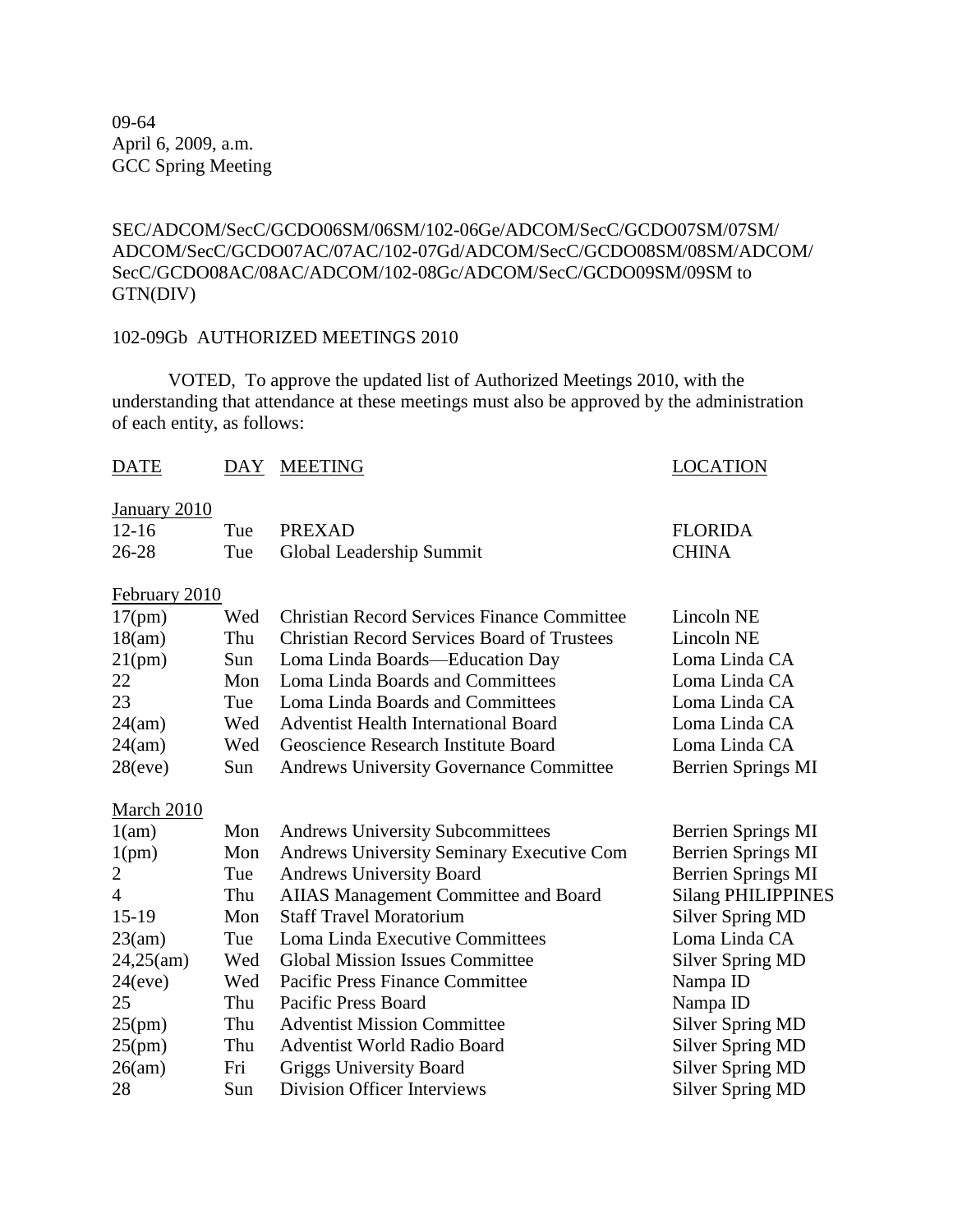09-64
April 6, 2009, a.m.
GCC Spring Meeting

SEC/ADCOM/SecC/GCDO06SM/06SM/102-06Ge/ADCOM/SecC/GCDO07SM/07SM/ADCOM/SecC/GCDO07AC/07AC/102-07Gd/ADCOM/SecC/GCDO08SM/08SM/ADCOM/SecC/GCDO08AC/08AC/ADCOM/102-08Gc/ADCOM/SecC/GCDO09SM/09SM to GTN(DIV)

102-09Gb AUTHORIZED MEETINGS 2010

VOTED, To approve the updated list of Authorized Meetings 2010, with the understanding that attendance at these meetings must also be approved by the administration of each entity, as follows:

| DATE | DAY | MEETING | LOCATION |
|---|---|---|---|
| January 2010 | | | |
| 12-16 | Tue | PREXAD | FLORIDA |
| 26-28 | Tue | Global Leadership Summit | CHINA |
| February 2010 | | | |
| 17(pm) | Wed | Christian Record Services Finance Committee | Lincoln NE |
| 18(am) | Thu | Christian Record Services Board of Trustees | Lincoln NE |
| 21(pm) | Sun | Loma Linda Boards—Education Day | Loma Linda CA |
| 22 | Mon | Loma Linda Boards and Committees | Loma Linda CA |
| 23 | Tue | Loma Linda Boards and Committees | Loma Linda CA |
| 24(am) | Wed | Adventist Health International Board | Loma Linda CA |
| 24(am) | Wed | Geoscience Research Institute Board | Loma Linda CA |
| 28(eve) | Sun | Andrews University Governance Committee | Berrien Springs MI |
| March 2010 | | | |
| 1(am) | Mon | Andrews University Subcommittees | Berrien Springs MI |
| 1(pm) | Mon | Andrews University Seminary Executive Com | Berrien Springs MI |
| 2 | Tue | Andrews University Board | Berrien Springs MI |
| 4 | Thu | AIIAS Management Committee and Board | Silang PHILIPPINES |
| 15-19 | Mon | Staff Travel Moratorium | Silver Spring MD |
| 23(am) | Tue | Loma Linda Executive Committees | Loma Linda CA |
| 24,25(am) | Wed | Global Mission Issues Committee | Silver Spring MD |
| 24(eve) | Wed | Pacific Press Finance Committee | Nampa ID |
| 25 | Thu | Pacific Press Board | Nampa ID |
| 25(pm) | Thu | Adventist Mission Committee | Silver Spring MD |
| 25(pm) | Thu | Adventist World Radio Board | Silver Spring MD |
| 26(am) | Fri | Griggs University Board | Silver Spring MD |
| 28 | Sun | Division Officer Interviews | Silver Spring MD |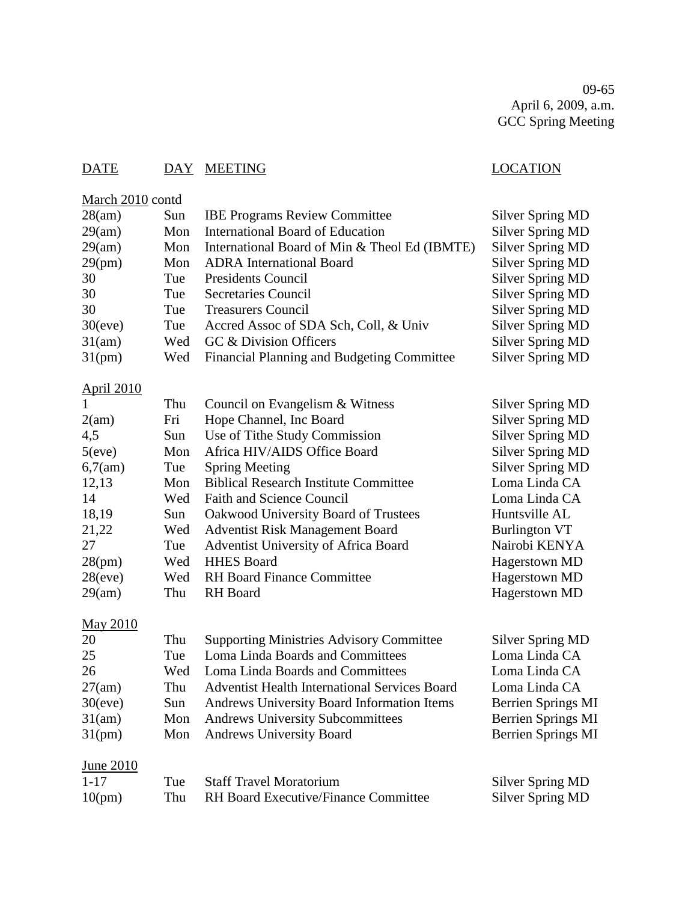09-65
April 6, 2009, a.m.
GCC Spring Meeting

| DATE | DAY | MEETING | LOCATION |
|---|---|---|---|
| March 2010 contd | | | |
| 28(am) | Sun | IBE Programs Review Committee | Silver Spring MD |
| 29(am) | Mon | International Board of Education | Silver Spring MD |
| 29(am) | Mon | International Board of Min & Theol Ed (IBMTE) | Silver Spring MD |
| 29(pm) | Mon | ADRA International Board | Silver Spring MD |
| 30 | Tue | Presidents Council | Silver Spring MD |
| 30 | Tue | Secretaries Council | Silver Spring MD |
| 30 | Tue | Treasurers Council | Silver Spring MD |
| 30(eve) | Tue | Accred Assoc of SDA Sch, Coll, & Univ | Silver Spring MD |
| 31(am) | Wed | GC & Division Officers | Silver Spring MD |
| 31(pm) | Wed | Financial Planning and Budgeting Committee | Silver Spring MD |
| April 2010 | | | |
| 1 | Thu | Council on Evangelism & Witness | Silver Spring MD |
| 2(am) | Fri | Hope Channel, Inc Board | Silver Spring MD |
| 4,5 | Sun | Use of Tithe Study Commission | Silver Spring MD |
| 5(eve) | Mon | Africa HIV/AIDS Office Board | Silver Spring MD |
| 6,7(am) | Tue | Spring Meeting | Silver Spring MD |
| 12,13 | Mon | Biblical Research Institute Committee | Loma Linda CA |
| 14 | Wed | Faith and Science Council | Loma Linda CA |
| 18,19 | Sun | Oakwood University Board of Trustees | Huntsville AL |
| 21,22 | Wed | Adventist Risk Management Board | Burlington VT |
| 27 | Tue | Adventist University of Africa Board | Nairobi KENYA |
| 28(pm) | Wed | HHES Board | Hagerstown MD |
| 28(eve) | Wed | RH Board Finance Committee | Hagerstown MD |
| 29(am) | Thu | RH Board | Hagerstown MD |
| May 2010 | | | |
| 20 | Thu | Supporting Ministries Advisory Committee | Silver Spring MD |
| 25 | Tue | Loma Linda Boards and Committees | Loma Linda CA |
| 26 | Wed | Loma Linda Boards and Committees | Loma Linda CA |
| 27(am) | Thu | Adventist Health International Services Board | Loma Linda CA |
| 30(eve) | Sun | Andrews University Board Information Items | Berrien Springs MI |
| 31(am) | Mon | Andrews University Subcommittees | Berrien Springs MI |
| 31(pm) | Mon | Andrews University Board | Berrien Springs MI |
| June 2010 | | | |
| 1-17 | Tue | Staff Travel Moratorium | Silver Spring MD |
| 10(pm) | Thu | RH Board Executive/Finance Committee | Silver Spring MD |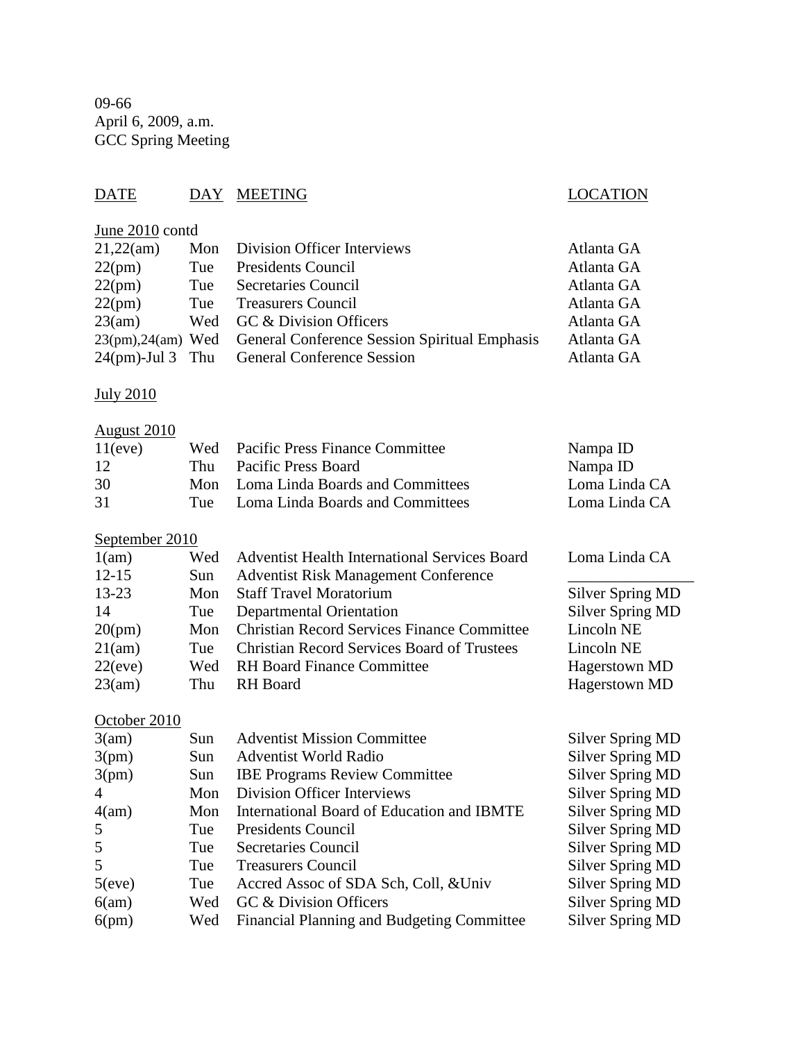09-66
April 6, 2009, a.m.
GCC Spring Meeting

| DATE | DAY | MEETING | LOCATION |
|---|---|---|---|
| June 2010 contd | | | |
| 21,22(am) | Mon | Division Officer Interviews | Atlanta GA |
| 22(pm) | Tue | Presidents Council | Atlanta GA |
| 22(pm) | Tue | Secretaries Council | Atlanta GA |
| 22(pm) | Tue | Treasurers Council | Atlanta GA |
| 23(am) | Wed | GC & Division Officers | Atlanta GA |
| 23(pm),24(am) | Wed | General Conference Session Spiritual Emphasis | Atlanta GA |
| 24(pm)-Jul 3 | Thu | General Conference Session | Atlanta GA |
| July 2010 | | | |
| August 2010 | | | |
| 11(eve) | Wed | Pacific Press Finance Committee | Nampa ID |
| 12 | Thu | Pacific Press Board | Nampa ID |
| 30 | Mon | Loma Linda Boards and Committees | Loma Linda CA |
| 31 | Tue | Loma Linda Boards and Committees | Loma Linda CA |
| September 2010 | | | |
| 1(am) | Wed | Adventist Health International Services Board | Loma Linda CA |
| 12-15 | Sun | Adventist Risk Management Conference | _______________ |
| 13-23 | Mon | Staff Travel Moratorium | Silver Spring MD |
| 14 | Tue | Departmental Orientation | Silver Spring MD |
| 20(pm) | Mon | Christian Record Services Finance Committee | Lincoln NE |
| 21(am) | Tue | Christian Record Services Board of Trustees | Lincoln NE |
| 22(eve) | Wed | RH Board Finance Committee | Hagerstown MD |
| 23(am) | Thu | RH Board | Hagerstown MD |
| October 2010 | | | |
| 3(am) | Sun | Adventist Mission Committee | Silver Spring MD |
| 3(pm) | Sun | Adventist World Radio | Silver Spring MD |
| 3(pm) | Sun | IBE Programs Review Committee | Silver Spring MD |
| 4 | Mon | Division Officer Interviews | Silver Spring MD |
| 4(am) | Mon | International Board of Education and IBMTE | Silver Spring MD |
| 5 | Tue | Presidents Council | Silver Spring MD |
| 5 | Tue | Secretaries Council | Silver Spring MD |
| 5 | Tue | Treasurers Council | Silver Spring MD |
| 5(eve) | Tue | Accred Assoc of SDA Sch, Coll, &Univ | Silver Spring MD |
| 6(am) | Wed | GC & Division Officers | Silver Spring MD |
| 6(pm) | Wed | Financial Planning and Budgeting Committee | Silver Spring MD |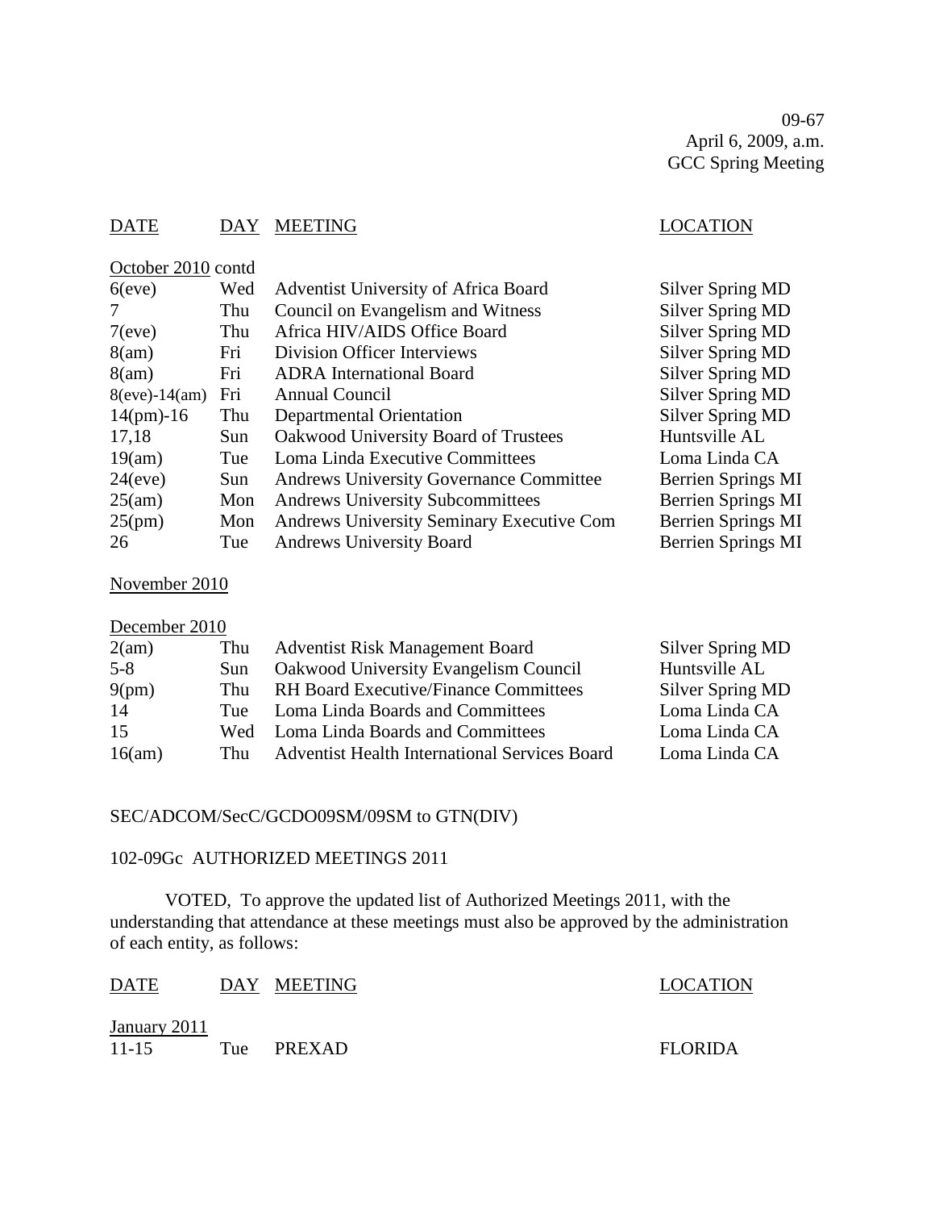09-67
April 6, 2009, a.m.
GCC Spring Meeting

| DATE | DAY | MEETING | LOCATION |
|---|---|---|---|
| October 2010 contd | | | |
| 6(eve) | Wed | Adventist University of Africa Board | Silver Spring MD |
| 7 | Thu | Council on Evangelism and Witness | Silver Spring MD |
| 7(eve) | Thu | Africa HIV/AIDS Office Board | Silver Spring MD |
| 8(am) | Fri | Division Officer Interviews | Silver Spring MD |
| 8(am) | Fri | ADRA International Board | Silver Spring MD |
| 8(eve)-14(am) | Fri | Annual Council | Silver Spring MD |
| 14(pm)-16 | Thu | Departmental Orientation | Silver Spring MD |
| 17,18 | Sun | Oakwood University Board of Trustees | Huntsville AL |
| 19(am) | Tue | Loma Linda Executive Committees | Loma Linda CA |
| 24(eve) | Sun | Andrews University Governance Committee | Berrien Springs MI |
| 25(am) | Mon | Andrews University Subcommittees | Berrien Springs MI |
| 25(pm) | Mon | Andrews University Seminary Executive Com | Berrien Springs MI |
| 26 | Tue | Andrews University Board | Berrien Springs MI |
| November 2010 | | | |
| December 2010 | | | |
| 2(am) | Thu | Adventist Risk Management Board | Silver Spring MD |
| 5-8 | Sun | Oakwood University Evangelism Council | Huntsville AL |
| 9(pm) | Thu | RH Board Executive/Finance Committees | Silver Spring MD |
| 14 | Tue | Loma Linda Boards and Committees | Loma Linda CA |
| 15 | Wed | Loma Linda Boards and Committees | Loma Linda CA |
| 16(am) | Thu | Adventist Health International Services Board | Loma Linda CA |

SEC/ADCOM/SecC/GCDO09SM/09SM to GTN(DIV)

102-09Gc AUTHORIZED MEETINGS 2011

VOTED, To approve the updated list of Authorized Meetings 2011, with the understanding that attendance at these meetings must also be approved by the administration of each entity, as follows:

| DATE | DAY | MEETING | LOCATION |
|---|---|---|---|
| January 2011 | | | |
| 11-15 | Tue | PREXAD | FLORIDA |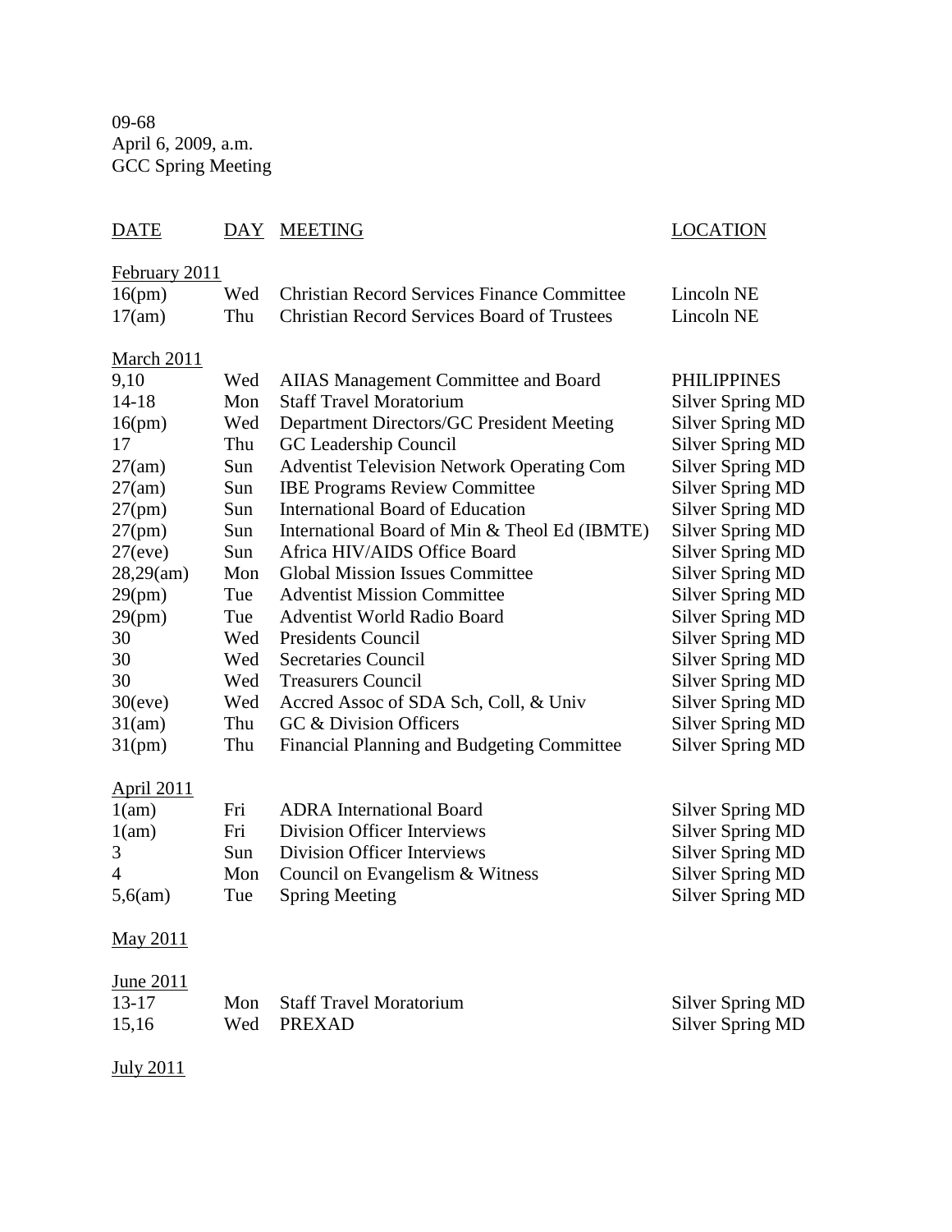09-68
April 6, 2009, a.m.
GCC Spring Meeting

| DATE | DAY | MEETING | LOCATION |
|---|---|---|---|
| February 2011 | | | |
| 16(pm) | Wed | Christian Record Services Finance Committee | Lincoln NE |
| 17(am) | Thu | Christian Record Services Board of Trustees | Lincoln NE |
| March 2011 | | | |
| 9,10 | Wed | AIIAS Management Committee and Board | PHILIPPINES |
| 14-18 | Mon | Staff Travel Moratorium | Silver Spring MD |
| 16(pm) | Wed | Department Directors/GC President Meeting | Silver Spring MD |
| 17 | Thu | GC Leadership Council | Silver Spring MD |
| 27(am) | Sun | Adventist Television Network Operating Com | Silver Spring MD |
| 27(am) | Sun | IBE Programs Review Committee | Silver Spring MD |
| 27(pm) | Sun | International Board of Education | Silver Spring MD |
| 27(pm) | Sun | International Board of Min & Theol Ed (IBMTE) | Silver Spring MD |
| 27(eve) | Sun | Africa HIV/AIDS Office Board | Silver Spring MD |
| 28,29(am) | Mon | Global Mission Issues Committee | Silver Spring MD |
| 29(pm) | Tue | Adventist Mission Committee | Silver Spring MD |
| 29(pm) | Tue | Adventist World Radio Board | Silver Spring MD |
| 30 | Wed | Presidents Council | Silver Spring MD |
| 30 | Wed | Secretaries Council | Silver Spring MD |
| 30 | Wed | Treasurers Council | Silver Spring MD |
| 30(eve) | Wed | Accred Assoc of SDA Sch, Coll, & Univ | Silver Spring MD |
| 31(am) | Thu | GC & Division Officers | Silver Spring MD |
| 31(pm) | Thu | Financial Planning and Budgeting Committee | Silver Spring MD |
| April 2011 | | | |
| 1(am) | Fri | ADRA International Board | Silver Spring MD |
| 1(am) | Fri | Division Officer Interviews | Silver Spring MD |
| 3 | Sun | Division Officer Interviews | Silver Spring MD |
| 4 | Mon | Council on Evangelism & Witness | Silver Spring MD |
| 5,6(am) | Tue | Spring Meeting | Silver Spring MD |
| May 2011 | | | |
| June 2011 | | | |
| 13-17 | Mon | Staff Travel Moratorium | Silver Spring MD |
| 15,16 | Wed | PREXAD | Silver Spring MD |
| July 2011 | | | |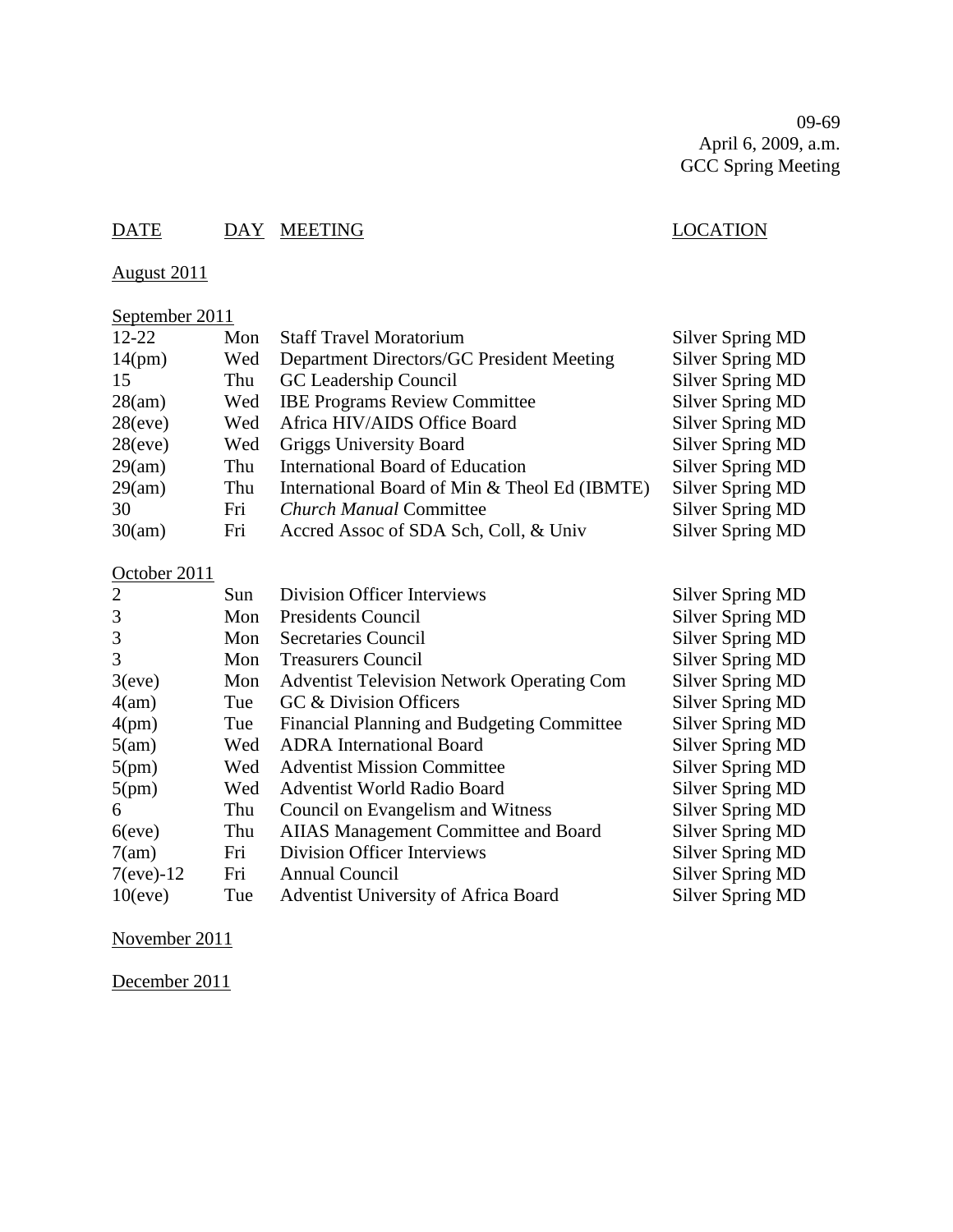09-69
April 6, 2009, a.m.
GCC Spring Meeting

| DATE | DAY | MEETING | LOCATION |
|---|---|---|---|
| **August 2011** | | | |
| **September 2011** | | | |
| 12-22 | Mon | Staff Travel Moratorium | Silver Spring MD |
| 14(pm) | Wed | Department Directors/GC President Meeting | Silver Spring MD |
| 15 | Thu | GC Leadership Council | Silver Spring MD |
| 28(am) | Wed | IBE Programs Review Committee | Silver Spring MD |
| 28(eve) | Wed | Africa HIV/AIDS Office Board | Silver Spring MD |
| 28(eve) | Wed | Griggs University Board | Silver Spring MD |
| 29(am) | Thu | International Board of Education | Silver Spring MD |
| 29(am) | Thu | International Board of Min & Theol Ed (IBMTE) | Silver Spring MD |
| 30 | Fri | *Church Manual* Committee | Silver Spring MD |
| 30(am) | Fri | Accred Assoc of SDA Sch, Coll, & Univ | Silver Spring MD |
| **October 2011** | | | |
| 2 | Sun | Division Officer Interviews | Silver Spring MD |
| 3 | Mon | Presidents Council | Silver Spring MD |
| 3 | Mon | Secretaries Council | Silver Spring MD |
| 3 | Mon | Treasurers Council | Silver Spring MD |
| 3(eve) | Mon | Adventist Television Network Operating Com | Silver Spring MD |
| 4(am) | Tue | GC & Division Officers | Silver Spring MD |
| 4(pm) | Tue | Financial Planning and Budgeting Committee | Silver Spring MD |
| 5(am) | Wed | ADRA International Board | Silver Spring MD |
| 5(pm) | Wed | Adventist Mission Committee | Silver Spring MD |
| 5(pm) | Wed | Adventist World Radio Board | Silver Spring MD |
| 6 | Thu | Council on Evangelism and Witness | Silver Spring MD |
| 6(eve) | Thu | AIIAS Management Committee and Board | Silver Spring MD |
| 7(am) | Fri | Division Officer Interviews | Silver Spring MD |
| 7(eve)-12 | Fri | Annual Council | Silver Spring MD |
| 10(eve) | Tue | Adventist University of Africa Board | Silver Spring MD |
| **November 2011** | | | |
| **December 2011** | | | |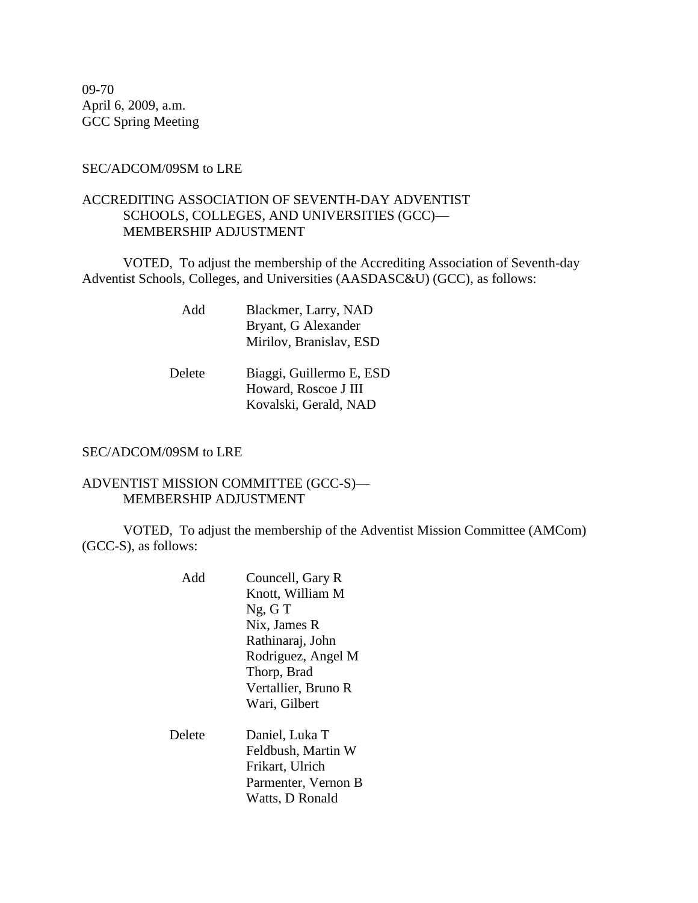09-70
April 6, 2009, a.m.
GCC Spring Meeting

SEC/ADCOM/09SM to LRE

ACCREDITING ASSOCIATION OF SEVENTH-DAY ADVENTIST SCHOOLS, COLLEGES, AND UNIVERSITIES (GCC)—MEMBERSHIP ADJUSTMENT

VOTED, To adjust the membership of the Accrediting Association of Seventh-day Adventist Schools, Colleges, and Universities (AASDASC&U) (GCC), as follows:

| | |
|---|---|
| Add | Blackmer, Larry, NAD |
| | Bryant, G Alexander |
| | Mirilov, Branislav, ESD |
| Delete | Biaggi, Guillermo E, ESD |
| | Howard, Roscoe J III |
| | Kovalski, Gerald, NAD |

SEC/ADCOM/09SM to LRE

ADVENTIST MISSION COMMITTEE (GCC-S)—MEMBERSHIP ADJUSTMENT

VOTED, To adjust the membership of the Adventist Mission Committee (AMCom) (GCC-S), as follows:

| | |
|---|---|
| Add | Councell, Gary R |
| | Knott, William M |
| | Ng, G T |
| | Nix, James R |
| | Rathinaraj, John |
| | Rodriguez, Angel M |
| | Thorp, Brad |
| | Vertallier, Bruno R |
| | Wari, Gilbert |
| Delete | Daniel, Luka T |
| | Feldbush, Martin W |
| | Frikart, Ulrich |
| | Parmenter, Vernon B |
| | Watts, D Ronald |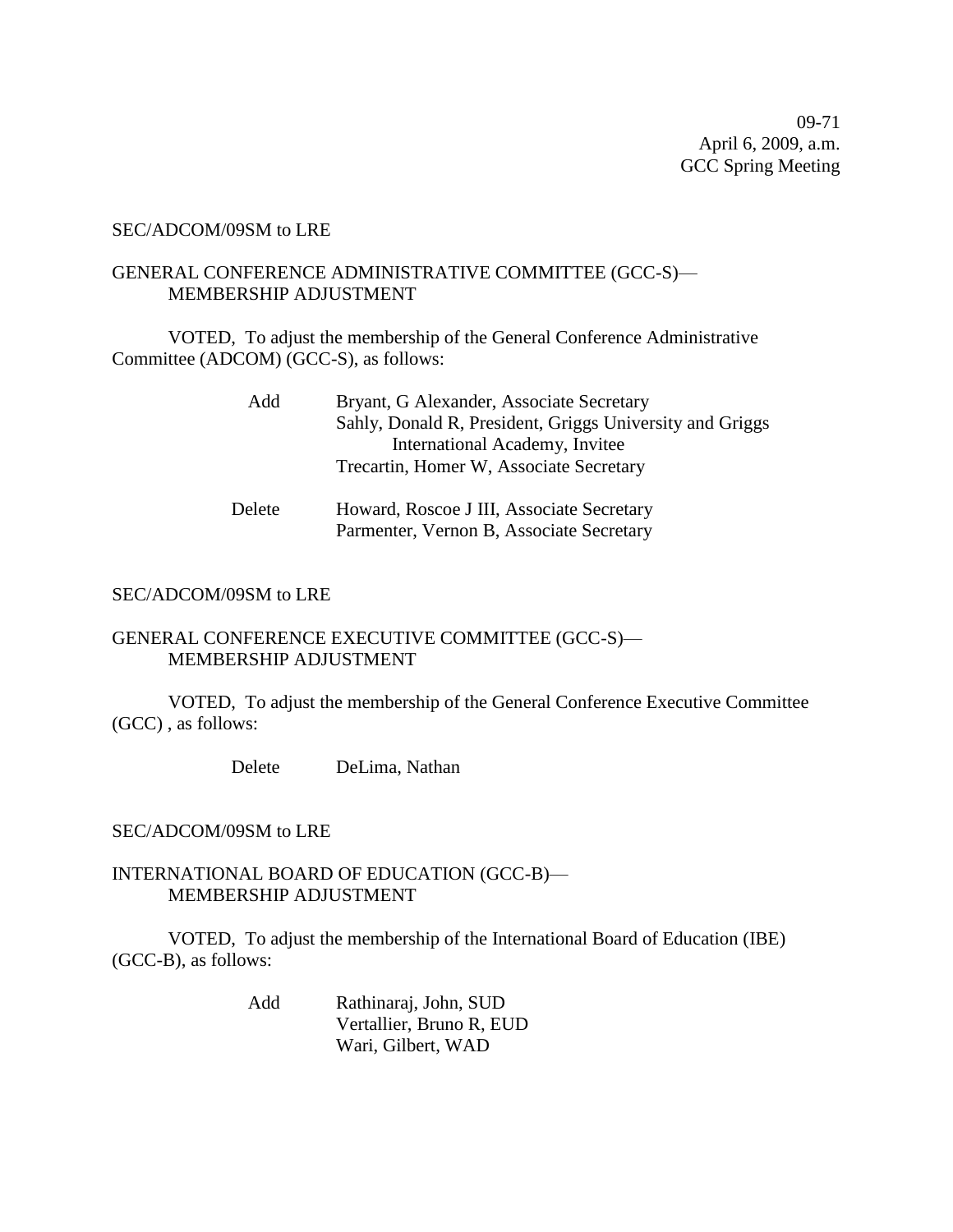09-71
April 6, 2009, a.m.
GCC Spring Meeting

SEC/ADCOM/09SM to LRE

GENERAL CONFERENCE ADMINISTRATIVE COMMITTEE (GCC-S)—
MEMBERSHIP ADJUSTMENT

VOTED, To adjust the membership of the General Conference Administrative Committee (ADCOM) (GCC-S), as follows:

Add Bryant, G Alexander, Associate Secretary
Sahly, Donald R, President, Griggs University and Griggs International Academy, Invitee
Trecartin, Homer W, Associate Secretary

Delete Howard, Roscoe J III, Associate Secretary
Parmenter, Vernon B, Associate Secretary

SEC/ADCOM/09SM to LRE

GENERAL CONFERENCE EXECUTIVE COMMITTEE (GCC-S)—
MEMBERSHIP ADJUSTMENT

VOTED, To adjust the membership of the General Conference Executive Committee (GCC) , as follows:

Delete DeLima, Nathan

SEC/ADCOM/09SM to LRE

INTERNATIONAL BOARD OF EDUCATION (GCC-B)—
MEMBERSHIP ADJUSTMENT

VOTED, To adjust the membership of the International Board of Education (IBE) (GCC-B), as follows:

Add Rathinaraj, John, SUD
Vertallier, Bruno R, EUD
Wari, Gilbert, WAD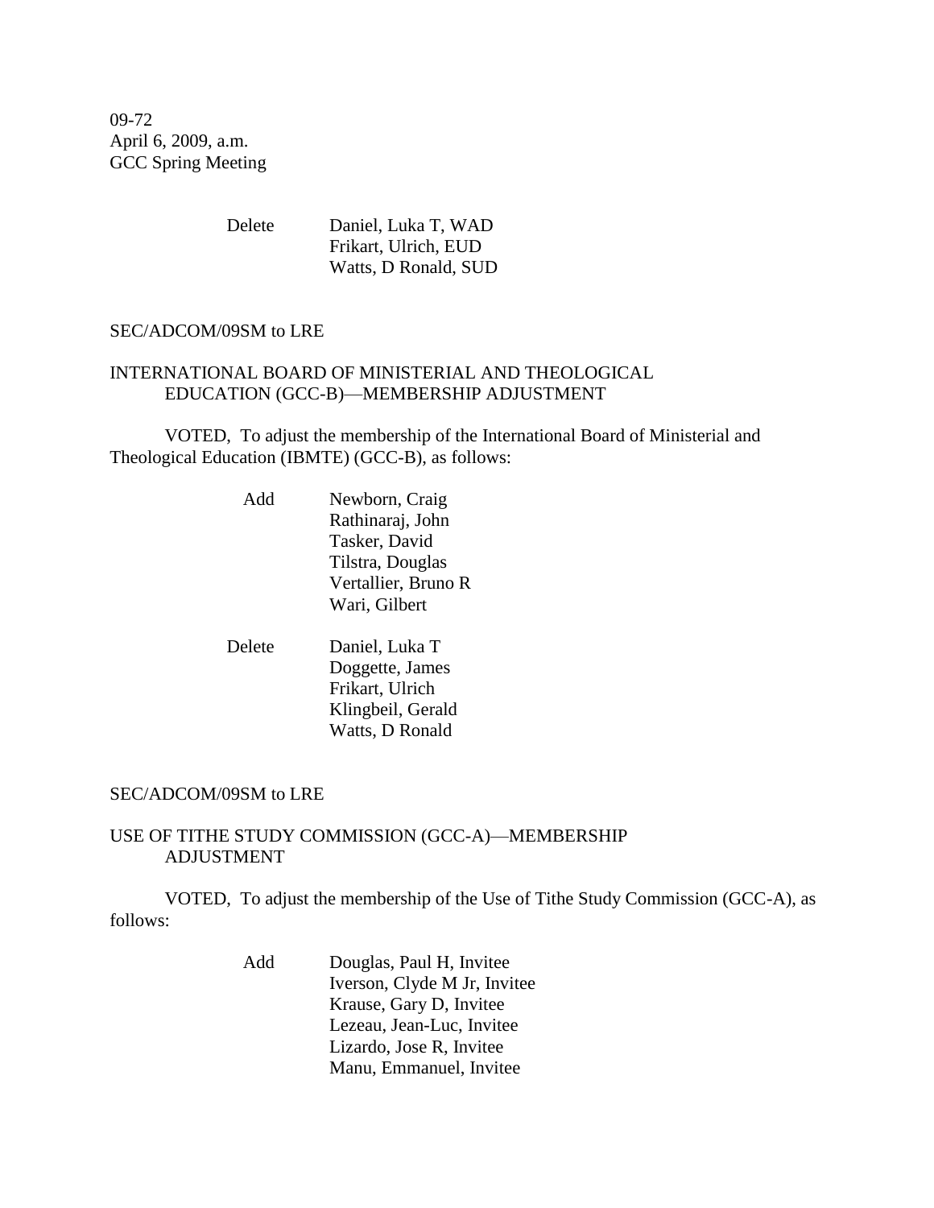Delete Daniel, Luka T, WAD
Frikart, Ulrich, EUD
Watts, D Ronald, SUD

SEC/ADCOM/09SM to LRE

INTERNATIONAL BOARD OF MINISTERIAL AND THEOLOGICAL EDUCATION (GCC-B)—MEMBERSHIP ADJUSTMENT

VOTED, To adjust the membership of the International Board of Ministerial and Theological Education (IBMTE) (GCC-B), as follows:

Add Newborn, Craig
Rathinaraj, John
Tasker, David
Tilstra, Douglas
Vertallier, Bruno R
Wari, Gilbert

Delete Daniel, Luka T
Doggette, James
Frikart, Ulrich
Klingbeil, Gerald
Watts, D Ronald

SEC/ADCOM/09SM to LRE

USE OF TITHE STUDY COMMISSION (GCC-A)—MEMBERSHIP ADJUSTMENT

VOTED, To adjust the membership of the Use of Tithe Study Commission (GCC-A), as follows:

Add Douglas, Paul H, Invitee
Iverson, Clyde M Jr, Invitee
Krause, Gary D, Invitee
Lezeau, Jean-Luc, Invitee
Lizardo, Jose R, Invitee
Manu, Emmanuel, Invitee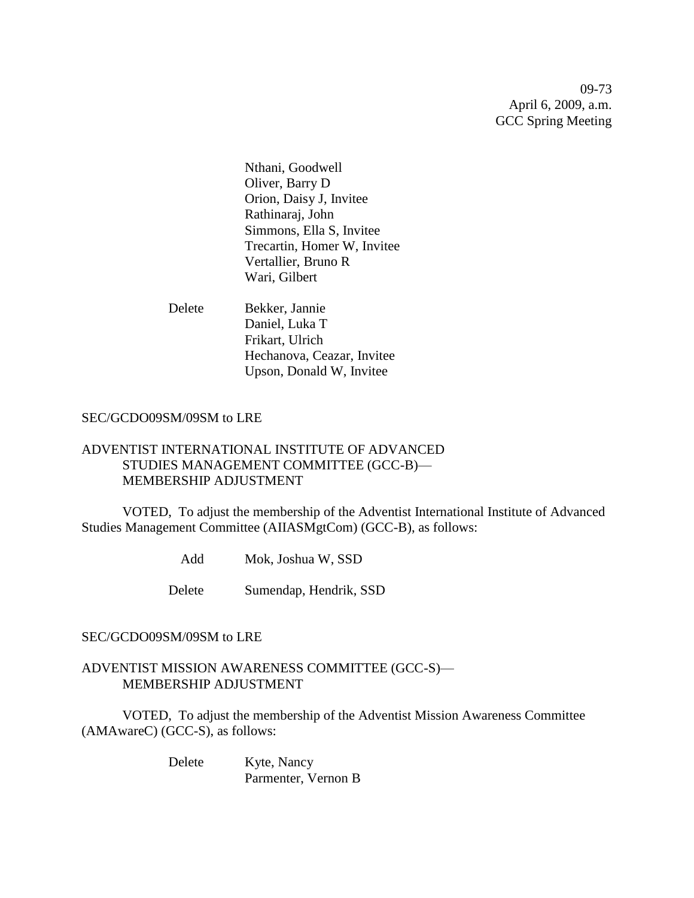Nthani, Goodwell
Oliver, Barry D
Orion, Daisy J, Invitee
Rathinaraj, John
Simmons, Ella S, Invitee
Trecartin, Homer W, Invitee
Vertallier, Bruno R
Wari, Gilbert

Delete Bekker, Jannie
Daniel, Luka T
Frikart, Ulrich
Hechanova, Ceazar, Invitee
Upson, Donald W, Invitee

SEC/GCDO09SM/09SM to LRE

ADVENTIST INTERNATIONAL INSTITUTE OF ADVANCED STUDIES MANAGEMENT COMMITTEE (GCC-B)—MEMBERSHIP ADJUSTMENT

VOTED, To adjust the membership of the Adventist International Institute of Advanced Studies Management Committee (AIIASMgtCom) (GCC-B), as follows:

Add Mok, Joshua W, SSD

Delete Sumendap, Hendrik, SSD

SEC/GCDO09SM/09SM to LRE

ADVENTIST MISSION AWARENESS COMMITTEE (GCC-S)—MEMBERSHIP ADJUSTMENT

VOTED, To adjust the membership of the Adventist Mission Awareness Committee (AMAwareC) (GCC-S), as follows:

Delete Kyte, Nancy
Parmenter, Vernon B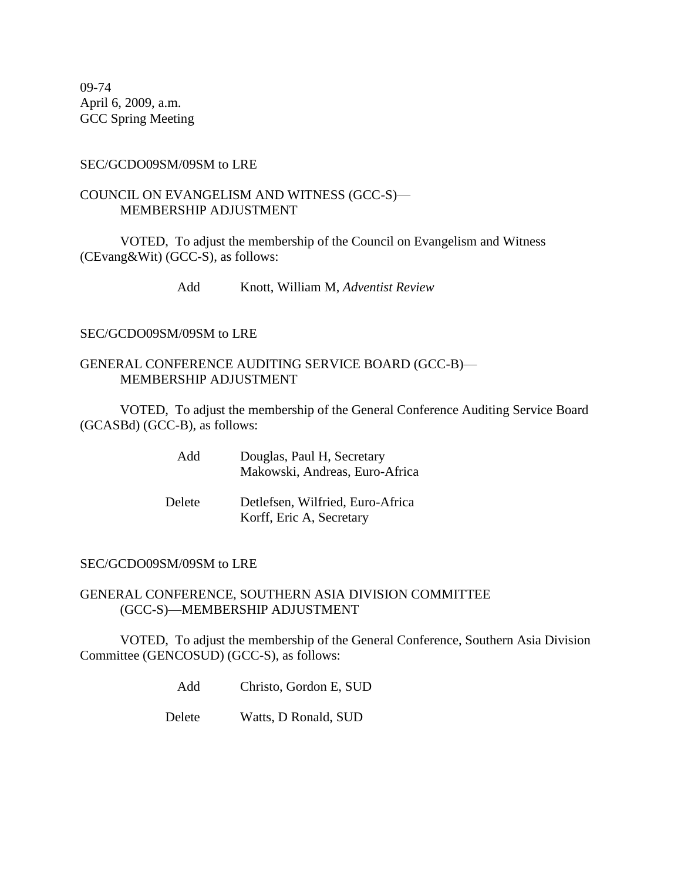09-74
April 6, 2009, a.m.
GCC Spring Meeting

SEC/GCDO09SM/09SM to LRE

COUNCIL ON EVANGELISM AND WITNESS (GCC-S)—
MEMBERSHIP ADJUSTMENT

VOTED, To adjust the membership of the Council on Evangelism and Witness (CEvang&Wit) (GCC-S), as follows:

| | |
|---|---|
| Add | Knott, William M, *Adventist Review* |

SEC/GCDO09SM/09SM to LRE

GENERAL CONFERENCE AUDITING SERVICE BOARD (GCC-B)—
MEMBERSHIP ADJUSTMENT

VOTED, To adjust the membership of the General Conference Auditing Service Board (GCASBd) (GCC-B), as follows:

| | |
|---|---|
| Add | Douglas, Paul H, Secretary |
| | Makowski, Andreas, Euro-Africa |
| Delete | Detlefsen, Wilfried, Euro-Africa |
| | Korff, Eric A, Secretary |

SEC/GCDO09SM/09SM to LRE

GENERAL CONFERENCE, SOUTHERN ASIA DIVISION COMMITTEE
(GCC-S)—MEMBERSHIP ADJUSTMENT

VOTED, To adjust the membership of the General Conference, Southern Asia Division Committee (GENCOSUD) (GCC-S), as follows:

| | |
|---|---|
| Add | Christo, Gordon E, SUD |
| Delete | Watts, D Ronald, SUD |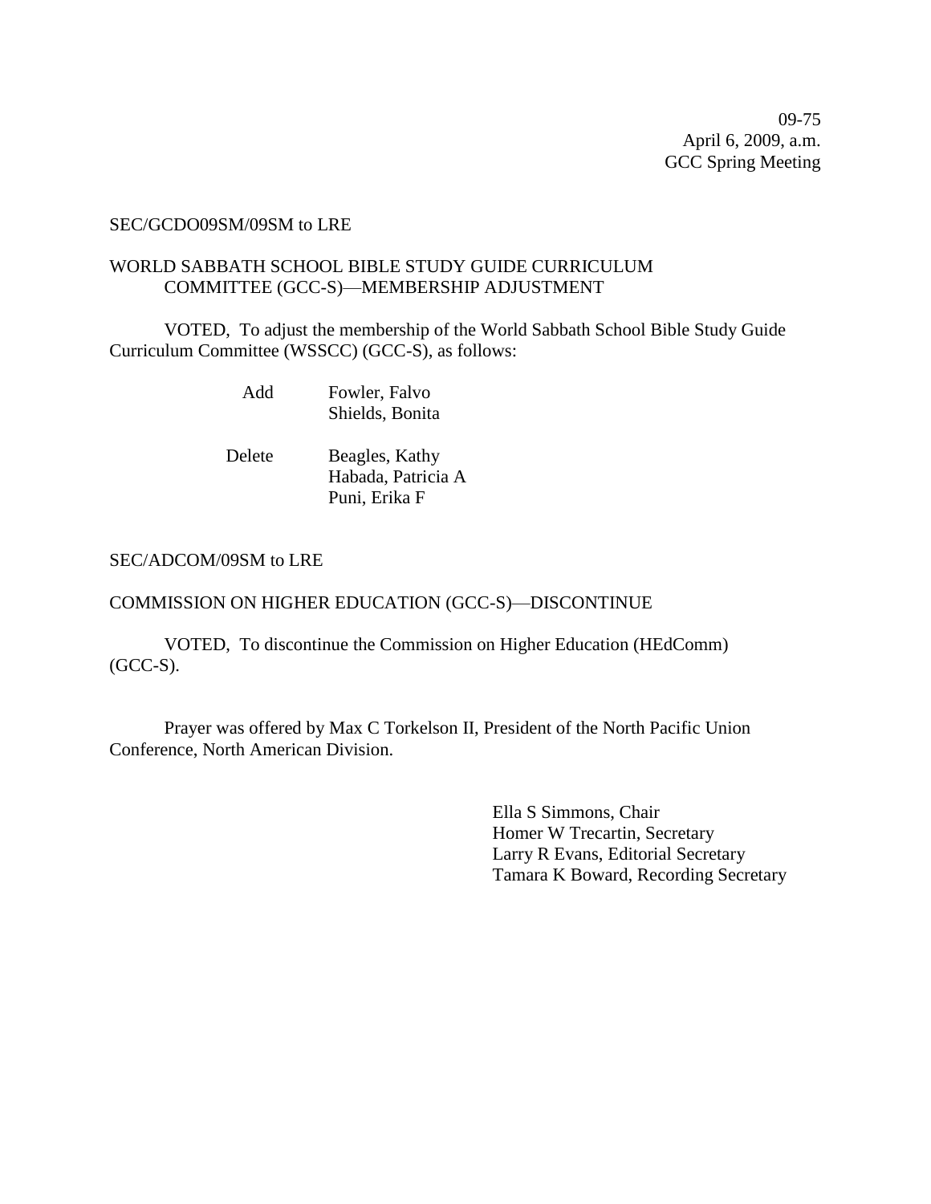09-75
April 6, 2009, a.m.
GCC Spring Meeting

SEC/GCDO09SM/09SM to LRE

WORLD SABBATH SCHOOL BIBLE STUDY GUIDE CURRICULUM COMMITTEE (GCC-S)—MEMBERSHIP ADJUSTMENT

VOTED, To adjust the membership of the World Sabbath School Bible Study Guide Curriculum Committee (WSSCC) (GCC-S), as follows:

| | |
|---|---|
| Add | Fowler, Falvo |
| | Shields, Bonita |
| Delete | Beagles, Kathy |
| | Habada, Patricia A |
| | Puni, Erika F |

SEC/ADCOM/09SM to LRE

COMMISSION ON HIGHER EDUCATION (GCC-S)—DISCONTINUE

VOTED, To discontinue the Commission on Higher Education (HEdComm) (GCC-S).

Prayer was offered by Max C Torkelson II, President of the North Pacific Union Conference, North American Division.

Ella S Simmons, Chair
Homer W Trecartin, Secretary
Larry R Evans, Editorial Secretary
Tamara K Boward, Recording Secretary